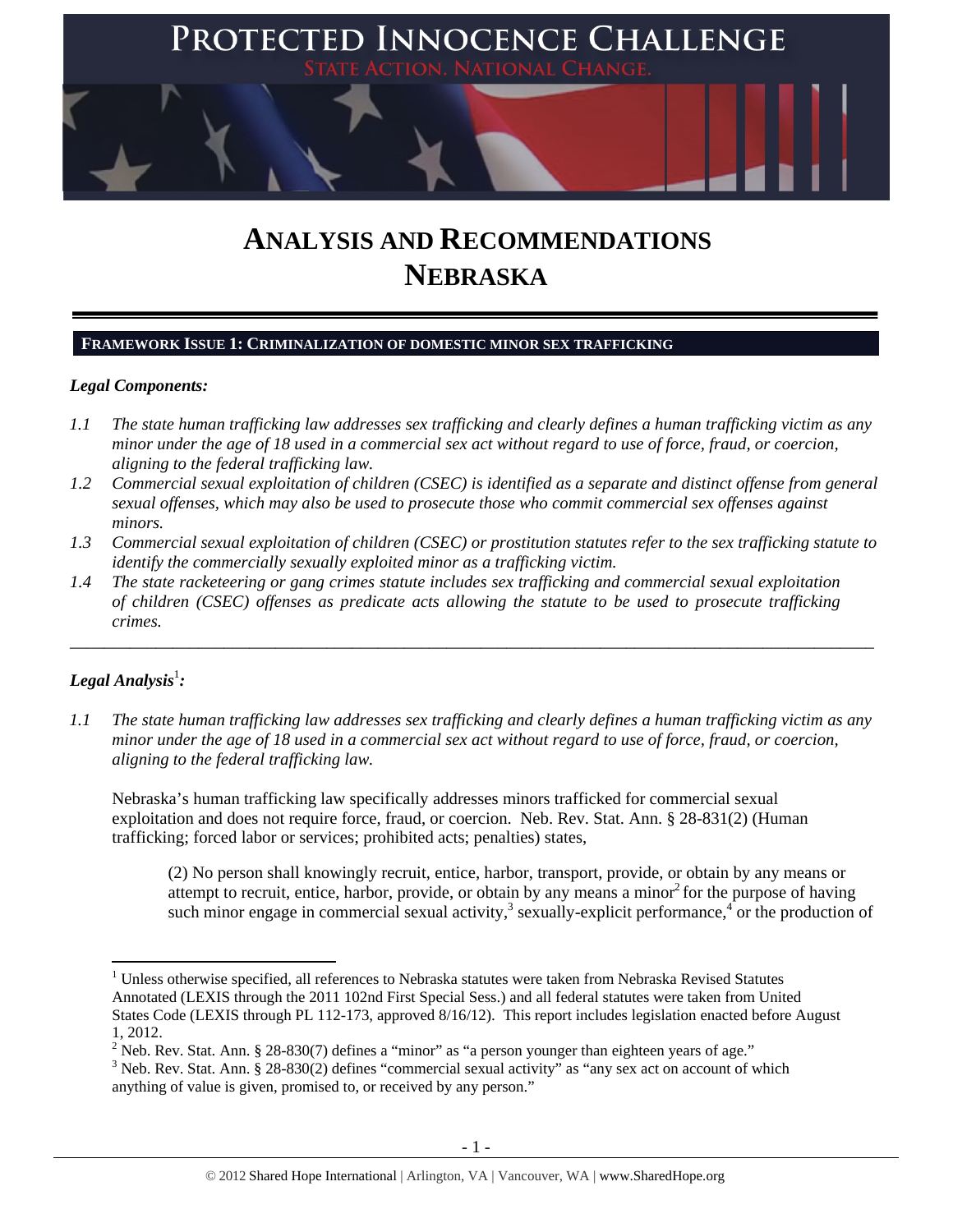# PROTECTED INNOCENCE CHALLENGE

STATE ACTION. NATIONAL CHANGE.

# ANALYSIS AND RECOMMENDATIONS NEBRASKA

## FRAMEWORK ISSUE 1: CRIMINALIZATION OF DOMESTIC MINOR SEX TRAFFICKING

***Legal Components:***

*1.1 The state human trafficking law addresses sex trafficking and clearly defines a human trafficking victim as any minor under the age of 18 used in a commercial sex act without regard to use of force, fraud, or coercion, aligning to the federal trafficking law.*

*1.2 Commercial sexual exploitation of children (CSEC) is identified as a separate and distinct offense from general sexual offenses, which may also be used to prosecute those who commit commercial sex offenses against minors.*

*1.3 Commercial sexual exploitation of children (CSEC) or prostitution statutes refer to the sex trafficking statute to identify the commercially sexually exploited minor as a trafficking victim.*

*1.4 The state racketeering or gang crimes statute includes sex trafficking and commercial sexual exploitation of children (CSEC) offenses as predicate acts allowing the statute to be used to prosecute trafficking crimes.*

---

***Legal Analysis*[1]*:***

*1.1 The state human trafficking law addresses sex trafficking and clearly defines a human trafficking victim as any minor under the age of 18 used in a commercial sex act without regard to use of force, fraud, or coercion, aligning to the federal trafficking law.*

Nebraska's human trafficking law specifically addresses minors trafficked for commercial sexual exploitation and does not require force, fraud, or coercion. Neb. Rev. Stat. Ann. § 28-831(2) (Human trafficking; forced labor or services; prohibited acts; penalties) states,

> (2) No person shall knowingly recruit, entice, harbor, transport, provide, or obtain by any means or attempt to recruit, entice, harbor, provide, or obtain by any means a minor[2] for the purpose of having such minor engage in commercial sexual activity,[3] sexually-explicit performance,[4] or the production of

---

[1] Unless otherwise specified, all references to Nebraska statutes were taken from Nebraska Revised Statutes Annotated (LEXIS through the 2011 102nd First Special Sess.) and all federal statutes were taken from United States Code (LEXIS through PL 112-173, approved 8/16/12). This report includes legislation enacted before August 1, 2012.

[2] Neb. Rev. Stat. Ann. § 28-830(7) defines a "minor" as "a person younger than eighteen years of age."

[3] Neb. Rev. Stat. Ann. § 28-830(2) defines "commercial sexual activity" as "any sex act on account of which anything of value is given, promised to, or received by any person."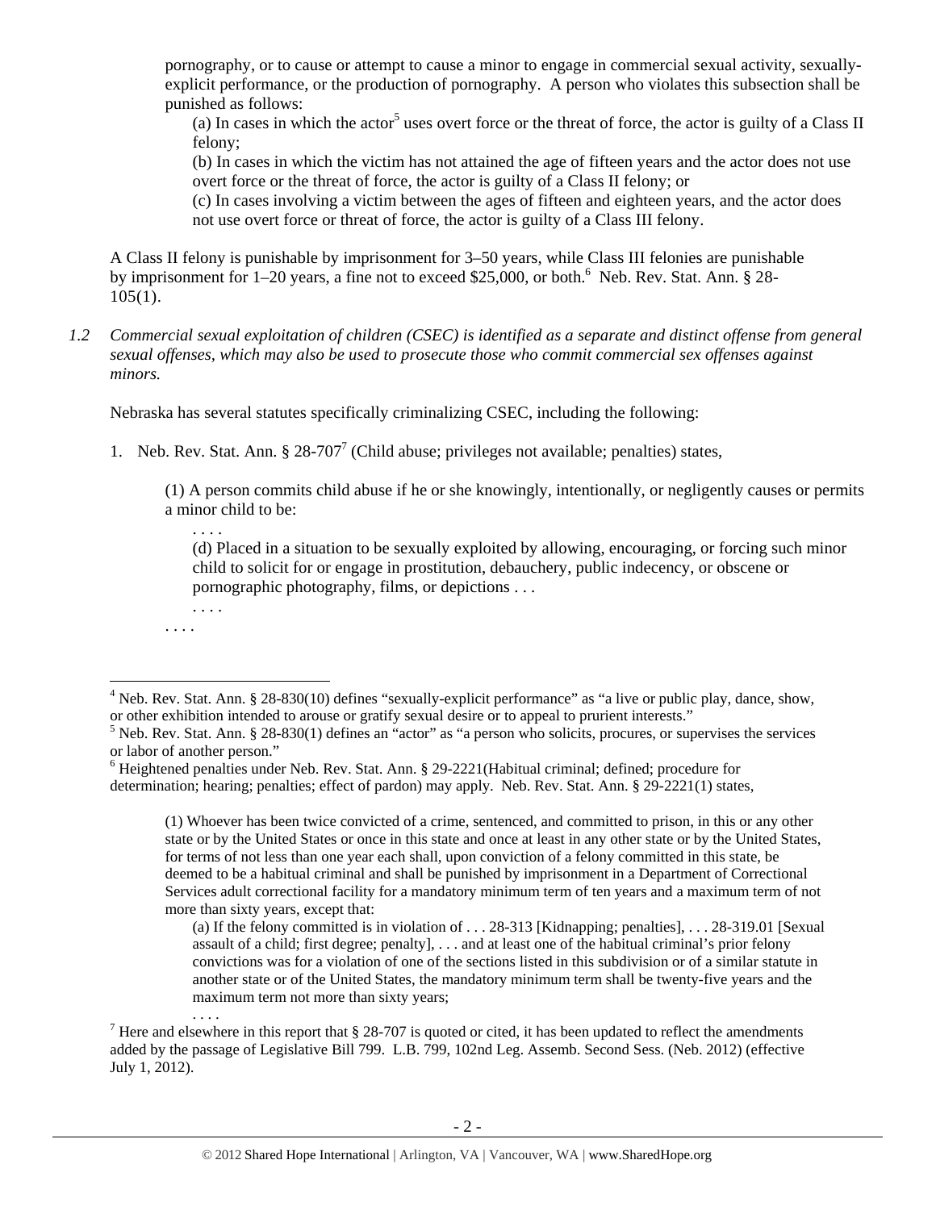pornography, or to cause or attempt to cause a minor to engage in commercial sexual activity, sexually-explicit performance, or the production of pornography. A person who violates this subsection shall be punished as follows:

(a) In cases in which the actor[5] uses overt force or the threat of force, the actor is guilty of a Class II felony;

(b) In cases in which the victim has not attained the age of fifteen years and the actor does not use overt force or the threat of force, the actor is guilty of a Class II felony; or

(c) In cases involving a victim between the ages of fifteen and eighteen years, and the actor does not use overt force or threat of force, the actor is guilty of a Class III felony.

A Class II felony is punishable by imprisonment for 3–50 years, while Class III felonies are punishable by imprisonment for 1–20 years, a fine not to exceed $25,000, or both.[6] Neb. Rev. Stat. Ann. § 28-105(1).

*1.2 Commercial sexual exploitation of children (CSEC) is identified as a separate and distinct offense from general sexual offenses, which may also be used to prosecute those who commit commercial sex offenses against minors.*

Nebraska has several statutes specifically criminalizing CSEC, including the following:

1. Neb. Rev. Stat. Ann. § 28-707[7] (Child abuse; privileges not available; penalties) states,

(1) A person commits child abuse if he or she knowingly, intentionally, or negligently causes or permits a minor child to be:

. . . .

(d) Placed in a situation to be sexually exploited by allowing, encouraging, or forcing such minor child to solicit for or engage in prostitution, debauchery, public indecency, or obscene or pornographic photography, films, or depictions . . .

. . . .

. . . .

---

[4] Neb. Rev. Stat. Ann. § 28-830(10) defines "sexually-explicit performance" as "a live or public play, dance, show, or other exhibition intended to arouse or gratify sexual desire or to appeal to prurient interests."

[5] Neb. Rev. Stat. Ann. § 28-830(1) defines an "actor" as "a person who solicits, procures, or supervises the services or labor of another person."

[6] Heightened penalties under Neb. Rev. Stat. Ann. § 29-2221(Habitual criminal; defined; procedure for determination; hearing; penalties; effect of pardon) may apply. Neb. Rev. Stat. Ann. § 29-2221(1) states,

(1) Whoever has been twice convicted of a crime, sentenced, and committed to prison, in this or any other state or by the United States or once in this state and once at least in any other state or by the United States, for terms of not less than one year each shall, upon conviction of a felony committed in this state, be deemed to be a habitual criminal and shall be punished by imprisonment in a Department of Correctional Services adult correctional facility for a mandatory minimum term of ten years and a maximum term of not more than sixty years, except that:

(a) If the felony committed is in violation of . . . 28-313 [Kidnapping; penalties], . . . 28-319.01 [Sexual assault of a child; first degree; penalty], . . . and at least one of the habitual criminal's prior felony convictions was for a violation of one of the sections listed in this subdivision or of a similar statute in another state or of the United States, the mandatory minimum term shall be twenty-five years and the maximum term not more than sixty years;

. . . .

[7] Here and elsewhere in this report that § 28-707 is quoted or cited, it has been updated to reflect the amendments added by the passage of Legislative Bill 799. L.B. 799, 102nd Leg. Assemb. Second Sess. (Neb. 2012) (effective July 1, 2012).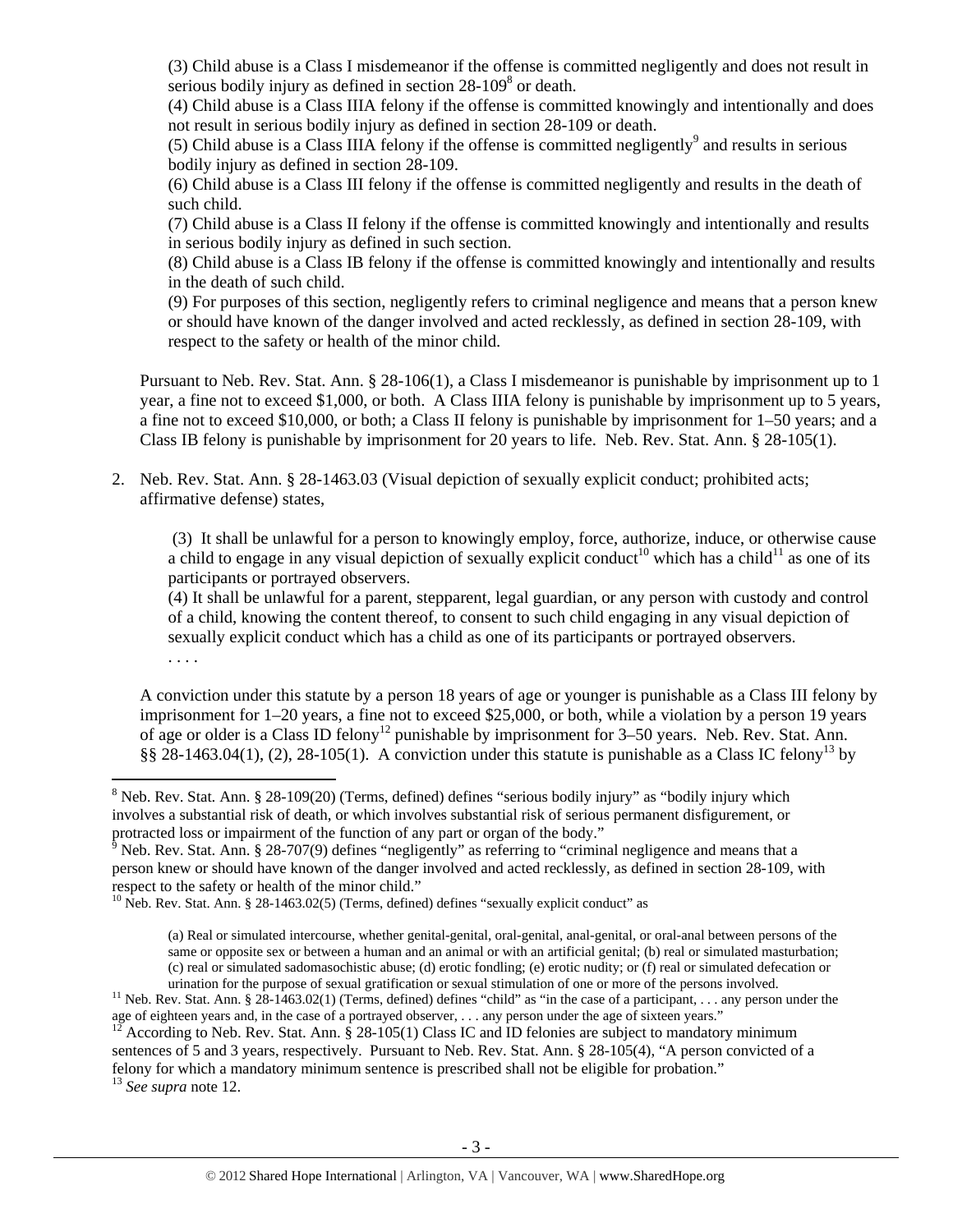(3) Child abuse is a Class I misdemeanor if the offense is committed negligently and does not result in serious bodily injury as defined in section 28-109[8] or death.
(4) Child abuse is a Class IIIA felony if the offense is committed knowingly and intentionally and does not result in serious bodily injury as defined in section 28-109 or death.
(5) Child abuse is a Class IIIA felony if the offense is committed negligently[9] and results in serious bodily injury as defined in section 28-109.
(6) Child abuse is a Class III felony if the offense is committed negligently and results in the death of such child.
(7) Child abuse is a Class II felony if the offense is committed knowingly and intentionally and results in serious bodily injury as defined in such section.
(8) Child abuse is a Class IB felony if the offense is committed knowingly and intentionally and results in the death of such child.
(9) For purposes of this section, negligently refers to criminal negligence and means that a person knew or should have known of the danger involved and acted recklessly, as defined in section 28-109, with respect to the safety or health of the minor child.

Pursuant to Neb. Rev. Stat. Ann. § 28-106(1), a Class I misdemeanor is punishable by imprisonment up to 1 year, a fine not to exceed $1,000, or both. A Class IIIA felony is punishable by imprisonment up to 5 years, a fine not to exceed $10,000, or both; a Class II felony is punishable by imprisonment for 1–50 years; and a Class IB felony is punishable by imprisonment for 20 years to life. Neb. Rev. Stat. Ann. § 28-105(1).

2. Neb. Rev. Stat. Ann. § 28-1463.03 (Visual depiction of sexually explicit conduct; prohibited acts; affirmative defense) states,

(3) It shall be unlawful for a person to knowingly employ, force, authorize, induce, or otherwise cause a child to engage in any visual depiction of sexually explicit conduct[10] which has a child[11] as one of its participants or portrayed observers.
(4) It shall be unlawful for a parent, stepparent, legal guardian, or any person with custody and control of a child, knowing the content thereof, to consent to such child engaging in any visual depiction of sexually explicit conduct which has a child as one of its participants or portrayed observers.
. . . .

A conviction under this statute by a person 18 years of age or younger is punishable as a Class III felony by imprisonment for 1–20 years, a fine not to exceed $25,000, or both, while a violation by a person 19 years of age or older is a Class ID felony[12] punishable by imprisonment for 3–50 years. Neb. Rev. Stat. Ann. §§ 28-1463.04(1), (2), 28-105(1). A conviction under this statute is punishable as a Class IC felony[13] by

[8] Neb. Rev. Stat. Ann. § 28-109(20) (Terms, defined) defines "serious bodily injury" as "bodily injury which involves a substantial risk of death, or which involves substantial risk of serious permanent disfigurement, or protracted loss or impairment of the function of any part or organ of the body."
[9] Neb. Rev. Stat. Ann. § 28-707(9) defines "negligently" as referring to "criminal negligence and means that a person knew or should have known of the danger involved and acted recklessly, as defined in section 28-109, with respect to the safety or health of the minor child."
[10] Neb. Rev. Stat. Ann. § 28-1463.02(5) (Terms, defined) defines "sexually explicit conduct" as

(a) Real or simulated intercourse, whether genital-genital, oral-genital, anal-genital, or oral-anal between persons of the same or opposite sex or between a human and an animal or with an artificial genital; (b) real or simulated masturbation; (c) real or simulated sadomasochistic abuse; (d) erotic fondling; (e) erotic nudity; or (f) real or simulated defecation or urination for the purpose of sexual gratification or sexual stimulation of one or more of the persons involved.

[11] Neb. Rev. Stat. Ann. § 28-1463.02(1) (Terms, defined) defines "child" as "in the case of a participant, . . . any person under the age of eighteen years and, in the case of a portrayed observer, . . . any person under the age of sixteen years."
[12] According to Neb. Rev. Stat. Ann. § 28-105(1) Class IC and ID felonies are subject to mandatory minimum sentences of 5 and 3 years, respectively. Pursuant to Neb. Rev. Stat. Ann. § 28-105(4), "A person convicted of a felony for which a mandatory minimum sentence is prescribed shall not be eligible for probation."
[13] *See supra* note 12.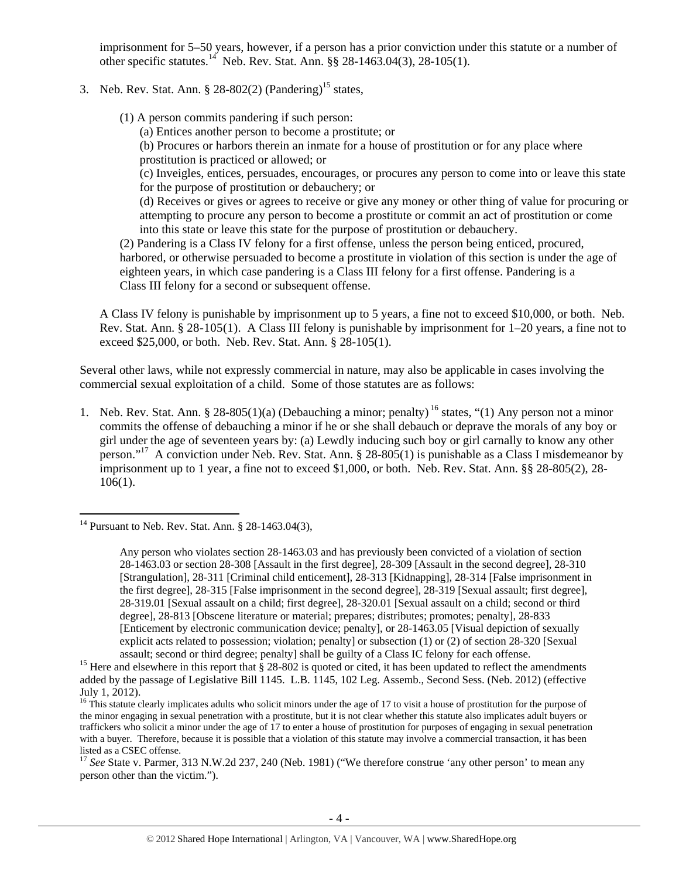imprisonment for 5–50 years, however, if a person has a prior conviction under this statute or a number of other specific statutes.[14] Neb. Rev. Stat. Ann. §§ 28-1463.04(3), 28-105(1).

3. Neb. Rev. Stat. Ann. § 28-802(2) (Pandering)[15] states,

   (1) A person commits pandering if such person:

   (a) Entices another person to become a prostitute; or

   (b) Procures or harbors therein an inmate for a house of prostitution or for any place where prostitution is practiced or allowed; or

   (c) Inveigles, entices, persuades, encourages, or procures any person to come into or leave this state for the purpose of prostitution or debauchery; or

   (d) Receives or gives or agrees to receive or give any money or other thing of value for procuring or attempting to procure any person to become a prostitute or commit an act of prostitution or come into this state or leave this state for the purpose of prostitution or debauchery.

   (2) Pandering is a Class IV felony for a first offense, unless the person being enticed, procured, harbored, or otherwise persuaded to become a prostitute in violation of this section is under the age of eighteen years, in which case pandering is a Class III felony for a first offense. Pandering is a Class III felony for a second or subsequent offense.

   A Class IV felony is punishable by imprisonment up to 5 years, a fine not to exceed $10,000, or both. Neb. Rev. Stat. Ann. § 28-105(1). A Class III felony is punishable by imprisonment for 1–20 years, a fine not to exceed $25,000, or both. Neb. Rev. Stat. Ann. § 28-105(1).

Several other laws, while not expressly commercial in nature, may also be applicable in cases involving the commercial sexual exploitation of a child. Some of those statutes are as follows:

1. Neb. Rev. Stat. Ann. § 28-805(1)(a) (Debauching a minor; penalty)[16] states, "(1) Any person not a minor commits the offense of debauching a minor if he or she shall debauch or deprave the morals of any boy or girl under the age of seventeen years by: (a) Lewdly inducing such boy or girl carnally to know any other person."[17] A conviction under Neb. Rev. Stat. Ann. § 28-805(1) is punishable as a Class I misdemeanor by imprisonment up to 1 year, a fine not to exceed $1,000, or both. Neb. Rev. Stat. Ann. §§ 28-805(2), 28-106(1).

---

[14] Pursuant to Neb. Rev. Stat. Ann. § 28-1463.04(3),

> Any person who violates section 28-1463.03 and has previously been convicted of a violation of section 28-1463.03 or section 28-308 [Assault in the first degree], 28-309 [Assault in the second degree], 28-310 [Strangulation], 28-311 [Criminal child enticement], 28-313 [Kidnapping], 28-314 [False imprisonment in the first degree], 28-315 [False imprisonment in the second degree], 28-319 [Sexual assault; first degree], 28-319.01 [Sexual assault on a child; first degree], 28-320.01 [Sexual assault on a child; second or third degree], 28-813 [Obscene literature or material; prepares; distributes; promotes; penalty], 28-833 [Enticement by electronic communication device; penalty], or 28-1463.05 [Visual depiction of sexually explicit acts related to possession; violation; penalty] or subsection (1) or (2) of section 28-320 [Sexual assault; second or third degree; penalty] shall be guilty of a Class IC felony for each offense.

[15] Here and elsewhere in this report that § 28-802 is quoted or cited, it has been updated to reflect the amendments added by the passage of Legislative Bill 1145. L.B. 1145, 102 Leg. Assemb., Second Sess. (Neb. 2012) (effective July 1, 2012).

[16] This statute clearly implicates adults who solicit minors under the age of 17 to visit a house of prostitution for the purpose of the minor engaging in sexual penetration with a prostitute, but it is not clear whether this statute also implicates adult buyers or traffickers who solicit a minor under the age of 17 to enter a house of prostitution for purposes of engaging in sexual penetration with a buyer. Therefore, because it is possible that a violation of this statute may involve a commercial transaction, it has been listed as a CSEC offense.

[17] *See* State v. Parmer, 313 N.W.2d 237, 240 (Neb. 1981) ("We therefore construe 'any other person' to mean any person other than the victim.").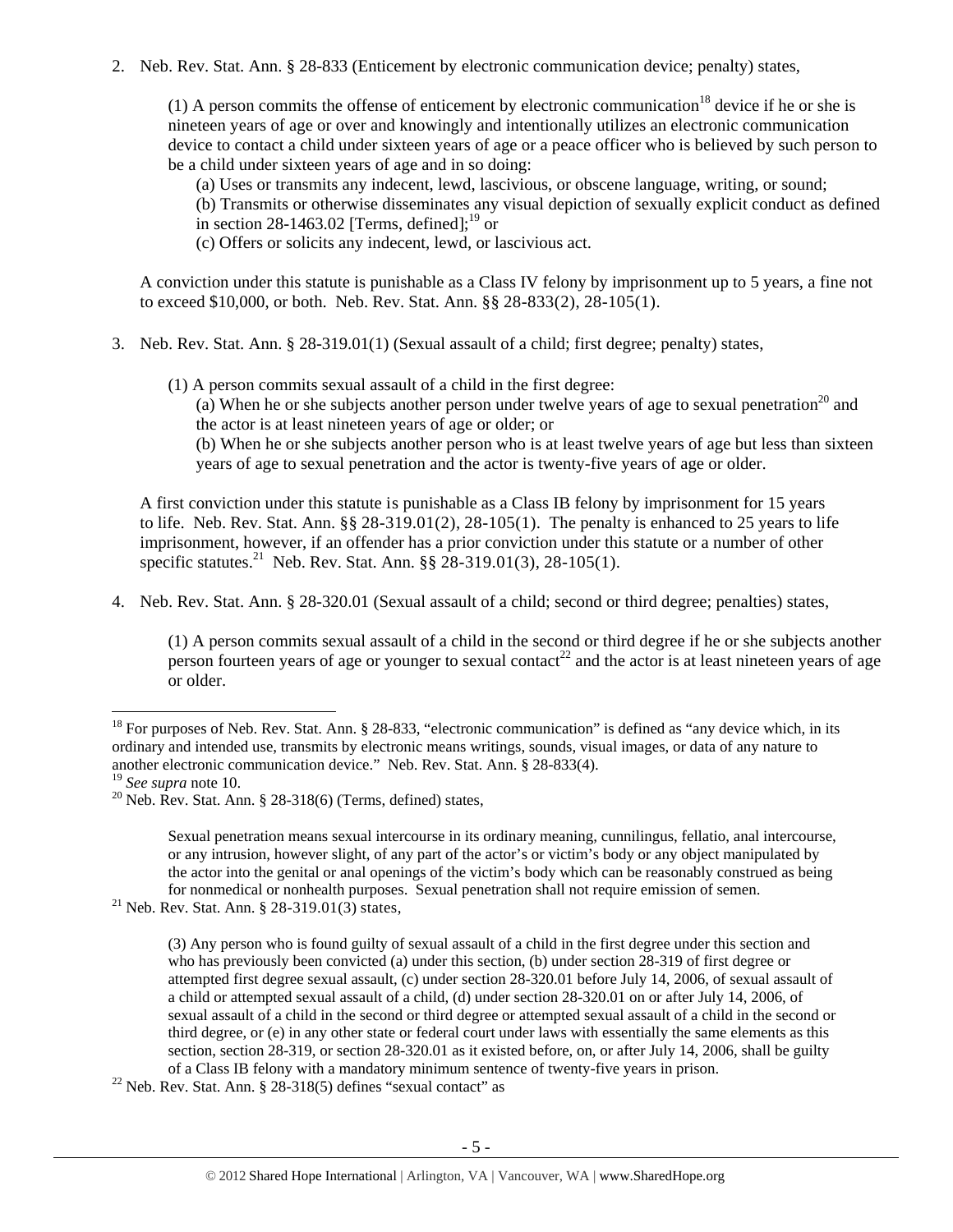2. Neb. Rev. Stat. Ann. § 28-833 (Enticement by electronic communication device; penalty) states,

   (1) A person commits the offense of enticement by electronic communication[18] device if he or she is nineteen years of age or over and knowingly and intentionally utilizes an electronic communication device to contact a child under sixteen years of age or a peace officer who is believed by such person to be a child under sixteen years of age and in so doing:

   (a) Uses or transmits any indecent, lewd, lascivious, or obscene language, writing, or sound;
   (b) Transmits or otherwise disseminates any visual depiction of sexually explicit conduct as defined in section 28-1463.02 [Terms, defined];[19] or
   (c) Offers or solicits any indecent, lewd, or lascivious act.

   A conviction under this statute is punishable as a Class IV felony by imprisonment up to 5 years, a fine not to exceed $10,000, or both. Neb. Rev. Stat. Ann. §§ 28-833(2), 28-105(1).

3. Neb. Rev. Stat. Ann. § 28-319.01(1) (Sexual assault of a child; first degree; penalty) states,

   (1) A person commits sexual assault of a child in the first degree:
   (a) When he or she subjects another person under twelve years of age to sexual penetration[20] and the actor is at least nineteen years of age or older; or
   (b) When he or she subjects another person who is at least twelve years of age but less than sixteen years of age to sexual penetration and the actor is twenty-five years of age or older.

   A first conviction under this statute is punishable as a Class IB felony by imprisonment for 15 years to life. Neb. Rev. Stat. Ann. §§ 28-319.01(2), 28-105(1). The penalty is enhanced to 25 years to life imprisonment, however, if an offender has a prior conviction under this statute or a number of other specific statutes.[21] Neb. Rev. Stat. Ann. §§ 28-319.01(3), 28-105(1).

4. Neb. Rev. Stat. Ann. § 28-320.01 (Sexual assault of a child; second or third degree; penalties) states,

   (1) A person commits sexual assault of a child in the second or third degree if he or she subjects another person fourteen years of age or younger to sexual contact[22] and the actor is at least nineteen years of age or older.

---

[18] For purposes of Neb. Rev. Stat. Ann. § 28-833, "electronic communication" is defined as "any device which, in its ordinary and intended use, transmits by electronic means writings, sounds, visual images, or data of any nature to another electronic communication device." Neb. Rev. Stat. Ann. § 28-833(4).

[19] *See supra* note 10.

[20] Neb. Rev. Stat. Ann. § 28-318(6) (Terms, defined) states,

> Sexual penetration means sexual intercourse in its ordinary meaning, cunnilingus, fellatio, anal intercourse, or any intrusion, however slight, of any part of the actor's or victim's body or any object manipulated by the actor into the genital or anal openings of the victim's body which can be reasonably construed as being for nonmedical or nonhealth purposes. Sexual penetration shall not require emission of semen.

[21] Neb. Rev. Stat. Ann. § 28-319.01(3) states,

> (3) Any person who is found guilty of sexual assault of a child in the first degree under this section and who has previously been convicted (a) under this section, (b) under section 28-319 of first degree or attempted first degree sexual assault, (c) under section 28-320.01 before July 14, 2006, of sexual assault of a child or attempted sexual assault of a child, (d) under section 28-320.01 on or after July 14, 2006, of sexual assault of a child in the second or third degree or attempted sexual assault of a child in the second or third degree, or (e) in any other state or federal court under laws with essentially the same elements as this section, section 28-319, or section 28-320.01 as it existed before, on, or after July 14, 2006, shall be guilty of a Class IB felony with a mandatory minimum sentence of twenty-five years in prison.

[22] Neb. Rev. Stat. Ann. § 28-318(5) defines "sexual contact" as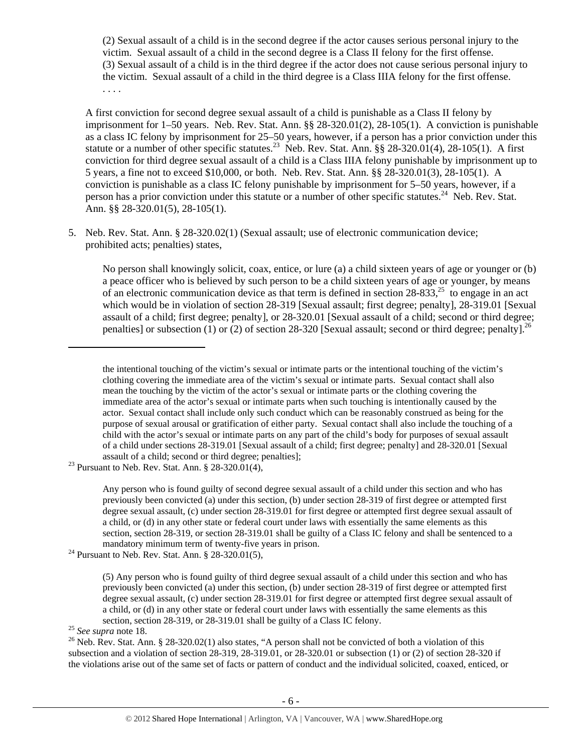(2) Sexual assault of a child is in the second degree if the actor causes serious personal injury to the victim. Sexual assault of a child in the second degree is a Class II felony for the first offense.
(3) Sexual assault of a child is in the third degree if the actor does not cause serious personal injury to the victim. Sexual assault of a child in the third degree is a Class IIIA felony for the first offense.
. . . .

A first conviction for second degree sexual assault of a child is punishable as a Class II felony by imprisonment for 1–50 years. Neb. Rev. Stat. Ann. §§ 28-320.01(2), 28-105(1). A conviction is punishable as a class IC felony by imprisonment for 25–50 years, however, if a person has a prior conviction under this statute or a number of other specific statutes.[23] Neb. Rev. Stat. Ann. §§ 28-320.01(4), 28-105(1). A first conviction for third degree sexual assault of a child is a Class IIIA felony punishable by imprisonment up to 5 years, a fine not to exceed $10,000, or both. Neb. Rev. Stat. Ann. §§ 28-320.01(3), 28-105(1). A conviction is punishable as a class IC felony punishable by imprisonment for 5–50 years, however, if a person has a prior conviction under this statute or a number of other specific statutes.[24] Neb. Rev. Stat. Ann. §§ 28-320.01(5), 28-105(1).

5. Neb. Rev. Stat. Ann. § 28-320.02(1) (Sexual assault; use of electronic communication device; prohibited acts; penalties) states,

   No person shall knowingly solicit, coax, entice, or lure (a) a child sixteen years of age or younger or (b) a peace officer who is believed by such person to be a child sixteen years of age or younger, by means of an electronic communication device as that term is defined in section 28-833,[25] to engage in an act which would be in violation of section 28-319 [Sexual assault; first degree; penalty], 28-319.01 [Sexual assault of a child; first degree; penalty], or 28-320.01 [Sexual assault of a child; second or third degree; penalties] or subsection (1) or (2) of section 28-320 [Sexual assault; second or third degree; penalty].[26]

---

the intentional touching of the victim's sexual or intimate parts or the intentional touching of the victim's clothing covering the immediate area of the victim's sexual or intimate parts. Sexual contact shall also mean the touching by the victim of the actor's sexual or intimate parts or the clothing covering the immediate area of the actor's sexual or intimate parts when such touching is intentionally caused by the actor. Sexual contact shall include only such conduct which can be reasonably construed as being for the purpose of sexual arousal or gratification of either party. Sexual contact shall also include the touching of a child with the actor's sexual or intimate parts on any part of the child's body for purposes of sexual assault of a child under sections 28-319.01 [Sexual assault of a child; first degree; penalty] and 28-320.01 [Sexual assault of a child; second or third degree; penalties];

[23] Pursuant to Neb. Rev. Stat. Ann. § 28-320.01(4),

   Any person who is found guilty of second degree sexual assault of a child under this section and who has previously been convicted (a) under this section, (b) under section 28-319 of first degree or attempted first degree sexual assault, (c) under section 28-319.01 for first degree or attempted first degree sexual assault of a child, or (d) in any other state or federal court under laws with essentially the same elements as this section, section 28-319, or section 28-319.01 shall be guilty of a Class IC felony and shall be sentenced to a mandatory minimum term of twenty-five years in prison.

[24] Pursuant to Neb. Rev. Stat. Ann. § 28-320.01(5),

   (5) Any person who is found guilty of third degree sexual assault of a child under this section and who has previously been convicted (a) under this section, (b) under section 28-319 of first degree or attempted first degree sexual assault, (c) under section 28-319.01 for first degree or attempted first degree sexual assault of a child, or (d) in any other state or federal court under laws with essentially the same elements as this section, section 28-319, or 28-319.01 shall be guilty of a Class IC felony.

[25] *See supra* note 18.

[26] Neb. Rev. Stat. Ann. § 28-320.02(1) also states, "A person shall not be convicted of both a violation of this subsection and a violation of section 28-319, 28-319.01, or 28-320.01 or subsection (1) or (2) of section 28-320 if the violations arise out of the same set of facts or pattern of conduct and the individual solicited, coaxed, enticed, or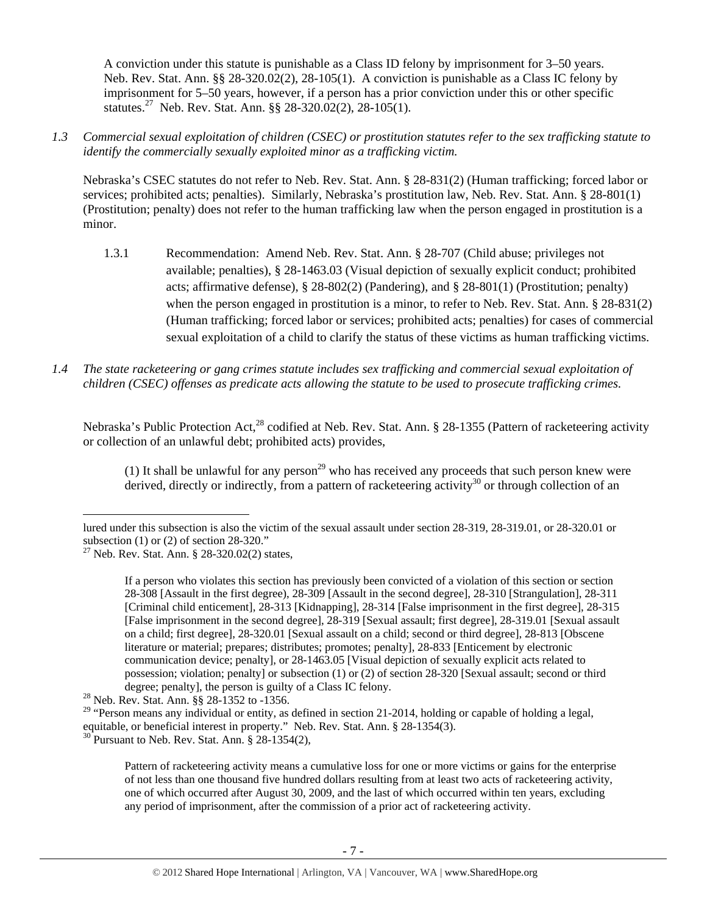A conviction under this statute is punishable as a Class ID felony by imprisonment for 3–50 years. Neb. Rev. Stat. Ann. §§ 28-320.02(2), 28-105(1). A conviction is punishable as a Class IC felony by imprisonment for 5–50 years, however, if a person has a prior conviction under this or other specific statutes.[27] Neb. Rev. Stat. Ann. §§ 28-320.02(2), 28-105(1).

*1.3 Commercial sexual exploitation of children (CSEC) or prostitution statutes refer to the sex trafficking statute to identify the commercially sexually exploited minor as a trafficking victim.*

Nebraska's CSEC statutes do not refer to Neb. Rev. Stat. Ann. § 28-831(2) (Human trafficking; forced labor or services; prohibited acts; penalties). Similarly, Nebraska's prostitution law, Neb. Rev. Stat. Ann. § 28-801(1) (Prostitution; penalty) does not refer to the human trafficking law when the person engaged in prostitution is a minor.

1.3.1 Recommendation: Amend Neb. Rev. Stat. Ann. § 28-707 (Child abuse; privileges not available; penalties), § 28-1463.03 (Visual depiction of sexually explicit conduct; prohibited acts; affirmative defense), § 28-802(2) (Pandering), and § 28-801(1) (Prostitution; penalty) when the person engaged in prostitution is a minor, to refer to Neb. Rev. Stat. Ann. § 28-831(2) (Human trafficking; forced labor or services; prohibited acts; penalties) for cases of commercial sexual exploitation of a child to clarify the status of these victims as human trafficking victims.

*1.4 The state racketeering or gang crimes statute includes sex trafficking and commercial sexual exploitation of children (CSEC) offenses as predicate acts allowing the statute to be used to prosecute trafficking crimes.*

Nebraska's Public Protection Act,[28] codified at Neb. Rev. Stat. Ann. § 28-1355 (Pattern of racketeering activity or collection of an unlawful debt; prohibited acts) provides,

> (1) It shall be unlawful for any person[29] who has received any proceeds that such person knew were derived, directly or indirectly, from a pattern of racketeering activity[30] or through collection of an

---

lured under this subsection is also the victim of the sexual assault under section 28-319, 28-319.01, or 28-320.01 or subsection (1) or (2) of section 28-320."

[27] Neb. Rev. Stat. Ann. § 28-320.02(2) states,

> If a person who violates this section has previously been convicted of a violation of this section or section 28-308 [Assault in the first degree], 28-309 [Assault in the second degree], 28-310 [Strangulation], 28-311 [Criminal child enticement], 28-313 [Kidnapping], 28-314 [False imprisonment in the first degree], 28-315 [False imprisonment in the second degree], 28-319 [Sexual assault; first degree], 28-319.01 [Sexual assault on a child; first degree], 28-320.01 [Sexual assault on a child; second or third degree], 28-813 [Obscene literature or material; prepares; distributes; promotes; penalty], 28-833 [Enticement by electronic communication device; penalty], or 28-1463.05 [Visual depiction of sexually explicit acts related to possession; violation; penalty] or subsection (1) or (2) of section 28-320 [Sexual assault; second or third degree; penalty], the person is guilty of a Class IC felony.

[28] Neb. Rev. Stat. Ann. §§ 28-1352 to -1356.

[29] "Person means any individual or entity, as defined in section 21-2014, holding or capable of holding a legal, equitable, or beneficial interest in property." Neb. Rev. Stat. Ann. § 28-1354(3).

[30] Pursuant to Neb. Rev. Stat. Ann. § 28-1354(2),

> Pattern of racketeering activity means a cumulative loss for one or more victims or gains for the enterprise of not less than one thousand five hundred dollars resulting from at least two acts of racketeering activity, one of which occurred after August 30, 2009, and the last of which occurred within ten years, excluding any period of imprisonment, after the commission of a prior act of racketeering activity.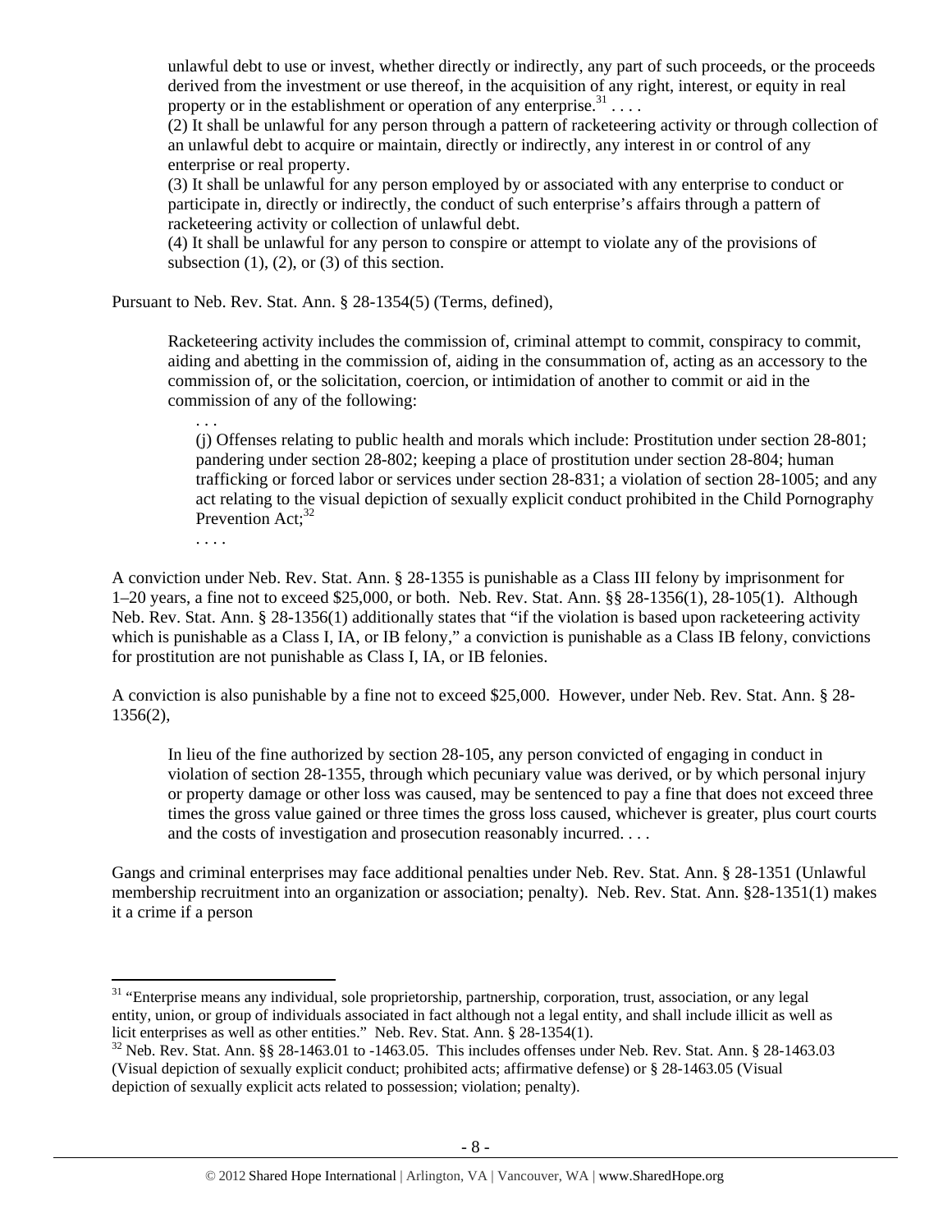> unlawful debt to use or invest, whether directly or indirectly, any part of such proceeds, or the proceeds derived from the investment or use thereof, in the acquisition of any right, interest, or equity in real property or in the establishment or operation of any enterprise.[31] . . . .
>
> (2) It shall be unlawful for any person through a pattern of racketeering activity or through collection of an unlawful debt to acquire or maintain, directly or indirectly, any interest in or control of any enterprise or real property.
>
> (3) It shall be unlawful for any person employed by or associated with any enterprise to conduct or participate in, directly or indirectly, the conduct of such enterprise's affairs through a pattern of racketeering activity or collection of unlawful debt.
>
> (4) It shall be unlawful for any person to conspire or attempt to violate any of the provisions of subsection (1), (2), or (3) of this section.

Pursuant to Neb. Rev. Stat. Ann. § 28-1354(5) (Terms, defined),

> Racketeering activity includes the commission of, criminal attempt to commit, conspiracy to commit, aiding and abetting in the commission of, aiding in the consummation of, acting as an accessory to the commission of, or the solicitation, coercion, or intimidation of another to commit or aid in the commission of any of the following:
>
> . . .
>
> (j) Offenses relating to public health and morals which include: Prostitution under section 28-801; pandering under section 28-802; keeping a place of prostitution under section 28-804; human trafficking or forced labor or services under section 28-831; a violation of section 28-1005; and any act relating to the visual depiction of sexually explicit conduct prohibited in the Child Pornography Prevention Act;[32]
>
> . . . .

A conviction under Neb. Rev. Stat. Ann. § 28-1355 is punishable as a Class III felony by imprisonment for 1–20 years, a fine not to exceed $25,000, or both. Neb. Rev. Stat. Ann. §§ 28-1356(1), 28-105(1). Although Neb. Rev. Stat. Ann. § 28-1356(1) additionally states that "if the violation is based upon racketeering activity which is punishable as a Class I, IA, or IB felony," a conviction is punishable as a Class IB felony, convictions for prostitution are not punishable as Class I, IA, or IB felonies.

A conviction is also punishable by a fine not to exceed $25,000. However, under Neb. Rev. Stat. Ann. § 28-1356(2),

> In lieu of the fine authorized by section 28-105, any person convicted of engaging in conduct in violation of section 28-1355, through which pecuniary value was derived, or by which personal injury or property damage or other loss was caused, may be sentenced to pay a fine that does not exceed three times the gross value gained or three times the gross loss caused, whichever is greater, plus court courts and the costs of investigation and prosecution reasonably incurred. . . .

Gangs and criminal enterprises may face additional penalties under Neb. Rev. Stat. Ann. § 28-1351 (Unlawful membership recruitment into an organization or association; penalty). Neb. Rev. Stat. Ann. §28-1351(1) makes it a crime if a person

---

[31] "Enterprise means any individual, sole proprietorship, partnership, corporation, trust, association, or any legal entity, union, or group of individuals associated in fact although not a legal entity, and shall include illicit as well as licit enterprises as well as other entities." Neb. Rev. Stat. Ann. § 28-1354(1).

[32] Neb. Rev. Stat. Ann. §§ 28-1463.01 to -1463.05. This includes offenses under Neb. Rev. Stat. Ann. § 28-1463.03 (Visual depiction of sexually explicit conduct; prohibited acts; affirmative defense) or § 28-1463.05 (Visual depiction of sexually explicit acts related to possession; violation; penalty).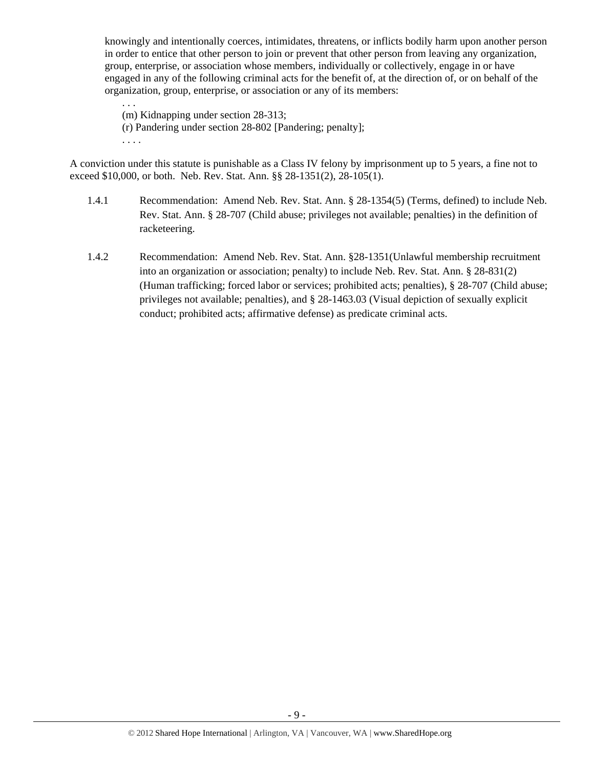> knowingly and intentionally coerces, intimidates, threatens, or inflicts bodily harm upon another person in order to entice that other person to join or prevent that other person from leaving any organization, group, enterprise, or association whose members, individually or collectively, engage in or have engaged in any of the following criminal acts for the benefit of, at the direction of, or on behalf of the organization, group, enterprise, or association or any of its members:
>
> . . .
> (m) Kidnapping under section 28-313;
> (r) Pandering under section 28-802 [Pandering; penalty];
> . . . .

A conviction under this statute is punishable as a Class IV felony by imprisonment up to 5 years, a fine not to exceed $10,000, or both. Neb. Rev. Stat. Ann. §§ 28-1351(2), 28-105(1).

1.4.1 Recommendation: Amend Neb. Rev. Stat. Ann. § 28-1354(5) (Terms, defined) to include Neb. Rev. Stat. Ann. § 28-707 (Child abuse; privileges not available; penalties) in the definition of racketeering.

1.4.2 Recommendation: Amend Neb. Rev. Stat. Ann. §28-1351(Unlawful membership recruitment into an organization or association; penalty) to include Neb. Rev. Stat. Ann. § 28-831(2) (Human trafficking; forced labor or services; prohibited acts; penalties), § 28-707 (Child abuse; privileges not available; penalties), and § 28-1463.03 (Visual depiction of sexually explicit conduct; prohibited acts; affirmative defense) as predicate criminal acts.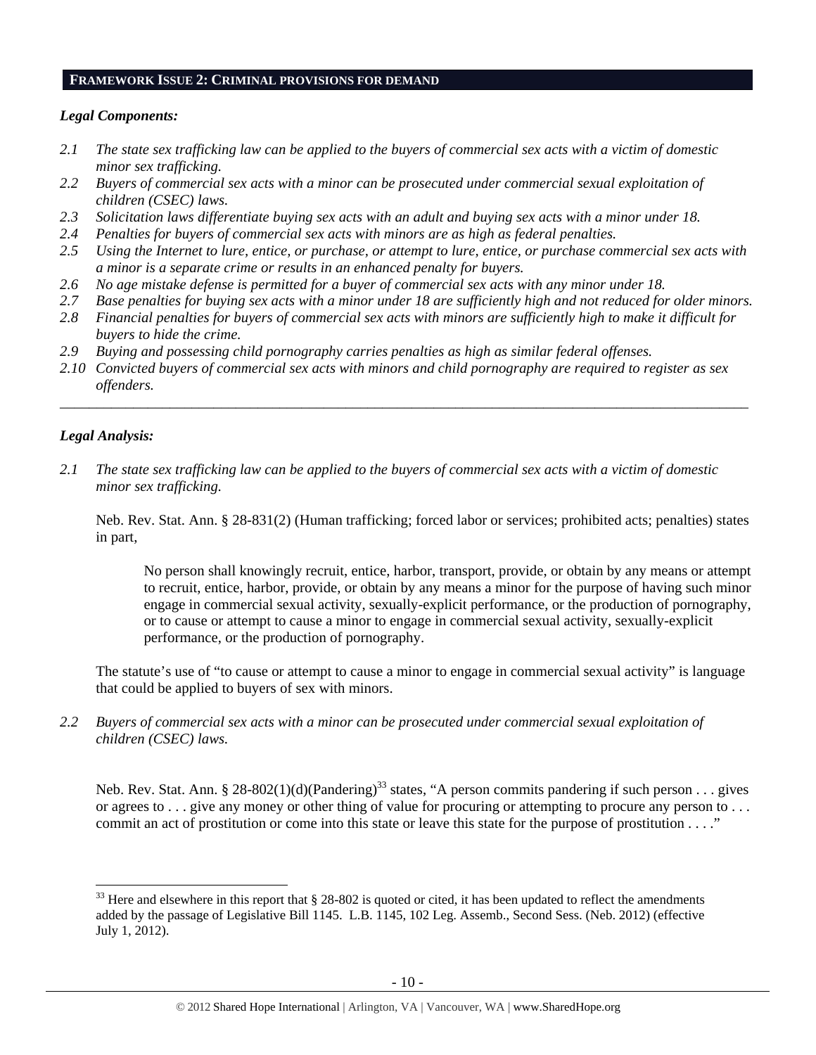## FRAMEWORK ISSUE 2: CRIMINAL PROVISIONS FOR DEMAND

***Legal Components:***

*2.1 The state sex trafficking law can be applied to the buyers of commercial sex acts with a victim of domestic minor sex trafficking.*

*2.2 Buyers of commercial sex acts with a minor can be prosecuted under commercial sexual exploitation of children (CSEC) laws.*

*2.3 Solicitation laws differentiate buying sex acts with an adult and buying sex acts with a minor under 18.*

*2.4 Penalties for buyers of commercial sex acts with minors are as high as federal penalties.*

*2.5 Using the Internet to lure, entice, or purchase, or attempt to lure, entice, or purchase commercial sex acts with a minor is a separate crime or results in an enhanced penalty for buyers.*

*2.6 No age mistake defense is permitted for a buyer of commercial sex acts with any minor under 18.*

*2.7 Base penalties for buying sex acts with a minor under 18 are sufficiently high and not reduced for older minors.*

*2.8 Financial penalties for buyers of commercial sex acts with minors are sufficiently high to make it difficult for buyers to hide the crime.*

*2.9 Buying and possessing child pornography carries penalties as high as similar federal offenses.*

*2.10 Convicted buyers of commercial sex acts with minors and child pornography are required to register as sex offenders.*

---

***Legal Analysis:***

*2.1 The state sex trafficking law can be applied to the buyers of commercial sex acts with a victim of domestic minor sex trafficking.*

Neb. Rev. Stat. Ann. § 28-831(2) (Human trafficking; forced labor or services; prohibited acts; penalties) states in part,

> No person shall knowingly recruit, entice, harbor, transport, provide, or obtain by any means or attempt to recruit, entice, harbor, provide, or obtain by any means a minor for the purpose of having such minor engage in commercial sexual activity, sexually-explicit performance, or the production of pornography, or to cause or attempt to cause a minor to engage in commercial sexual activity, sexually-explicit performance, or the production of pornography.

The statute's use of "to cause or attempt to cause a minor to engage in commercial sexual activity" is language that could be applied to buyers of sex with minors.

*2.2 Buyers of commercial sex acts with a minor can be prosecuted under commercial sexual exploitation of children (CSEC) laws.*

Neb. Rev. Stat. Ann. § 28-802(1)(d)(Pandering)[33] states, "A person commits pandering if such person . . . gives or agrees to . . . give any money or other thing of value for procuring or attempting to procure any person to . . . commit an act of prostitution or come into this state or leave this state for the purpose of prostitution . . . ."

---

[33] Here and elsewhere in this report that § 28-802 is quoted or cited, it has been updated to reflect the amendments added by the passage of Legislative Bill 1145. L.B. 1145, 102 Leg. Assemb., Second Sess. (Neb. 2012) (effective July 1, 2012).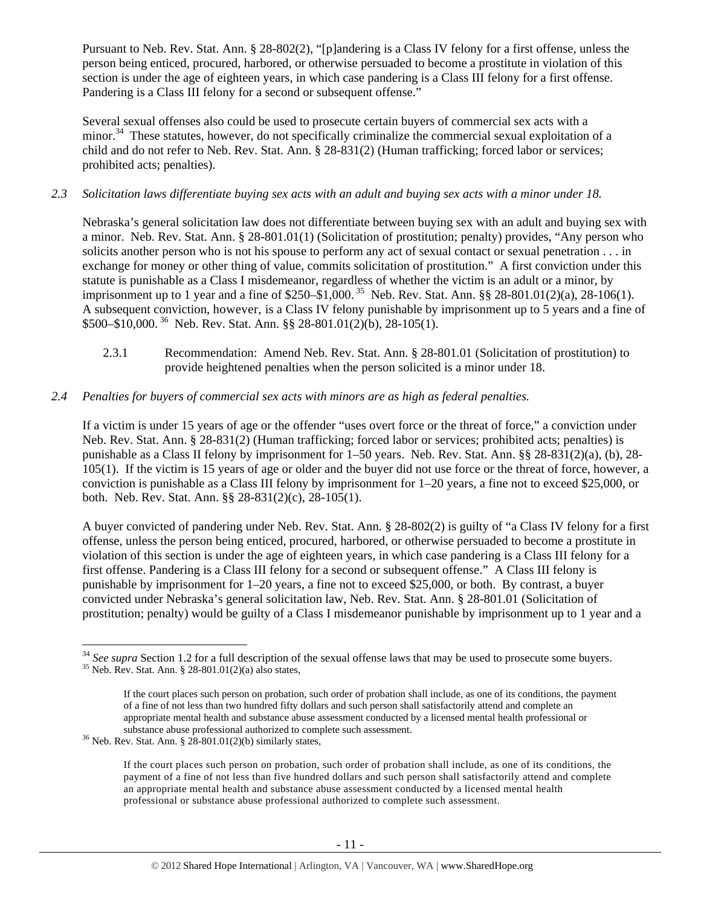Pursuant to Neb. Rev. Stat. Ann. § 28-802(2), "[p]andering is a Class IV felony for a first offense, unless the person being enticed, procured, harbored, or otherwise persuaded to become a prostitute in violation of this section is under the age of eighteen years, in which case pandering is a Class III felony for a first offense. Pandering is a Class III felony for a second or subsequent offense."

Several sexual offenses also could be used to prosecute certain buyers of commercial sex acts with a minor.[34] These statutes, however, do not specifically criminalize the commercial sexual exploitation of a child and do not refer to Neb. Rev. Stat. Ann. § 28-831(2) (Human trafficking; forced labor or services; prohibited acts; penalties).

*2.3 Solicitation laws differentiate buying sex acts with an adult and buying sex acts with a minor under 18.*

Nebraska's general solicitation law does not differentiate between buying sex with an adult and buying sex with a minor. Neb. Rev. Stat. Ann. § 28-801.01(1) (Solicitation of prostitution; penalty) provides, "Any person who solicits another person who is not his spouse to perform any act of sexual contact or sexual penetration . . . in exchange for money or other thing of value, commits solicitation of prostitution." A first conviction under this statute is punishable as a Class I misdemeanor, regardless of whether the victim is an adult or a minor, by imprisonment up to 1 year and a fine of $250–$1,000.[35] Neb. Rev. Stat. Ann. §§ 28-801.01(2)(a), 28-106(1). A subsequent conviction, however, is a Class IV felony punishable by imprisonment up to 5 years and a fine of $500–$10,000.[36] Neb. Rev. Stat. Ann. §§ 28-801.01(2)(b), 28-105(1).

2.3.1 Recommendation: Amend Neb. Rev. Stat. Ann. § 28-801.01 (Solicitation of prostitution) to provide heightened penalties when the person solicited is a minor under 18.

*2.4 Penalties for buyers of commercial sex acts with minors are as high as federal penalties.*

If a victim is under 15 years of age or the offender "uses overt force or the threat of force," a conviction under Neb. Rev. Stat. Ann. § 28-831(2) (Human trafficking; forced labor or services; prohibited acts; penalties) is punishable as a Class II felony by imprisonment for 1–50 years. Neb. Rev. Stat. Ann. §§ 28-831(2)(a), (b), 28-105(1). If the victim is 15 years of age or older and the buyer did not use force or the threat of force, however, a conviction is punishable as a Class III felony by imprisonment for 1–20 years, a fine not to exceed $25,000, or both. Neb. Rev. Stat. Ann. §§ 28-831(2)(c), 28-105(1).

A buyer convicted of pandering under Neb. Rev. Stat. Ann. § 28-802(2) is guilty of "a Class IV felony for a first offense, unless the person being enticed, procured, harbored, or otherwise persuaded to become a prostitute in violation of this section is under the age of eighteen years, in which case pandering is a Class III felony for a first offense. Pandering is a Class III felony for a second or subsequent offense." A Class III felony is punishable by imprisonment for 1–20 years, a fine not to exceed $25,000, or both. By contrast, a buyer convicted under Nebraska's general solicitation law, Neb. Rev. Stat. Ann. § 28-801.01 (Solicitation of prostitution; penalty) would be guilty of a Class I misdemeanor punishable by imprisonment up to 1 year and a

---

[34] *See supra* Section 1.2 for a full description of the sexual offense laws that may be used to prosecute some buyers.

[35] Neb. Rev. Stat. Ann. § 28-801.01(2)(a) also states,

> If the court places such person on probation, such order of probation shall include, as one of its conditions, the payment of a fine of not less than two hundred fifty dollars and such person shall satisfactorily attend and complete an appropriate mental health and substance abuse assessment conducted by a licensed mental health professional or substance abuse professional authorized to complete such assessment.

[36] Neb. Rev. Stat. Ann. § 28-801.01(2)(b) similarly states,

> If the court places such person on probation, such order of probation shall include, as one of its conditions, the payment of a fine of not less than five hundred dollars and such person shall satisfactorily attend and complete an appropriate mental health and substance abuse assessment conducted by a licensed mental health professional or substance abuse professional authorized to complete such assessment.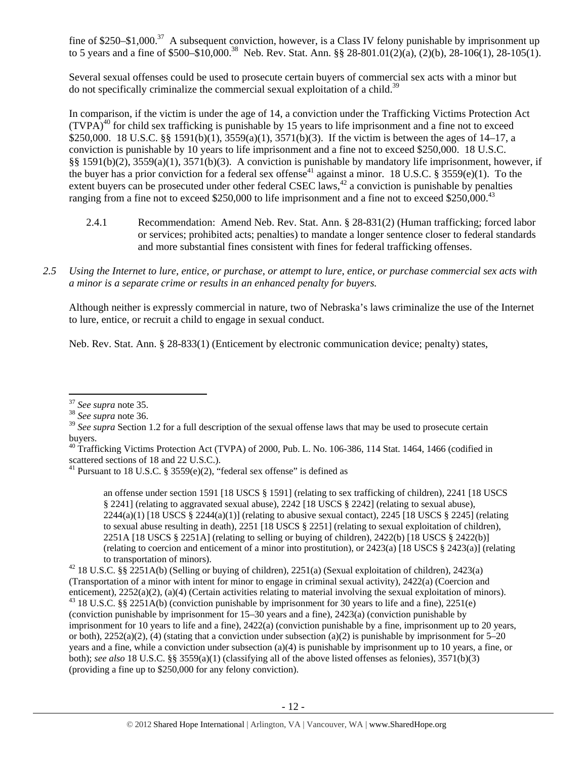fine of \$250–\$1,000.[37] A subsequent conviction, however, is a Class IV felony punishable by imprisonment up to 5 years and a fine of \$500–\$10,000.[38] Neb. Rev. Stat. Ann. §§ 28-801.01(2)(a), (2)(b), 28-106(1), 28-105(1).

Several sexual offenses could be used to prosecute certain buyers of commercial sex acts with a minor but do not specifically criminalize the commercial sexual exploitation of a child.[39]

In comparison, if the victim is under the age of 14, a conviction under the Trafficking Victims Protection Act (TVPA)[40] for child sex trafficking is punishable by 15 years to life imprisonment and a fine not to exceed \$250,000. 18 U.S.C. §§ 1591(b)(1), 3559(a)(1), 3571(b)(3). If the victim is between the ages of 14–17, a conviction is punishable by 10 years to life imprisonment and a fine not to exceed \$250,000. 18 U.S.C. §§ 1591(b)(2), 3559(a)(1), 3571(b)(3). A conviction is punishable by mandatory life imprisonment, however, if the buyer has a prior conviction for a federal sex offense[41] against a minor. 18 U.S.C. § 3559(e)(1). To the extent buyers can be prosecuted under other federal CSEC laws,[42] a conviction is punishable by penalties ranging from a fine not to exceed \$250,000 to life imprisonment and a fine not to exceed \$250,000.[43]

2.4.1 Recommendation: Amend Neb. Rev. Stat. Ann. § 28-831(2) (Human trafficking; forced labor or services; prohibited acts; penalties) to mandate a longer sentence closer to federal standards and more substantial fines consistent with fines for federal trafficking offenses.

*2.5 Using the Internet to lure, entice, or purchase, or attempt to lure, entice, or purchase commercial sex acts with a minor is a separate crime or results in an enhanced penalty for buyers.*

Although neither is expressly commercial in nature, two of Nebraska's laws criminalize the use of the Internet to lure, entice, or recruit a child to engage in sexual conduct.

Neb. Rev. Stat. Ann. § 28-833(1) (Enticement by electronic communication device; penalty) states,

---

[37] *See supra* note 35.

[38] *See supra* note 36.

[39] *See supra* Section 1.2 for a full description of the sexual offense laws that may be used to prosecute certain buyers.

[40] Trafficking Victims Protection Act (TVPA) of 2000, Pub. L. No. 106-386, 114 Stat. 1464, 1466 (codified in scattered sections of 18 and 22 U.S.C.).

[41] Pursuant to 18 U.S.C. § 3559(e)(2), "federal sex offense" is defined as

> an offense under section 1591 [18 USCS § 1591] (relating to sex trafficking of children), 2241 [18 USCS § 2241] (relating to aggravated sexual abuse), 2242 [18 USCS § 2242] (relating to sexual abuse), 2244(a)(1) [18 USCS § 2244(a)(1)] (relating to abusive sexual contact), 2245 [18 USCS § 2245] (relating to sexual abuse resulting in death), 2251 [18 USCS § 2251] (relating to sexual exploitation of children), 2251A [18 USCS § 2251A] (relating to selling or buying of children), 2422(b) [18 USCS § 2422(b)] (relating to coercion and enticement of a minor into prostitution), or 2423(a) [18 USCS § 2423(a)] (relating to transportation of minors).

[42] 18 U.S.C. §§ 2251A(b) (Selling or buying of children), 2251(a) (Sexual exploitation of children), 2423(a) (Transportation of a minor with intent for minor to engage in criminal sexual activity), 2422(a) (Coercion and enticement), 2252(a)(2), (a)(4) (Certain activities relating to material involving the sexual exploitation of minors).

[43] 18 U.S.C. §§ 2251A(b) (conviction punishable by imprisonment for 30 years to life and a fine), 2251(e) (conviction punishable by imprisonment for 15–30 years and a fine), 2423(a) (conviction punishable by imprisonment for 10 years to life and a fine), 2422(a) (conviction punishable by a fine, imprisonment up to 20 years, or both), 2252(a)(2), (4) (stating that a conviction under subsection (a)(2) is punishable by imprisonment for 5–20 years and a fine, while a conviction under subsection (a)(4) is punishable by imprisonment up to 10 years, a fine, or both); *see also* 18 U.S.C. §§ 3559(a)(1) (classifying all of the above listed offenses as felonies), 3571(b)(3) (providing a fine up to \$250,000 for any felony conviction).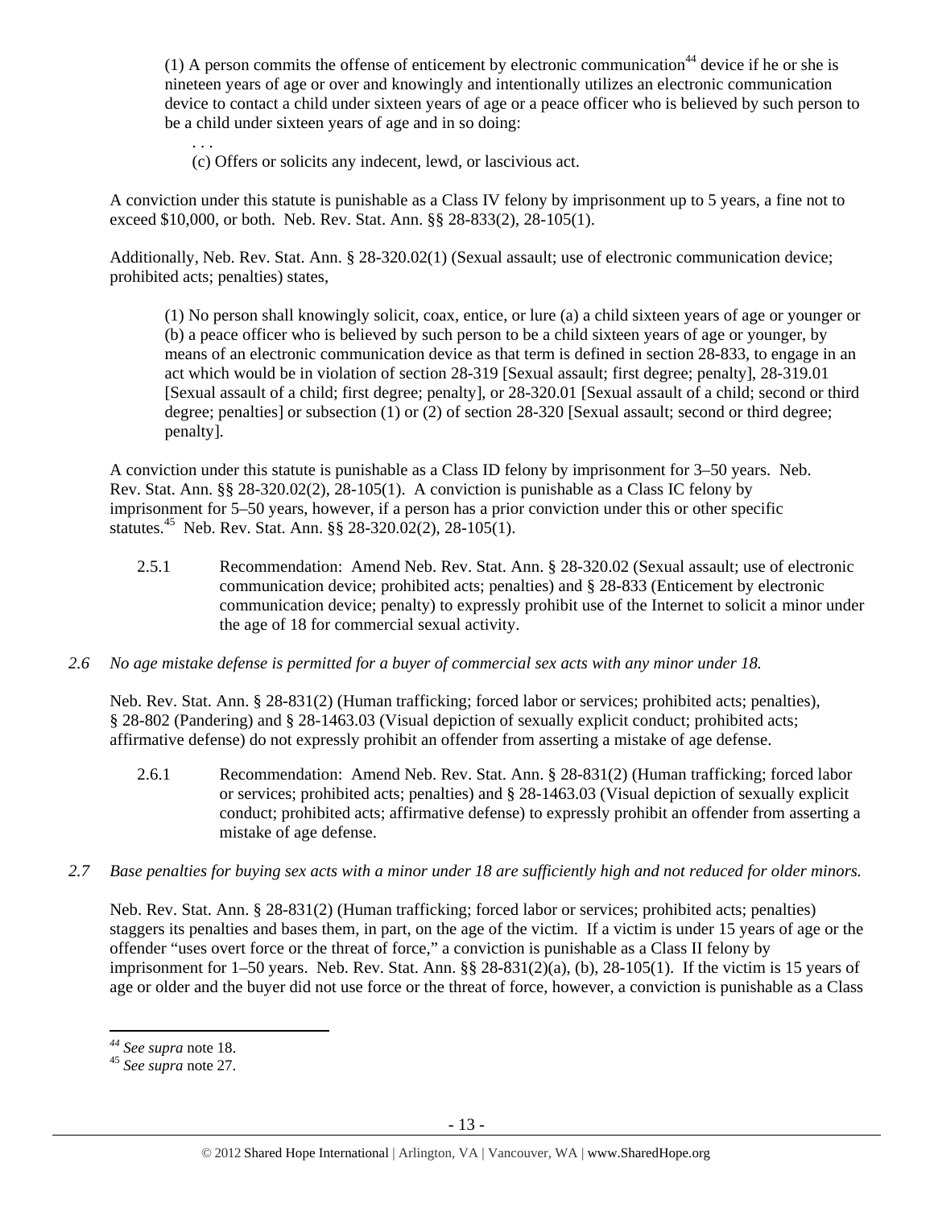> (1) A person commits the offense of enticement by electronic communication[44] device if he or she is nineteen years of age or over and knowingly and intentionally utilizes an electronic communication device to contact a child under sixteen years of age or a peace officer who is believed by such person to be a child under sixteen years of age and in so doing:
>
> > . . .
> >
> > (c) Offers or solicits any indecent, lewd, or lascivious act.

A conviction under this statute is punishable as a Class IV felony by imprisonment up to 5 years, a fine not to exceed $10,000, or both. Neb. Rev. Stat. Ann. §§ 28-833(2), 28-105(1).

Additionally, Neb. Rev. Stat. Ann. § 28-320.02(1) (Sexual assault; use of electronic communication device; prohibited acts; penalties) states,

> (1) No person shall knowingly solicit, coax, entice, or lure (a) a child sixteen years of age or younger or (b) a peace officer who is believed by such person to be a child sixteen years of age or younger, by means of an electronic communication device as that term is defined in section 28-833, to engage in an act which would be in violation of section 28-319 [Sexual assault; first degree; penalty], 28-319.01 [Sexual assault of a child; first degree; penalty], or 28-320.01 [Sexual assault of a child; second or third degree; penalties] or subsection (1) or (2) of section 28-320 [Sexual assault; second or third degree; penalty].

A conviction under this statute is punishable as a Class ID felony by imprisonment for 3–50 years. Neb. Rev. Stat. Ann. §§ 28-320.02(2), 28-105(1). A conviction is punishable as a Class IC felony by imprisonment for 5–50 years, however, if a person has a prior conviction under this or other specific statutes.[45] Neb. Rev. Stat. Ann. §§ 28-320.02(2), 28-105(1).

2.5.1 Recommendation: Amend Neb. Rev. Stat. Ann. § 28-320.02 (Sexual assault; use of electronic communication device; prohibited acts; penalties) and § 28-833 (Enticement by electronic communication device; penalty) to expressly prohibit use of the Internet to solicit a minor under the age of 18 for commercial sexual activity.

*2.6 No age mistake defense is permitted for a buyer of commercial sex acts with any minor under 18.*

Neb. Rev. Stat. Ann. § 28-831(2) (Human trafficking; forced labor or services; prohibited acts; penalties), § 28-802 (Pandering) and § 28-1463.03 (Visual depiction of sexually explicit conduct; prohibited acts; affirmative defense) do not expressly prohibit an offender from asserting a mistake of age defense.

2.6.1 Recommendation: Amend Neb. Rev. Stat. Ann. § 28-831(2) (Human trafficking; forced labor or services; prohibited acts; penalties) and § 28-1463.03 (Visual depiction of sexually explicit conduct; prohibited acts; affirmative defense) to expressly prohibit an offender from asserting a mistake of age defense.

*2.7 Base penalties for buying sex acts with a minor under 18 are sufficiently high and not reduced for older minors.*

Neb. Rev. Stat. Ann. § 28-831(2) (Human trafficking; forced labor or services; prohibited acts; penalties) staggers its penalties and bases them, in part, on the age of the victim. If a victim is under 15 years of age or the offender "uses overt force or the threat of force," a conviction is punishable as a Class II felony by imprisonment for 1–50 years. Neb. Rev. Stat. Ann. §§ 28-831(2)(a), (b), 28-105(1). If the victim is 15 years of age or older and the buyer did not use force or the threat of force, however, a conviction is punishable as a Class

---

[44] *See supra* note 18.

[45] *See supra* note 27.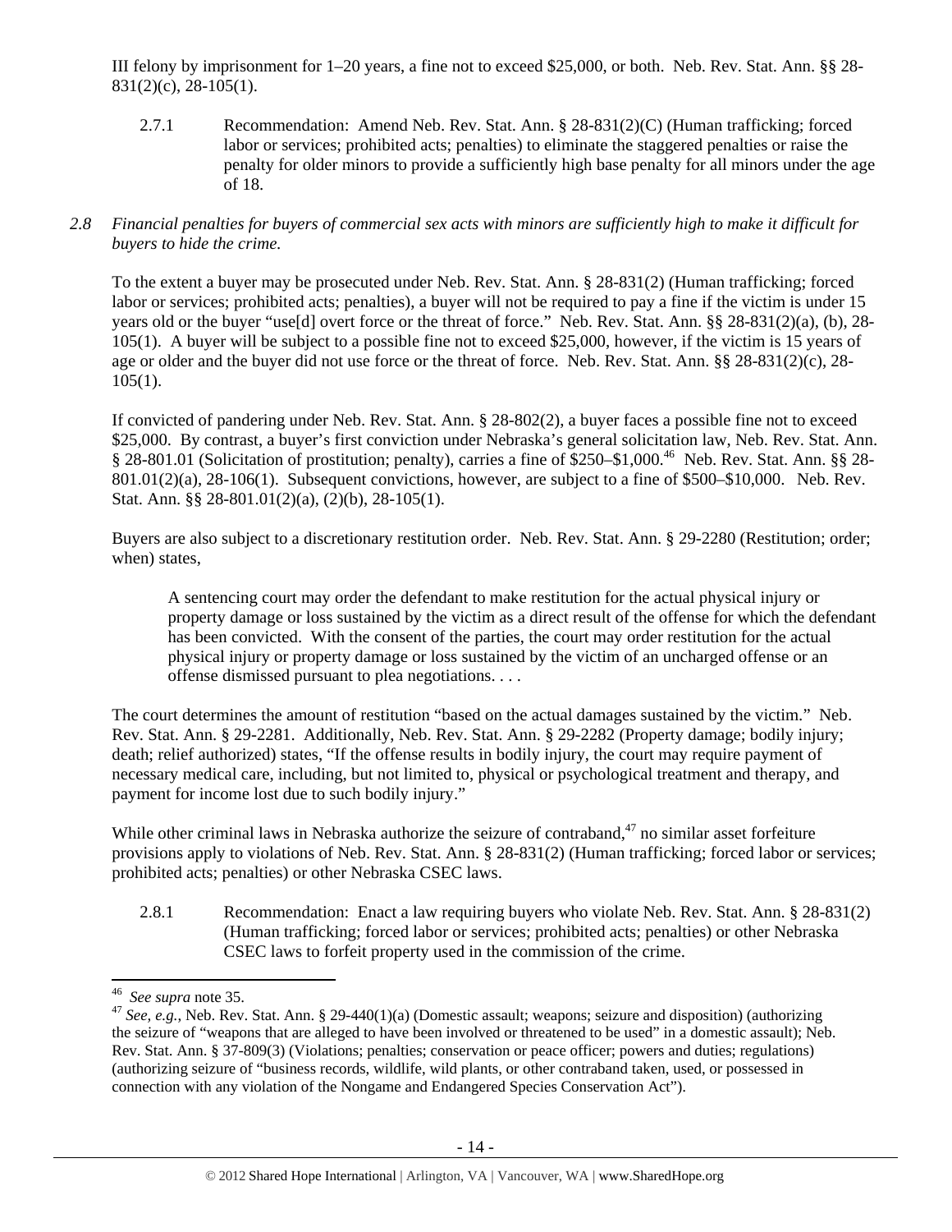III felony by imprisonment for 1–20 years, a fine not to exceed $25,000, or both. Neb. Rev. Stat. Ann. §§ 28-831(2)(c), 28-105(1).

2.7.1 Recommendation: Amend Neb. Rev. Stat. Ann. § 28-831(2)(C) (Human trafficking; forced labor or services; prohibited acts; penalties) to eliminate the staggered penalties or raise the penalty for older minors to provide a sufficiently high base penalty for all minors under the age of 18.

*2.8 Financial penalties for buyers of commercial sex acts with minors are sufficiently high to make it difficult for buyers to hide the crime.*

To the extent a buyer may be prosecuted under Neb. Rev. Stat. Ann. § 28-831(2) (Human trafficking; forced labor or services; prohibited acts; penalties), a buyer will not be required to pay a fine if the victim is under 15 years old or the buyer "use[d] overt force or the threat of force." Neb. Rev. Stat. Ann. §§ 28-831(2)(a), (b), 28-105(1). A buyer will be subject to a possible fine not to exceed $25,000, however, if the victim is 15 years of age or older and the buyer did not use force or the threat of force. Neb. Rev. Stat. Ann. §§ 28-831(2)(c), 28-105(1).

If convicted of pandering under Neb. Rev. Stat. Ann. § 28-802(2), a buyer faces a possible fine not to exceed $25,000. By contrast, a buyer's first conviction under Nebraska's general solicitation law, Neb. Rev. Stat. Ann. § 28-801.01 (Solicitation of prostitution; penalty), carries a fine of $250–$1,000.[46] Neb. Rev. Stat. Ann. §§ 28-801.01(2)(a), 28-106(1). Subsequent convictions, however, are subject to a fine of $500–$10,000. Neb. Rev. Stat. Ann. §§ 28-801.01(2)(a), (2)(b), 28-105(1).

Buyers are also subject to a discretionary restitution order. Neb. Rev. Stat. Ann. § 29-2280 (Restitution; order; when) states,

> A sentencing court may order the defendant to make restitution for the actual physical injury or property damage or loss sustained by the victim as a direct result of the offense for which the defendant has been convicted. With the consent of the parties, the court may order restitution for the actual physical injury or property damage or loss sustained by the victim of an uncharged offense or an offense dismissed pursuant to plea negotiations. . . .

The court determines the amount of restitution "based on the actual damages sustained by the victim." Neb. Rev. Stat. Ann. § 29-2281. Additionally, Neb. Rev. Stat. Ann. § 29-2282 (Property damage; bodily injury; death; relief authorized) states, "If the offense results in bodily injury, the court may require payment of necessary medical care, including, but not limited to, physical or psychological treatment and therapy, and payment for income lost due to such bodily injury."

While other criminal laws in Nebraska authorize the seizure of contraband,[47] no similar asset forfeiture provisions apply to violations of Neb. Rev. Stat. Ann. § 28-831(2) (Human trafficking; forced labor or services; prohibited acts; penalties) or other Nebraska CSEC laws.

2.8.1 Recommendation: Enact a law requiring buyers who violate Neb. Rev. Stat. Ann. § 28-831(2) (Human trafficking; forced labor or services; prohibited acts; penalties) or other Nebraska CSEC laws to forfeit property used in the commission of the crime.

---

[46] *See supra* note 35.

[47] *See, e.g.*, Neb. Rev. Stat. Ann. § 29-440(1)(a) (Domestic assault; weapons; seizure and disposition) (authorizing the seizure of "weapons that are alleged to have been involved or threatened to be used" in a domestic assault); Neb. Rev. Stat. Ann. § 37-809(3) (Violations; penalties; conservation or peace officer; powers and duties; regulations) (authorizing seizure of "business records, wildlife, wild plants, or other contraband taken, used, or possessed in connection with any violation of the Nongame and Endangered Species Conservation Act").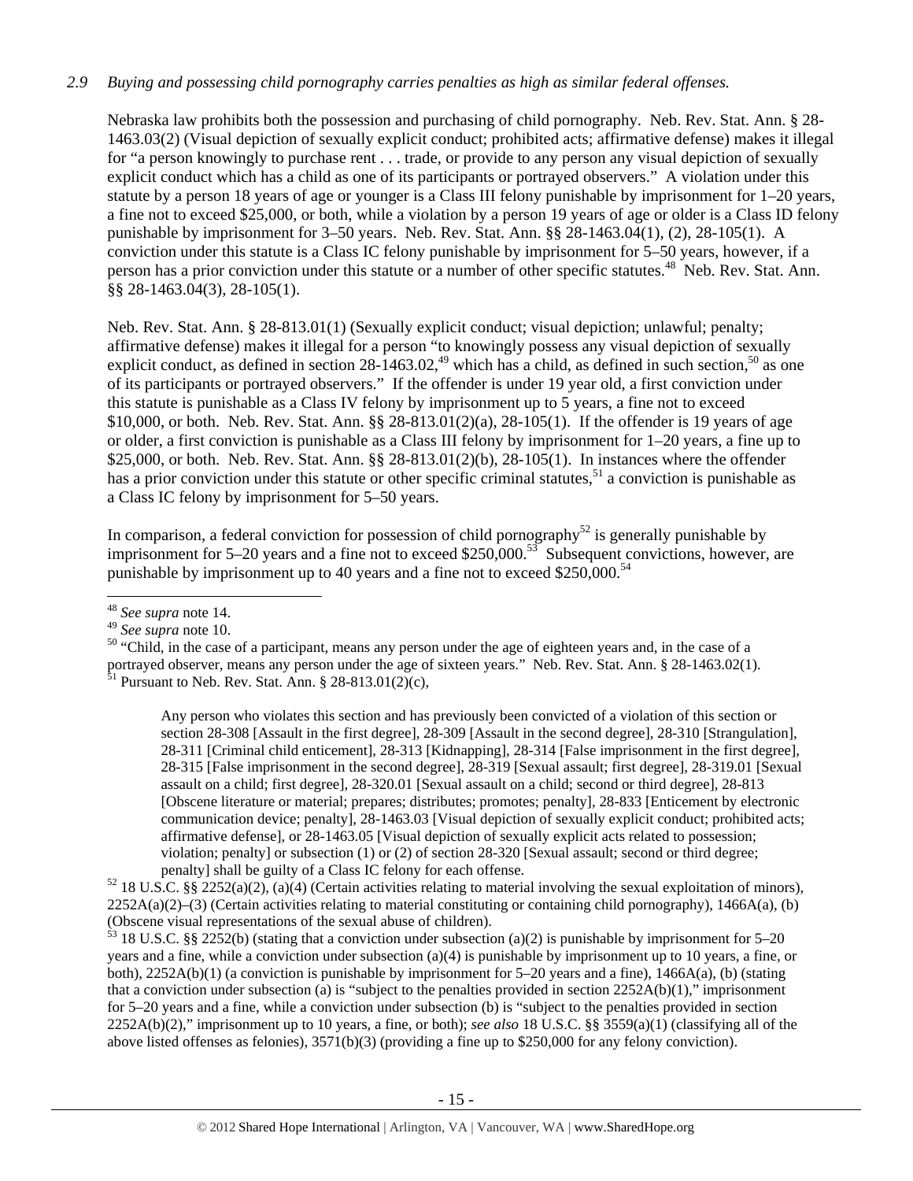*2.9 Buying and possessing child pornography carries penalties as high as similar federal offenses.*

Nebraska law prohibits both the possession and purchasing of child pornography. Neb. Rev. Stat. Ann. § 28-1463.03(2) (Visual depiction of sexually explicit conduct; prohibited acts; affirmative defense) makes it illegal for "a person knowingly to purchase rent . . . trade, or provide to any person any visual depiction of sexually explicit conduct which has a child as one of its participants or portrayed observers." A violation under this statute by a person 18 years of age or younger is a Class III felony punishable by imprisonment for 1–20 years, a fine not to exceed $25,000, or both, while a violation by a person 19 years of age or older is a Class ID felony punishable by imprisonment for 3–50 years. Neb. Rev. Stat. Ann. §§ 28-1463.04(1), (2), 28-105(1). A conviction under this statute is a Class IC felony punishable by imprisonment for 5–50 years, however, if a person has a prior conviction under this statute or a number of other specific statutes.[48] Neb. Rev. Stat. Ann. §§ 28-1463.04(3), 28-105(1).

Neb. Rev. Stat. Ann. § 28-813.01(1) (Sexually explicit conduct; visual depiction; unlawful; penalty; affirmative defense) makes it illegal for a person "to knowingly possess any visual depiction of sexually explicit conduct, as defined in section 28-1463.02,[49] which has a child, as defined in such section,[50] as one of its participants or portrayed observers." If the offender is under 19 year old, a first conviction under this statute is punishable as a Class IV felony by imprisonment up to 5 years, a fine not to exceed $10,000, or both. Neb. Rev. Stat. Ann. §§ 28-813.01(2)(a), 28-105(1). If the offender is 19 years of age or older, a first conviction is punishable as a Class III felony by imprisonment for 1–20 years, a fine up to $25,000, or both. Neb. Rev. Stat. Ann. §§ 28-813.01(2)(b), 28-105(1). In instances where the offender has a prior conviction under this statute or other specific criminal statutes,[51] a conviction is punishable as a Class IC felony by imprisonment for 5–50 years.

In comparison, a federal conviction for possession of child pornography[52] is generally punishable by imprisonment for 5–20 years and a fine not to exceed $250,000.[53] Subsequent convictions, however, are punishable by imprisonment up to 40 years and a fine not to exceed $250,000.[54]

---

[48] *See supra* note 14.

[49] *See supra* note 10.

[50] "Child, in the case of a participant, means any person under the age of eighteen years and, in the case of a portrayed observer, means any person under the age of sixteen years." Neb. Rev. Stat. Ann. § 28-1463.02(1).

[51] Pursuant to Neb. Rev. Stat. Ann. § 28-813.01(2)(c),

> Any person who violates this section and has previously been convicted of a violation of this section or section 28-308 [Assault in the first degree], 28-309 [Assault in the second degree], 28-310 [Strangulation], 28-311 [Criminal child enticement], 28-313 [Kidnapping], 28-314 [False imprisonment in the first degree], 28-315 [False imprisonment in the second degree], 28-319 [Sexual assault; first degree], 28-319.01 [Sexual assault on a child; first degree], 28-320.01 [Sexual assault on a child; second or third degree], 28-813 [Obscene literature or material; prepares; distributes; promotes; penalty], 28-833 [Enticement by electronic communication device; penalty], 28-1463.03 [Visual depiction of sexually explicit conduct; prohibited acts; affirmative defense], or 28-1463.05 [Visual depiction of sexually explicit acts related to possession; violation; penalty] or subsection (1) or (2) of section 28-320 [Sexual assault; second or third degree; penalty] shall be guilty of a Class IC felony for each offense.

[52] 18 U.S.C. §§ 2252(a)(2), (a)(4) (Certain activities relating to material involving the sexual exploitation of minors), 2252A(a)(2)–(3) (Certain activities relating to material constituting or containing child pornography), 1466A(a), (b) (Obscene visual representations of the sexual abuse of children).

[53] 18 U.S.C. §§ 2252(b) (stating that a conviction under subsection (a)(2) is punishable by imprisonment for 5–20 years and a fine, while a conviction under subsection (a)(4) is punishable by imprisonment up to 10 years, a fine, or both), 2252A(b)(1) (a conviction is punishable by imprisonment for 5–20 years and a fine), 1466A(a), (b) (stating that a conviction under subsection (a) is "subject to the penalties provided in section 2252A(b)(1)," imprisonment for 5–20 years and a fine, while a conviction under subsection (b) is "subject to the penalties provided in section 2252A(b)(2)," imprisonment up to 10 years, a fine, or both); *see also* 18 U.S.C. §§ 3559(a)(1) (classifying all of the above listed offenses as felonies), 3571(b)(3) (providing a fine up to $250,000 for any felony conviction).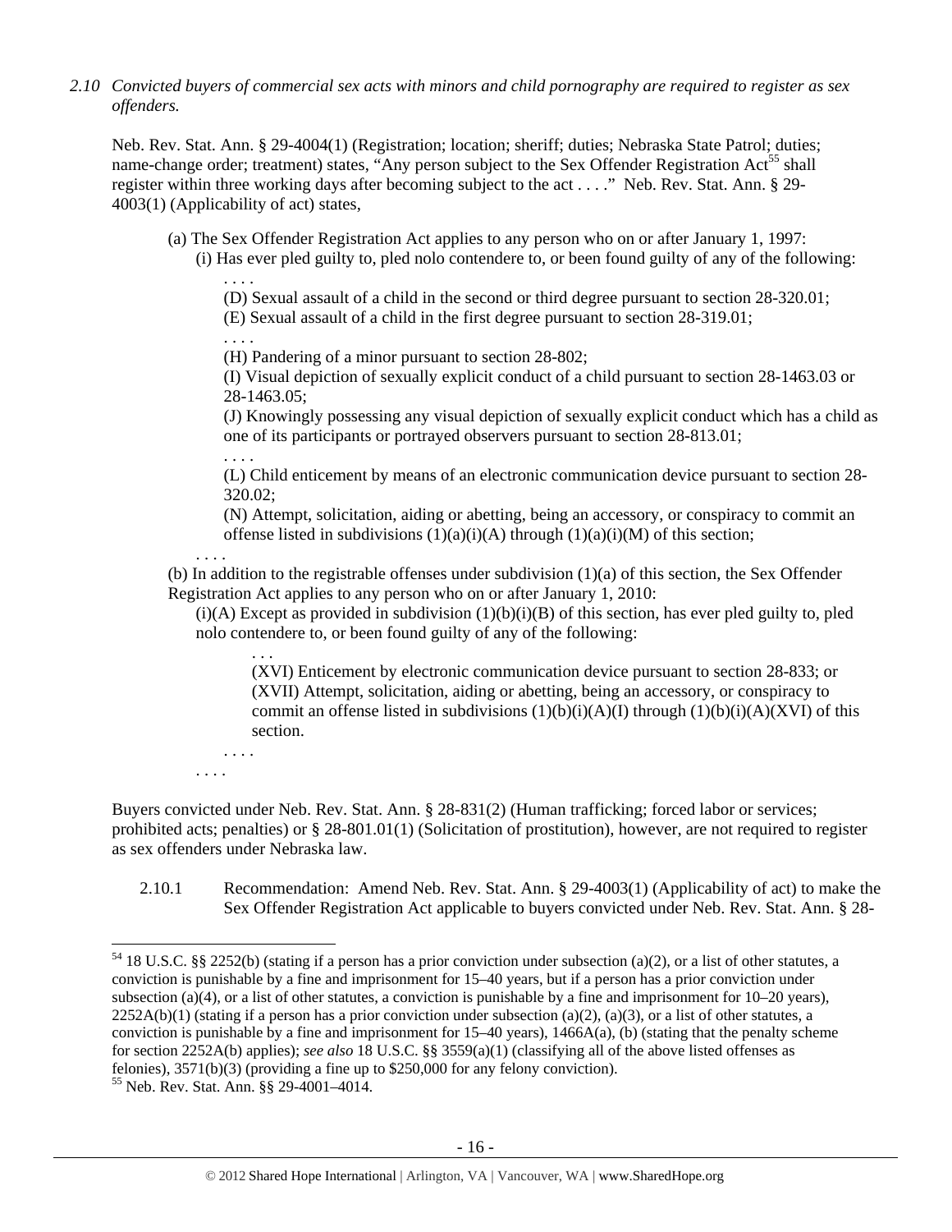*2.10 Convicted buyers of commercial sex acts with minors and child pornography are required to register as sex offenders.*

Neb. Rev. Stat. Ann. § 29-4004(1) (Registration; location; sheriff; duties; Nebraska State Patrol; duties; name-change order; treatment) states, "Any person subject to the Sex Offender Registration Act[55] shall register within three working days after becoming subject to the act . . . ." Neb. Rev. Stat. Ann. § 29-4003(1) (Applicability of act) states,

> (a) The Sex Offender Registration Act applies to any person who on or after January 1, 1997:
>
> (i) Has ever pled guilty to, pled nolo contendere to, or been found guilty of any of the following:
>
> . . . .
>
> (D) Sexual assault of a child in the second or third degree pursuant to section 28-320.01;
>
> (E) Sexual assault of a child in the first degree pursuant to section 28-319.01;
>
> . . . .
>
> (H) Pandering of a minor pursuant to section 28-802;
>
> (I) Visual depiction of sexually explicit conduct of a child pursuant to section 28-1463.03 or 28-1463.05;
>
> (J) Knowingly possessing any visual depiction of sexually explicit conduct which has a child as one of its participants or portrayed observers pursuant to section 28-813.01;
>
> . . . .
>
> (L) Child enticement by means of an electronic communication device pursuant to section 28-320.02;
>
> (N) Attempt, solicitation, aiding or abetting, being an accessory, or conspiracy to commit an offense listed in subdivisions (1)(a)(i)(A) through (1)(a)(i)(M) of this section;
>
> . . . .
>
> (b) In addition to the registrable offenses under subdivision (1)(a) of this section, the Sex Offender Registration Act applies to any person who on or after January 1, 2010:
>
> (i)(A) Except as provided in subdivision (1)(b)(i)(B) of this section, has ever pled guilty to, pled nolo contendere to, or been found guilty of any of the following:
>
> . . .
>
> (XVI) Enticement by electronic communication device pursuant to section 28-833; or
>
> (XVII) Attempt, solicitation, aiding or abetting, being an accessory, or conspiracy to commit an offense listed in subdivisions (1)(b)(i)(A)(I) through (1)(b)(i)(A)(XVI) of this section.
>
> . . . .
>
> . . . .

Buyers convicted under Neb. Rev. Stat. Ann. § 28-831(2) (Human trafficking; forced labor or services; prohibited acts; penalties) or § 28-801.01(1) (Solicitation of prostitution), however, are not required to register as sex offenders under Nebraska law.

2.10.1 Recommendation: Amend Neb. Rev. Stat. Ann. § 29-4003(1) (Applicability of act) to make the Sex Offender Registration Act applicable to buyers convicted under Neb. Rev. Stat. Ann. § 28-

---

[54] 18 U.S.C. §§ 2252(b) (stating if a person has a prior conviction under subsection (a)(2), or a list of other statutes, a conviction is punishable by a fine and imprisonment for 15–40 years, but if a person has a prior conviction under subsection (a)(4), or a list of other statutes, a conviction is punishable by a fine and imprisonment for 10–20 years), 2252A(b)(1) (stating if a person has a prior conviction under subsection (a)(2), (a)(3), or a list of other statutes, a conviction is punishable by a fine and imprisonment for 15–40 years), 1466A(a), (b) (stating that the penalty scheme for section 2252A(b) applies); *see also* 18 U.S.C. §§ 3559(a)(1) (classifying all of the above listed offenses as felonies), 3571(b)(3) (providing a fine up to $250,000 for any felony conviction).

[55] Neb. Rev. Stat. Ann. §§ 29-4001–4014.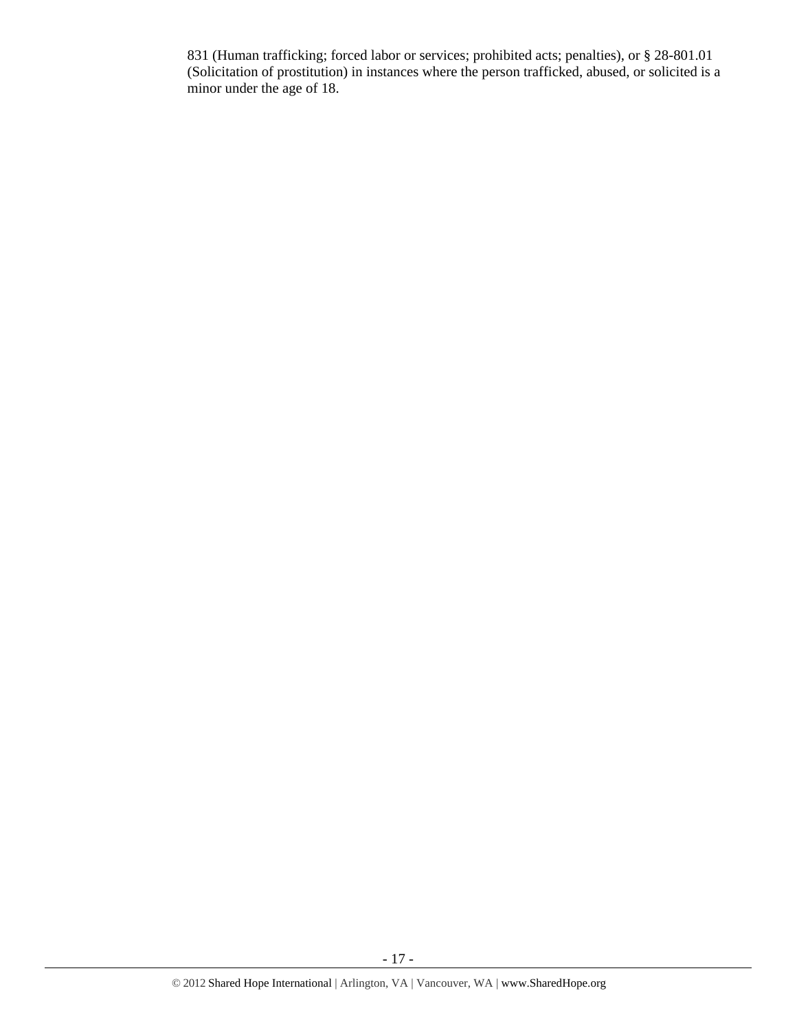831 (Human trafficking; forced labor or services; prohibited acts; penalties), or § 28-801.01 (Solicitation of prostitution) in instances where the person trafficked, abused, or solicited is a minor under the age of 18.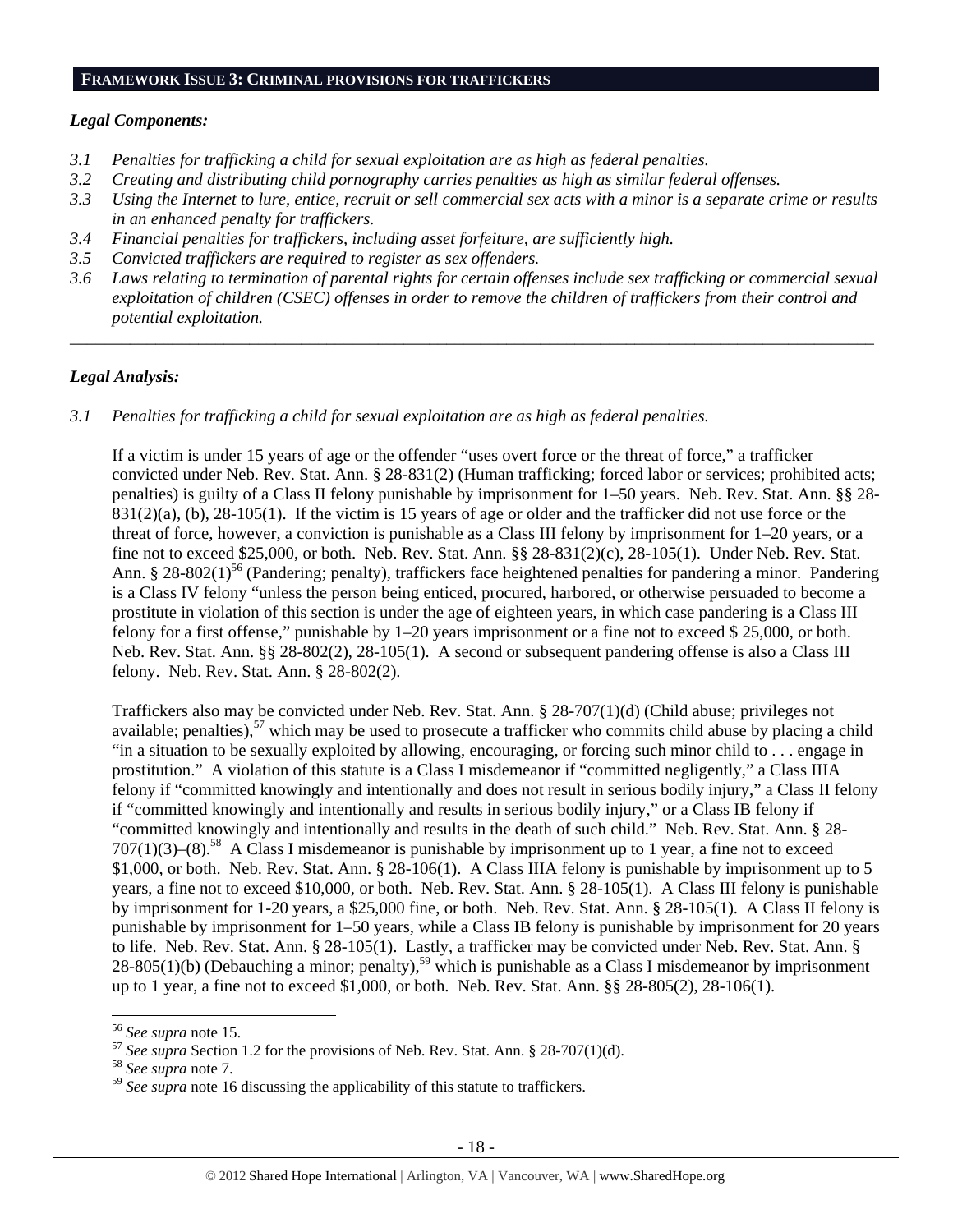## FRAMEWORK ISSUE 3: CRIMINAL PROVISIONS FOR TRAFFICKERS

### *Legal Components:*

*3.1 Penalties for trafficking a child for sexual exploitation are as high as federal penalties.*
*3.2 Creating and distributing child pornography carries penalties as high as similar federal offenses.*
*3.3 Using the Internet to lure, entice, recruit or sell commercial sex acts with a minor is a separate crime or results in an enhanced penalty for traffickers.*
*3.4 Financial penalties for traffickers, including asset forfeiture, are sufficiently high.*
*3.5 Convicted traffickers are required to register as sex offenders.*
*3.6 Laws relating to termination of parental rights for certain offenses include sex trafficking or commercial sexual exploitation of children (CSEC) offenses in order to remove the children of traffickers from their control and potential exploitation.*

---

### *Legal Analysis:*

*3.1 Penalties for trafficking a child for sexual exploitation are as high as federal penalties.*

If a victim is under 15 years of age or the offender "uses overt force or the threat of force," a trafficker convicted under Neb. Rev. Stat. Ann. § 28-831(2) (Human trafficking; forced labor or services; prohibited acts; penalties) is guilty of a Class II felony punishable by imprisonment for 1–50 years. Neb. Rev. Stat. Ann. §§ 28-831(2)(a), (b), 28-105(1). If the victim is 15 years of age or older and the trafficker did not use force or the threat of force, however, a conviction is punishable as a Class III felony by imprisonment for 1–20 years, or a fine not to exceed $25,000, or both. Neb. Rev. Stat. Ann. §§ 28-831(2)(c), 28-105(1). Under Neb. Rev. Stat. Ann. § 28-802(1)[56] (Pandering; penalty), traffickers face heightened penalties for pandering a minor. Pandering is a Class IV felony "unless the person being enticed, procured, harbored, or otherwise persuaded to become a prostitute in violation of this section is under the age of eighteen years, in which case pandering is a Class III felony for a first offense," punishable by 1–20 years imprisonment or a fine not to exceed $ 25,000, or both. Neb. Rev. Stat. Ann. §§ 28-802(2), 28-105(1). A second or subsequent pandering offense is also a Class III felony. Neb. Rev. Stat. Ann. § 28-802(2).

Traffickers also may be convicted under Neb. Rev. Stat. Ann. § 28-707(1)(d) (Child abuse; privileges not available; penalties),[57] which may be used to prosecute a trafficker who commits child abuse by placing a child "in a situation to be sexually exploited by allowing, encouraging, or forcing such minor child to . . . engage in prostitution." A violation of this statute is a Class I misdemeanor if "committed negligently," a Class IIIA felony if "committed knowingly and intentionally and does not result in serious bodily injury," a Class II felony if "committed knowingly and intentionally and results in serious bodily injury," or a Class IB felony if "committed knowingly and intentionally and results in the death of such child." Neb. Rev. Stat. Ann. § 28-707(1)(3)–(8).[58] A Class I misdemeanor is punishable by imprisonment up to 1 year, a fine not to exceed $1,000, or both. Neb. Rev. Stat. Ann. § 28-106(1). A Class IIIA felony is punishable by imprisonment up to 5 years, a fine not to exceed $10,000, or both. Neb. Rev. Stat. Ann. § 28-105(1). A Class III felony is punishable by imprisonment for 1-20 years, a $25,000 fine, or both. Neb. Rev. Stat. Ann. § 28-105(1). A Class II felony is punishable by imprisonment for 1–50 years, while a Class IB felony is punishable by imprisonment for 20 years to life. Neb. Rev. Stat. Ann. § 28-105(1). Lastly, a trafficker may be convicted under Neb. Rev. Stat. Ann. § 28-805(1)(b) (Debauching a minor; penalty),[59] which is punishable as a Class I misdemeanor by imprisonment up to 1 year, a fine not to exceed $1,000, or both. Neb. Rev. Stat. Ann. §§ 28-805(2), 28-106(1).

---

[56] *See supra* note 15.
[57] *See supra* Section 1.2 for the provisions of Neb. Rev. Stat. Ann. § 28-707(1)(d).
[58] *See supra* note 7.
[59] *See supra* note 16 discussing the applicability of this statute to traffickers.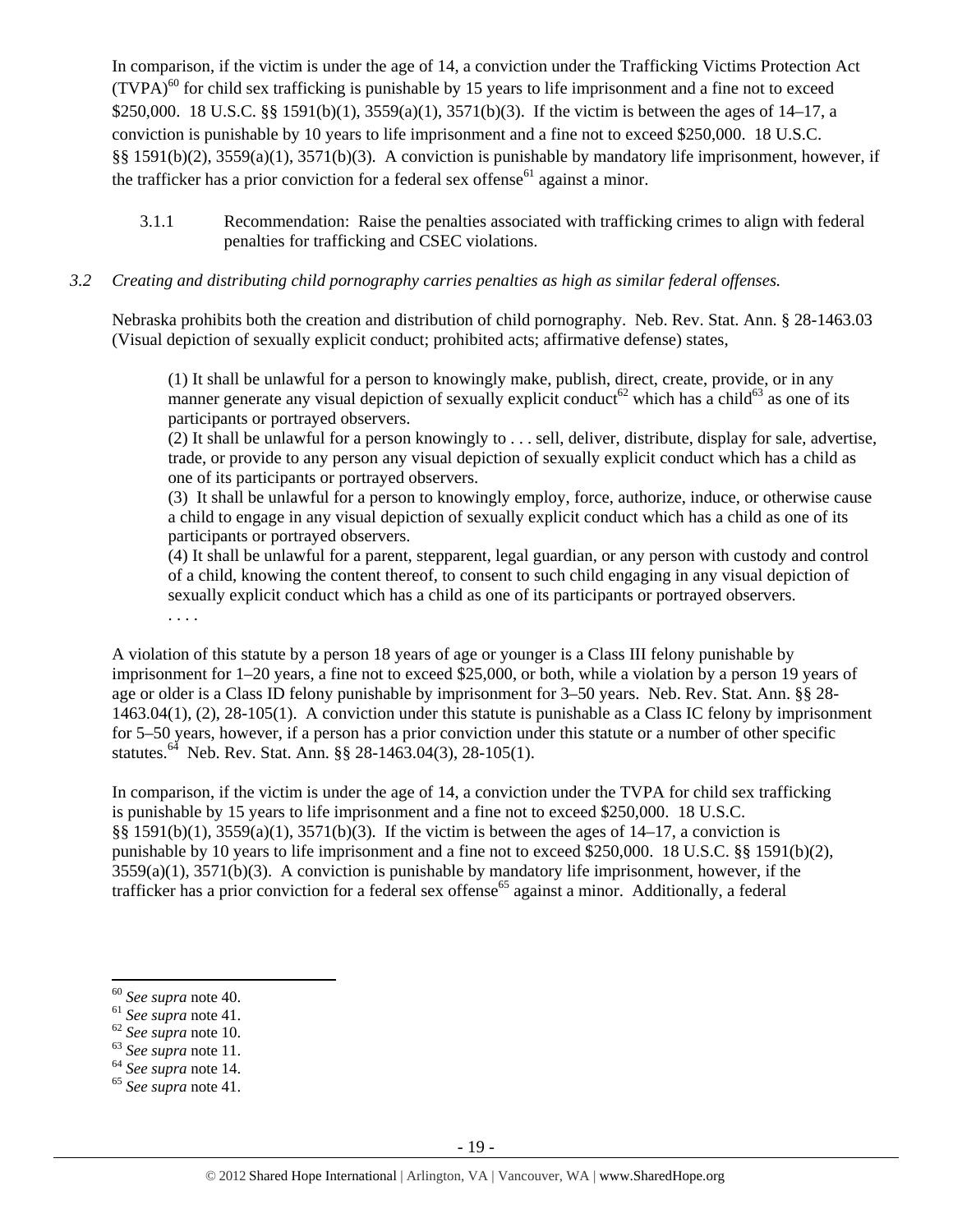In comparison, if the victim is under the age of 14, a conviction under the Trafficking Victims Protection Act (TVPA)[60] for child sex trafficking is punishable by 15 years to life imprisonment and a fine not to exceed $250,000. 18 U.S.C. §§ 1591(b)(1), 3559(a)(1), 3571(b)(3). If the victim is between the ages of 14–17, a conviction is punishable by 10 years to life imprisonment and a fine not to exceed $250,000. 18 U.S.C. §§ 1591(b)(2), 3559(a)(1), 3571(b)(3). A conviction is punishable by mandatory life imprisonment, however, if the trafficker has a prior conviction for a federal sex offense[61] against a minor.

3.1.1 Recommendation: Raise the penalties associated with trafficking crimes to align with federal penalties for trafficking and CSEC violations.

*3.2 Creating and distributing child pornography carries penalties as high as similar federal offenses.*

Nebraska prohibits both the creation and distribution of child pornography. Neb. Rev. Stat. Ann. § 28-1463.03 (Visual depiction of sexually explicit conduct; prohibited acts; affirmative defense) states,

> (1) It shall be unlawful for a person to knowingly make, publish, direct, create, provide, or in any manner generate any visual depiction of sexually explicit conduct[62] which has a child[63] as one of its participants or portrayed observers.
> (2) It shall be unlawful for a person knowingly to . . . sell, deliver, distribute, display for sale, advertise, trade, or provide to any person any visual depiction of sexually explicit conduct which has a child as one of its participants or portrayed observers.
> (3) It shall be unlawful for a person to knowingly employ, force, authorize, induce, or otherwise cause a child to engage in any visual depiction of sexually explicit conduct which has a child as one of its participants or portrayed observers.
> (4) It shall be unlawful for a parent, stepparent, legal guardian, or any person with custody and control of a child, knowing the content thereof, to consent to such child engaging in any visual depiction of sexually explicit conduct which has a child as one of its participants or portrayed observers.
> . . . .

A violation of this statute by a person 18 years of age or younger is a Class III felony punishable by imprisonment for 1–20 years, a fine not to exceed $25,000, or both, while a violation by a person 19 years of age or older is a Class ID felony punishable by imprisonment for 3–50 years. Neb. Rev. Stat. Ann. §§ 28-1463.04(1), (2), 28-105(1). A conviction under this statute is punishable as a Class IC felony by imprisonment for 5–50 years, however, if a person has a prior conviction under this statute or a number of other specific statutes.[64] Neb. Rev. Stat. Ann. §§ 28-1463.04(3), 28-105(1).

In comparison, if the victim is under the age of 14, a conviction under the TVPA for child sex trafficking is punishable by 15 years to life imprisonment and a fine not to exceed $250,000. 18 U.S.C. §§ 1591(b)(1), 3559(a)(1), 3571(b)(3). If the victim is between the ages of 14–17, a conviction is punishable by 10 years to life imprisonment and a fine not to exceed $250,000. 18 U.S.C. §§ 1591(b)(2), 3559(a)(1), 3571(b)(3). A conviction is punishable by mandatory life imprisonment, however, if the trafficker has a prior conviction for a federal sex offense[65] against a minor. Additionally, a federal

---

[60] *See supra* note 40.
[61] *See supra* note 41.
[62] *See supra* note 10.
[63] *See supra* note 11.
[64] *See supra* note 14.
[65] *See supra* note 41.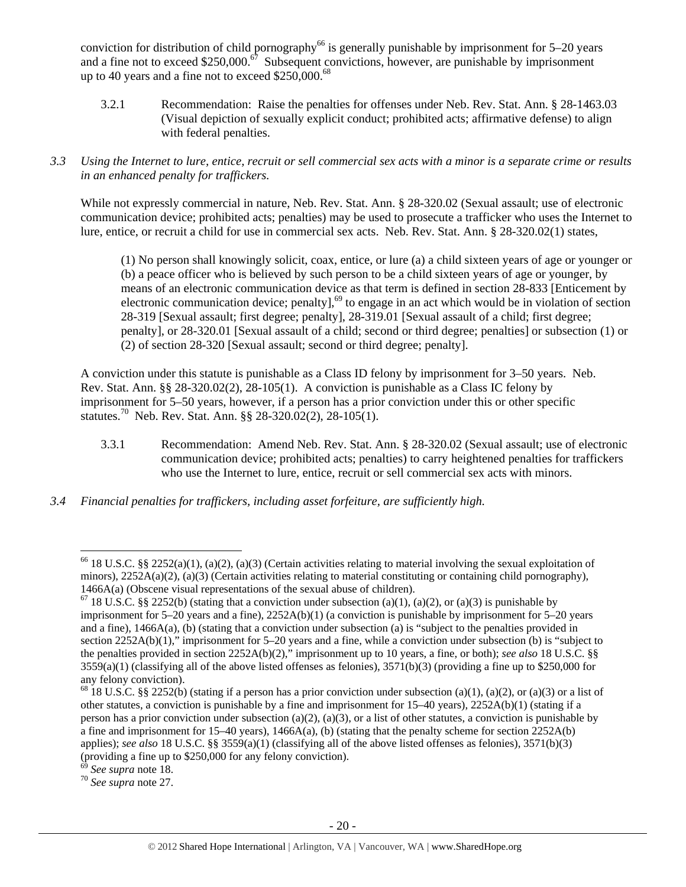conviction for distribution of child pornography[66] is generally punishable by imprisonment for 5–20 years and a fine not to exceed $250,000.[67] Subsequent convictions, however, are punishable by imprisonment up to 40 years and a fine not to exceed $250,000.[68]

3.2.1 Recommendation: Raise the penalties for offenses under Neb. Rev. Stat. Ann. § 28-1463.03 (Visual depiction of sexually explicit conduct; prohibited acts; affirmative defense) to align with federal penalties.

*3.3 Using the Internet to lure, entice, recruit or sell commercial sex acts with a minor is a separate crime or results in an enhanced penalty for traffickers.*

While not expressly commercial in nature, Neb. Rev. Stat. Ann. § 28-320.02 (Sexual assault; use of electronic communication device; prohibited acts; penalties) may be used to prosecute a trafficker who uses the Internet to lure, entice, or recruit a child for use in commercial sex acts. Neb. Rev. Stat. Ann. § 28-320.02(1) states,

> (1) No person shall knowingly solicit, coax, entice, or lure (a) a child sixteen years of age or younger or (b) a peace officer who is believed by such person to be a child sixteen years of age or younger, by means of an electronic communication device as that term is defined in section 28-833 [Enticement by electronic communication device; penalty],[69] to engage in an act which would be in violation of section 28-319 [Sexual assault; first degree; penalty], 28-319.01 [Sexual assault of a child; first degree; penalty], or 28-320.01 [Sexual assault of a child; second or third degree; penalties] or subsection (1) or (2) of section 28-320 [Sexual assault; second or third degree; penalty].

A conviction under this statute is punishable as a Class ID felony by imprisonment for 3–50 years. Neb. Rev. Stat. Ann. §§ 28-320.02(2), 28-105(1). A conviction is punishable as a Class IC felony by imprisonment for 5–50 years, however, if a person has a prior conviction under this or other specific statutes.[70] Neb. Rev. Stat. Ann. §§ 28-320.02(2), 28-105(1).

3.3.1 Recommendation: Amend Neb. Rev. Stat. Ann. § 28-320.02 (Sexual assault; use of electronic communication device; prohibited acts; penalties) to carry heightened penalties for traffickers who use the Internet to lure, entice, recruit or sell commercial sex acts with minors.

*3.4 Financial penalties for traffickers, including asset forfeiture, are sufficiently high.*

---

[66] 18 U.S.C. §§ 2252(a)(1), (a)(2), (a)(3) (Certain activities relating to material involving the sexual exploitation of minors), 2252A(a)(2), (a)(3) (Certain activities relating to material constituting or containing child pornography), 1466A(a) (Obscene visual representations of the sexual abuse of children).

[67] 18 U.S.C. §§ 2252(b) (stating that a conviction under subsection (a)(1), (a)(2), or (a)(3) is punishable by imprisonment for 5–20 years and a fine), 2252A(b)(1) (a conviction is punishable by imprisonment for 5–20 years and a fine), 1466A(a), (b) (stating that a conviction under subsection (a) is "subject to the penalties provided in section 2252A(b)(1)," imprisonment for 5–20 years and a fine, while a conviction under subsection (b) is "subject to the penalties provided in section 2252A(b)(2)," imprisonment up to 10 years, a fine, or both); *see also* 18 U.S.C. §§ 3559(a)(1) (classifying all of the above listed offenses as felonies), 3571(b)(3) (providing a fine up to $250,000 for any felony conviction).

[68] 18 U.S.C. §§ 2252(b) (stating if a person has a prior conviction under subsection (a)(1), (a)(2), or (a)(3) or a list of other statutes, a conviction is punishable by a fine and imprisonment for 15–40 years), 2252A(b)(1) (stating if a person has a prior conviction under subsection (a)(2), (a)(3), or a list of other statutes, a conviction is punishable by a fine and imprisonment for 15–40 years), 1466A(a), (b) (stating that the penalty scheme for section 2252A(b) applies); *see also* 18 U.S.C. §§ 3559(a)(1) (classifying all of the above listed offenses as felonies), 3571(b)(3) (providing a fine up to $250,000 for any felony conviction).

[69] *See supra* note 18.

[70] *See supra* note 27.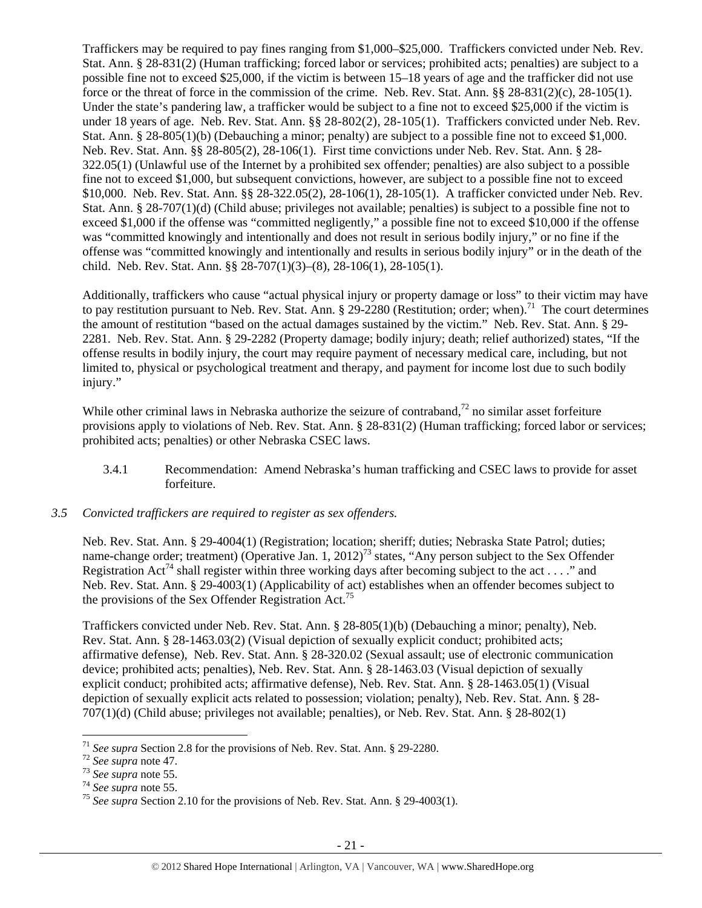Traffickers may be required to pay fines ranging from $1,000–$25,000. Traffickers convicted under Neb. Rev. Stat. Ann. § 28-831(2) (Human trafficking; forced labor or services; prohibited acts; penalties) are subject to a possible fine not to exceed $25,000, if the victim is between 15–18 years of age and the trafficker did not use force or the threat of force in the commission of the crime. Neb. Rev. Stat. Ann. §§ 28-831(2)(c), 28-105(1). Under the state's pandering law, a trafficker would be subject to a fine not to exceed $25,000 if the victim is under 18 years of age. Neb. Rev. Stat. Ann. §§ 28-802(2), 28-105(1). Traffickers convicted under Neb. Rev. Stat. Ann. § 28-805(1)(b) (Debauching a minor; penalty) are subject to a possible fine not to exceed $1,000. Neb. Rev. Stat. Ann. §§ 28-805(2), 28-106(1). First time convictions under Neb. Rev. Stat. Ann. § 28-322.05(1) (Unlawful use of the Internet by a prohibited sex offender; penalties) are also subject to a possible fine not to exceed $1,000, but subsequent convictions, however, are subject to a possible fine not to exceed $10,000. Neb. Rev. Stat. Ann. §§ 28-322.05(2), 28-106(1), 28-105(1). A trafficker convicted under Neb. Rev. Stat. Ann. § 28-707(1)(d) (Child abuse; privileges not available; penalties) is subject to a possible fine not to exceed $1,000 if the offense was "committed negligently," a possible fine not to exceed $10,000 if the offense was "committed knowingly and intentionally and does not result in serious bodily injury," or no fine if the offense was "committed knowingly and intentionally and results in serious bodily injury" or in the death of the child. Neb. Rev. Stat. Ann. §§ 28-707(1)(3)–(8), 28-106(1), 28-105(1).

Additionally, traffickers who cause "actual physical injury or property damage or loss" to their victim may have to pay restitution pursuant to Neb. Rev. Stat. Ann. § 29-2280 (Restitution; order; when).[71] The court determines the amount of restitution "based on the actual damages sustained by the victim." Neb. Rev. Stat. Ann. § 29-2281. Neb. Rev. Stat. Ann. § 29-2282 (Property damage; bodily injury; death; relief authorized) states, "If the offense results in bodily injury, the court may require payment of necessary medical care, including, but not limited to, physical or psychological treatment and therapy, and payment for income lost due to such bodily injury."

While other criminal laws in Nebraska authorize the seizure of contraband,[72] no similar asset forfeiture provisions apply to violations of Neb. Rev. Stat. Ann. § 28-831(2) (Human trafficking; forced labor or services; prohibited acts; penalties) or other Nebraska CSEC laws.

3.4.1 Recommendation: Amend Nebraska's human trafficking and CSEC laws to provide for asset forfeiture.

*3.5 Convicted traffickers are required to register as sex offenders.*

Neb. Rev. Stat. Ann. § 29-4004(1) (Registration; location; sheriff; duties; Nebraska State Patrol; duties; name-change order; treatment) (Operative Jan. 1, 2012)[73] states, "Any person subject to the Sex Offender Registration Act[74] shall register within three working days after becoming subject to the act . . . ." and Neb. Rev. Stat. Ann. § 29-4003(1) (Applicability of act) establishes when an offender becomes subject to the provisions of the Sex Offender Registration Act.[75]

Traffickers convicted under Neb. Rev. Stat. Ann. § 28-805(1)(b) (Debauching a minor; penalty), Neb. Rev. Stat. Ann. § 28-1463.03(2) (Visual depiction of sexually explicit conduct; prohibited acts; affirmative defense), Neb. Rev. Stat. Ann. § 28-320.02 (Sexual assault; use of electronic communication device; prohibited acts; penalties), Neb. Rev. Stat. Ann. § 28-1463.03 (Visual depiction of sexually explicit conduct; prohibited acts; affirmative defense), Neb. Rev. Stat. Ann. § 28-1463.05(1) (Visual depiction of sexually explicit acts related to possession; violation; penalty), Neb. Rev. Stat. Ann. § 28-707(1)(d) (Child abuse; privileges not available; penalties), or Neb. Rev. Stat. Ann. § 28-802(1)

---

[71] *See supra* Section 2.8 for the provisions of Neb. Rev. Stat. Ann. § 29-2280.
[72] *See supra* note 47.
[73] *See supra* note 55.
[74] *See supra* note 55.
[75] *See supra* Section 2.10 for the provisions of Neb. Rev. Stat. Ann. § 29-4003(1).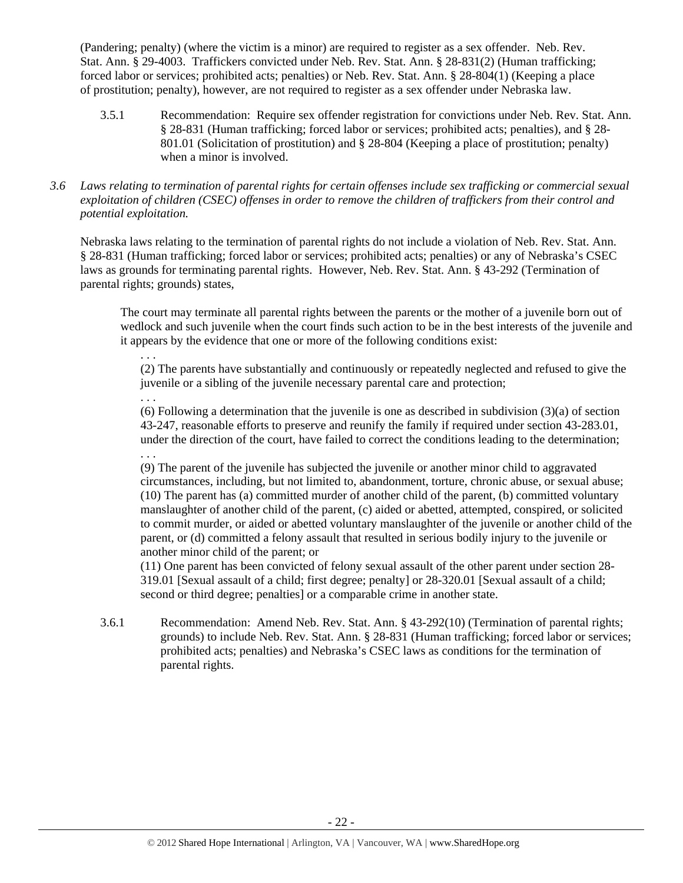(Pandering; penalty) (where the victim is a minor) are required to register as a sex offender. Neb. Rev. Stat. Ann. § 29-4003. Traffickers convicted under Neb. Rev. Stat. Ann. § 28-831(2) (Human trafficking; forced labor or services; prohibited acts; penalties) or Neb. Rev. Stat. Ann. § 28-804(1) (Keeping a place of prostitution; penalty), however, are not required to register as a sex offender under Nebraska law.

3.5.1 Recommendation: Require sex offender registration for convictions under Neb. Rev. Stat. Ann. § 28-831 (Human trafficking; forced labor or services; prohibited acts; penalties), and § 28-801.01 (Solicitation of prostitution) and § 28-804 (Keeping a place of prostitution; penalty) when a minor is involved.

*3.6 Laws relating to termination of parental rights for certain offenses include sex trafficking or commercial sexual exploitation of children (CSEC) offenses in order to remove the children of traffickers from their control and potential exploitation.*

Nebraska laws relating to the termination of parental rights do not include a violation of Neb. Rev. Stat. Ann. § 28-831 (Human trafficking; forced labor or services; prohibited acts; penalties) or any of Nebraska's CSEC laws as grounds for terminating parental rights. However, Neb. Rev. Stat. Ann. § 43-292 (Termination of parental rights; grounds) states,

> The court may terminate all parental rights between the parents or the mother of a juvenile born out of wedlock and such juvenile when the court finds such action to be in the best interests of the juvenile and it appears by the evidence that one or more of the following conditions exist:
>
> . . .
>
> (2) The parents have substantially and continuously or repeatedly neglected and refused to give the juvenile or a sibling of the juvenile necessary parental care and protection;
>
> . . .
>
> (6) Following a determination that the juvenile is one as described in subdivision (3)(a) of section 43-247, reasonable efforts to preserve and reunify the family if required under section 43-283.01, under the direction of the court, have failed to correct the conditions leading to the determination;
>
> . . .
>
> (9) The parent of the juvenile has subjected the juvenile or another minor child to aggravated circumstances, including, but not limited to, abandonment, torture, chronic abuse, or sexual abuse;
> (10) The parent has (a) committed murder of another child of the parent, (b) committed voluntary manslaughter of another child of the parent, (c) aided or abetted, attempted, conspired, or solicited to commit murder, or aided or abetted voluntary manslaughter of the juvenile or another child of the parent, or (d) committed a felony assault that resulted in serious bodily injury to the juvenile or another minor child of the parent; or
> (11) One parent has been convicted of felony sexual assault of the other parent under section 28-319.01 [Sexual assault of a child; first degree; penalty] or 28-320.01 [Sexual assault of a child; second or third degree; penalties] or a comparable crime in another state.

3.6.1 Recommendation: Amend Neb. Rev. Stat. Ann. § 43-292(10) (Termination of parental rights; grounds) to include Neb. Rev. Stat. Ann. § 28-831 (Human trafficking; forced labor or services; prohibited acts; penalties) and Nebraska's CSEC laws as conditions for the termination of parental rights.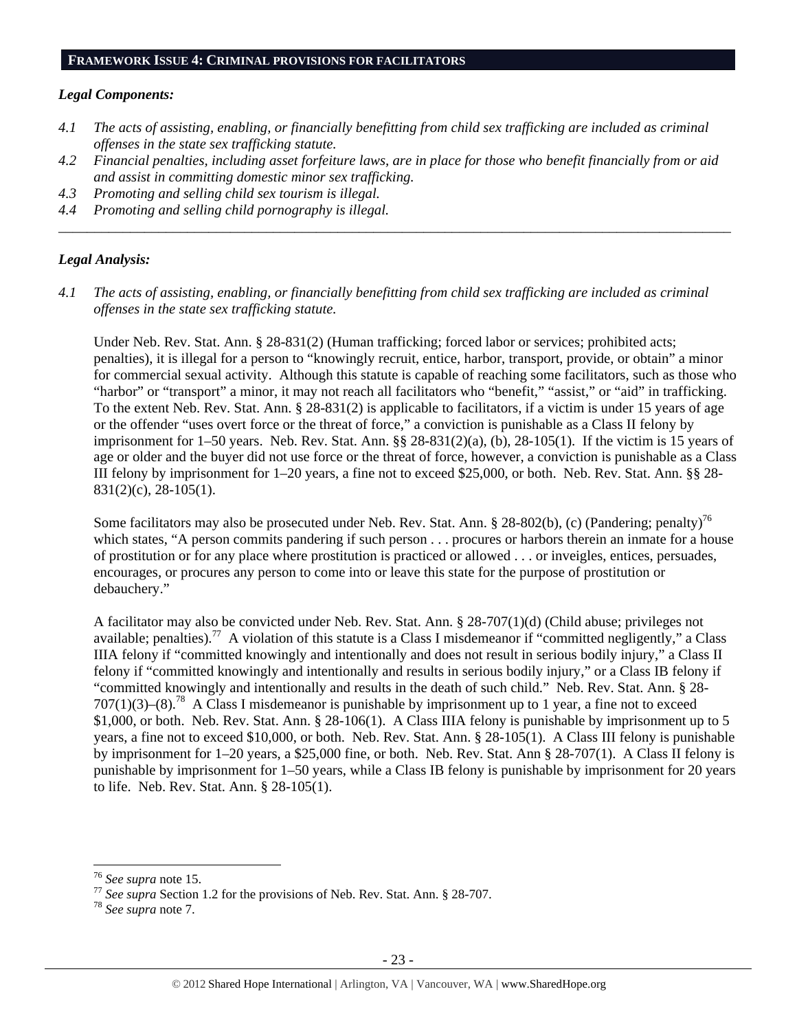## FRAMEWORK ISSUE 4: CRIMINAL PROVISIONS FOR FACILITATORS

***Legal Components:***

*4.1 The acts of assisting, enabling, or financially benefitting from child sex trafficking are included as criminal offenses in the state sex trafficking statute.*

*4.2 Financial penalties, including asset forfeiture laws, are in place for those who benefit financially from or aid and assist in committing domestic minor sex trafficking.*

*4.3 Promoting and selling child sex tourism is illegal.*

*4.4 Promoting and selling child pornography is illegal.*

---

***Legal Analysis:***

*4.1 The acts of assisting, enabling, or financially benefitting from child sex trafficking are included as criminal offenses in the state sex trafficking statute.*

Under Neb. Rev. Stat. Ann. § 28-831(2) (Human trafficking; forced labor or services; prohibited acts; penalties), it is illegal for a person to "knowingly recruit, entice, harbor, transport, provide, or obtain" a minor for commercial sexual activity. Although this statute is capable of reaching some facilitators, such as those who "harbor" or "transport" a minor, it may not reach all facilitators who "benefit," "assist," or "aid" in trafficking. To the extent Neb. Rev. Stat. Ann. § 28-831(2) is applicable to facilitators, if a victim is under 15 years of age or the offender "uses overt force or the threat of force," a conviction is punishable as a Class II felony by imprisonment for 1–50 years. Neb. Rev. Stat. Ann. §§ 28-831(2)(a), (b), 28-105(1). If the victim is 15 years of age or older and the buyer did not use force or the threat of force, however, a conviction is punishable as a Class III felony by imprisonment for 1–20 years, a fine not to exceed $25,000, or both. Neb. Rev. Stat. Ann. §§ 28-831(2)(c), 28-105(1).

Some facilitators may also be prosecuted under Neb. Rev. Stat. Ann. § 28-802(b), (c) (Pandering; penalty)[76] which states, "A person commits pandering if such person . . . procures or harbors therein an inmate for a house of prostitution or for any place where prostitution is practiced or allowed . . . or inveigles, entices, persuades, encourages, or procures any person to come into or leave this state for the purpose of prostitution or debauchery."

A facilitator may also be convicted under Neb. Rev. Stat. Ann. § 28-707(1)(d) (Child abuse; privileges not available; penalties).[77] A violation of this statute is a Class I misdemeanor if "committed negligently," a Class IIIA felony if "committed knowingly and intentionally and does not result in serious bodily injury," a Class II felony if "committed knowingly and intentionally and results in serious bodily injury," or a Class IB felony if "committed knowingly and intentionally and results in the death of such child." Neb. Rev. Stat. Ann. § 28-707(1)(3)–(8).[78] A Class I misdemeanor is punishable by imprisonment up to 1 year, a fine not to exceed $1,000, or both. Neb. Rev. Stat. Ann. § 28-106(1). A Class IIIA felony is punishable by imprisonment up to 5 years, a fine not to exceed $10,000, or both. Neb. Rev. Stat. Ann. § 28-105(1). A Class III felony is punishable by imprisonment for 1–20 years, a $25,000 fine, or both. Neb. Rev. Stat. Ann § 28-707(1). A Class II felony is punishable by imprisonment for 1–50 years, while a Class IB felony is punishable by imprisonment for 20 years to life. Neb. Rev. Stat. Ann. § 28-105(1).

---

[76] *See supra* note 15.

[77] *See supra* Section 1.2 for the provisions of Neb. Rev. Stat. Ann. § 28-707.

[78] *See supra* note 7.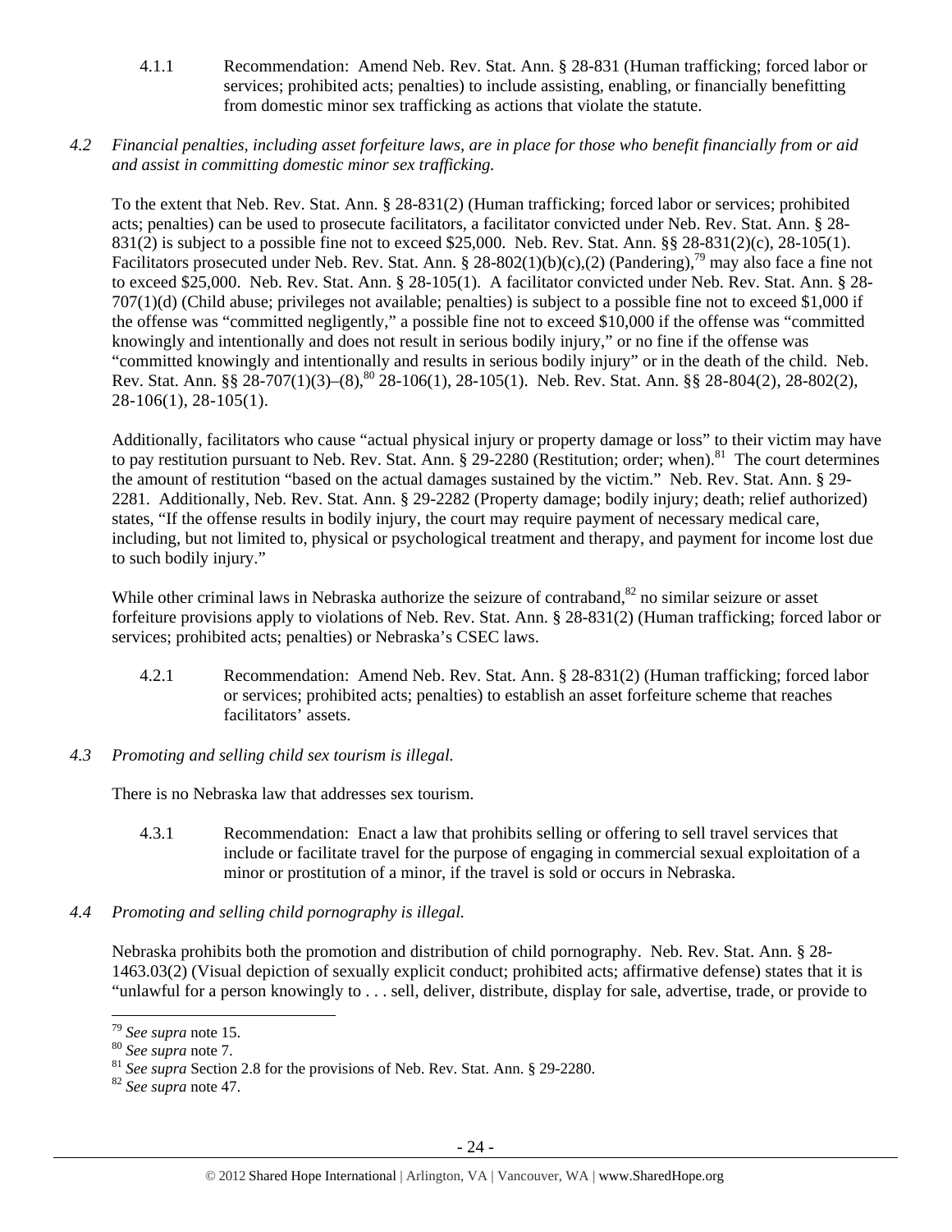4.1.1 Recommendation: Amend Neb. Rev. Stat. Ann. § 28-831 (Human trafficking; forced labor or services; prohibited acts; penalties) to include assisting, enabling, or financially benefitting from domestic minor sex trafficking as actions that violate the statute.

*4.2 Financial penalties, including asset forfeiture laws, are in place for those who benefit financially from or aid and assist in committing domestic minor sex trafficking.*

To the extent that Neb. Rev. Stat. Ann. § 28-831(2) (Human trafficking; forced labor or services; prohibited acts; penalties) can be used to prosecute facilitators, a facilitator convicted under Neb. Rev. Stat. Ann. § 28-831(2) is subject to a possible fine not to exceed $25,000. Neb. Rev. Stat. Ann. §§ 28-831(2)(c), 28-105(1). Facilitators prosecuted under Neb. Rev. Stat. Ann. § 28-802(1)(b)(c),(2) (Pandering),[79] may also face a fine not to exceed $25,000. Neb. Rev. Stat. Ann. § 28-105(1). A facilitator convicted under Neb. Rev. Stat. Ann. § 28-707(1)(d) (Child abuse; privileges not available; penalties) is subject to a possible fine not to exceed $1,000 if the offense was "committed negligently," a possible fine not to exceed $10,000 if the offense was "committed knowingly and intentionally and does not result in serious bodily injury," or no fine if the offense was "committed knowingly and intentionally and results in serious bodily injury" or in the death of the child. Neb. Rev. Stat. Ann. §§ 28-707(1)(3)–(8),[80] 28-106(1), 28-105(1). Neb. Rev. Stat. Ann. §§ 28-804(2), 28-802(2), 28-106(1), 28-105(1).

Additionally, facilitators who cause "actual physical injury or property damage or loss" to their victim may have to pay restitution pursuant to Neb. Rev. Stat. Ann. § 29-2280 (Restitution; order; when).[81] The court determines the amount of restitution "based on the actual damages sustained by the victim." Neb. Rev. Stat. Ann. § 29-2281. Additionally, Neb. Rev. Stat. Ann. § 29-2282 (Property damage; bodily injury; death; relief authorized) states, "If the offense results in bodily injury, the court may require payment of necessary medical care, including, but not limited to, physical or psychological treatment and therapy, and payment for income lost due to such bodily injury."

While other criminal laws in Nebraska authorize the seizure of contraband,[82] no similar seizure or asset forfeiture provisions apply to violations of Neb. Rev. Stat. Ann. § 28-831(2) (Human trafficking; forced labor or services; prohibited acts; penalties) or Nebraska's CSEC laws.

4.2.1 Recommendation: Amend Neb. Rev. Stat. Ann. § 28-831(2) (Human trafficking; forced labor or services; prohibited acts; penalties) to establish an asset forfeiture scheme that reaches facilitators' assets.

*4.3 Promoting and selling child sex tourism is illegal.*

There is no Nebraska law that addresses sex tourism.

4.3.1 Recommendation: Enact a law that prohibits selling or offering to sell travel services that include or facilitate travel for the purpose of engaging in commercial sexual exploitation of a minor or prostitution of a minor, if the travel is sold or occurs in Nebraska.

*4.4 Promoting and selling child pornography is illegal.*

Nebraska prohibits both the promotion and distribution of child pornography. Neb. Rev. Stat. Ann. § 28-1463.03(2) (Visual depiction of sexually explicit conduct; prohibited acts; affirmative defense) states that it is "unlawful for a person knowingly to . . . sell, deliver, distribute, display for sale, advertise, trade, or provide to

[79] *See supra* note 15.
[80] *See supra* note 7.
[81] *See supra* Section 2.8 for the provisions of Neb. Rev. Stat. Ann. § 29-2280.
[82] *See supra* note 47.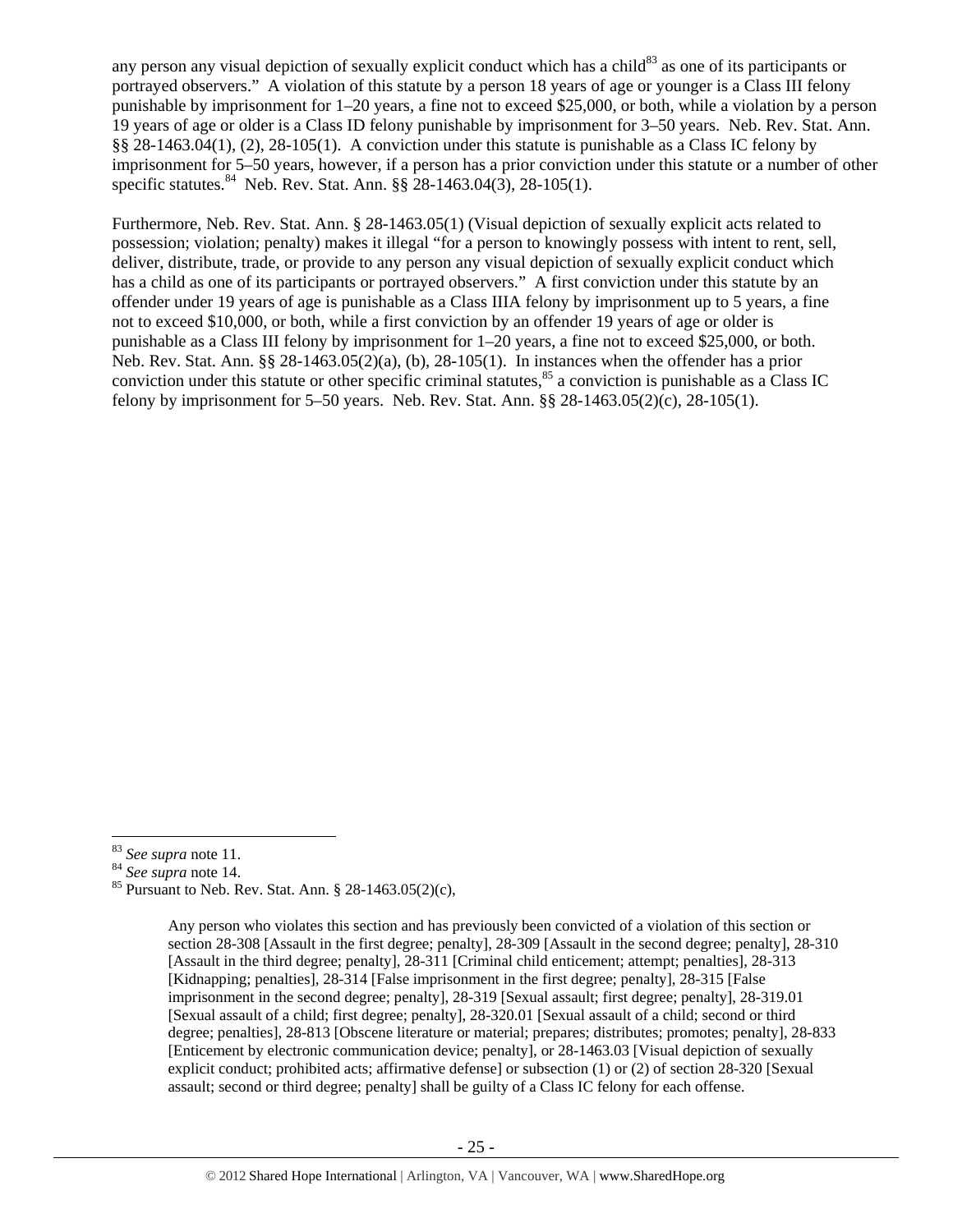any person any visual depiction of sexually explicit conduct which has a child[83] as one of its participants or portrayed observers." A violation of this statute by a person 18 years of age or younger is a Class III felony punishable by imprisonment for 1–20 years, a fine not to exceed $25,000, or both, while a violation by a person 19 years of age or older is a Class ID felony punishable by imprisonment for 3–50 years. Neb. Rev. Stat. Ann. §§ 28-1463.04(1), (2), 28-105(1). A conviction under this statute is punishable as a Class IC felony by imprisonment for 5–50 years, however, if a person has a prior conviction under this statute or a number of other specific statutes.[84] Neb. Rev. Stat. Ann. §§ 28-1463.04(3), 28-105(1).

Furthermore, Neb. Rev. Stat. Ann. § 28-1463.05(1) (Visual depiction of sexually explicit acts related to possession; violation; penalty) makes it illegal "for a person to knowingly possess with intent to rent, sell, deliver, distribute, trade, or provide to any person any visual depiction of sexually explicit conduct which has a child as one of its participants or portrayed observers." A first conviction under this statute by an offender under 19 years of age is punishable as a Class IIIA felony by imprisonment up to 5 years, a fine not to exceed $10,000, or both, while a first conviction by an offender 19 years of age or older is punishable as a Class III felony by imprisonment for 1–20 years, a fine not to exceed $25,000, or both. Neb. Rev. Stat. Ann. §§ 28-1463.05(2)(a), (b), 28-105(1). In instances when the offender has a prior conviction under this statute or other specific criminal statutes,[85] a conviction is punishable as a Class IC felony by imprisonment for 5–50 years. Neb. Rev. Stat. Ann. §§ 28-1463.05(2)(c), 28-105(1).

---

[83] *See supra* note 11.

[84] *See supra* note 14.

[85] Pursuant to Neb. Rev. Stat. Ann. § 28-1463.05(2)(c),

> Any person who violates this section and has previously been convicted of a violation of this section or section 28-308 [Assault in the first degree; penalty], 28-309 [Assault in the second degree; penalty], 28-310 [Assault in the third degree; penalty], 28-311 [Criminal child enticement; attempt; penalties], 28-313 [Kidnapping; penalties], 28-314 [False imprisonment in the first degree; penalty], 28-315 [False imprisonment in the second degree; penalty], 28-319 [Sexual assault; first degree; penalty], 28-319.01 [Sexual assault of a child; first degree; penalty], 28-320.01 [Sexual assault of a child; second or third degree; penalties], 28-813 [Obscene literature or material; prepares; distributes; promotes; penalty], 28-833 [Enticement by electronic communication device; penalty], or 28-1463.03 [Visual depiction of sexually explicit conduct; prohibited acts; affirmative defense] or subsection (1) or (2) of section 28-320 [Sexual assault; second or third degree; penalty] shall be guilty of a Class IC felony for each offense.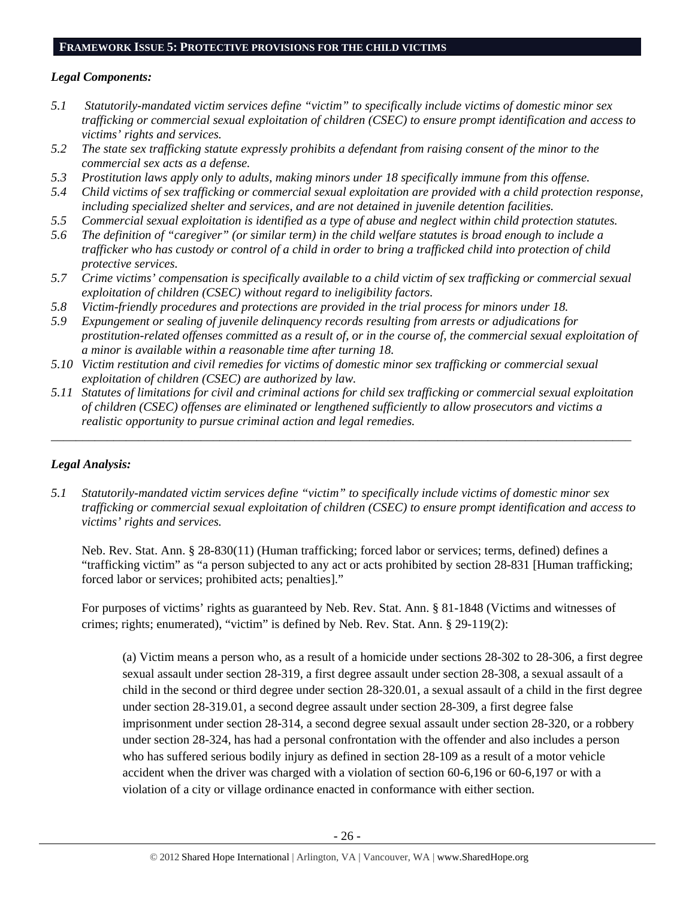## FRAMEWORK ISSUE 5: PROTECTIVE PROVISIONS FOR THE CHILD VICTIMS

### *Legal Components:*

*5.1 Statutorily-mandated victim services define "victim" to specifically include victims of domestic minor sex trafficking or commercial sexual exploitation of children (CSEC) to ensure prompt identification and access to victims' rights and services.*

*5.2 The state sex trafficking statute expressly prohibits a defendant from raising consent of the minor to the commercial sex acts as a defense.*

*5.3 Prostitution laws apply only to adults, making minors under 18 specifically immune from this offense.*

*5.4 Child victims of sex trafficking or commercial sexual exploitation are provided with a child protection response, including specialized shelter and services, and are not detained in juvenile detention facilities.*

*5.5 Commercial sexual exploitation is identified as a type of abuse and neglect within child protection statutes.*

*5.6 The definition of "caregiver" (or similar term) in the child welfare statutes is broad enough to include a trafficker who has custody or control of a child in order to bring a trafficked child into protection of child protective services.*

*5.7 Crime victims' compensation is specifically available to a child victim of sex trafficking or commercial sexual exploitation of children (CSEC) without regard to ineligibility factors.*

*5.8 Victim-friendly procedures and protections are provided in the trial process for minors under 18.*

*5.9 Expungement or sealing of juvenile delinquency records resulting from arrests or adjudications for prostitution-related offenses committed as a result of, or in the course of, the commercial sexual exploitation of a minor is available within a reasonable time after turning 18.*

*5.10 Victim restitution and civil remedies for victims of domestic minor sex trafficking or commercial sexual exploitation of children (CSEC) are authorized by law.*

*5.11 Statutes of limitations for civil and criminal actions for child sex trafficking or commercial sexual exploitation of children (CSEC) offenses are eliminated or lengthened sufficiently to allow prosecutors and victims a realistic opportunity to pursue criminal action and legal remedies.*

---

### *Legal Analysis:*

*5.1 Statutorily-mandated victim services define "victim" to specifically include victims of domestic minor sex trafficking or commercial sexual exploitation of children (CSEC) to ensure prompt identification and access to victims' rights and services.*

Neb. Rev. Stat. Ann. § 28-830(11) (Human trafficking; forced labor or services; terms, defined) defines a "trafficking victim" as "a person subjected to any act or acts prohibited by section 28-831 [Human trafficking; forced labor or services; prohibited acts; penalties]."

For purposes of victims' rights as guaranteed by Neb. Rev. Stat. Ann. § 81-1848 (Victims and witnesses of crimes; rights; enumerated), "victim" is defined by Neb. Rev. Stat. Ann. § 29-119(2):

> (a) Victim means a person who, as a result of a homicide under sections 28-302 to 28-306, a first degree sexual assault under section 28-319, a first degree assault under section 28-308, a sexual assault of a child in the second or third degree under section 28-320.01, a sexual assault of a child in the first degree under section 28-319.01, a second degree assault under section 28-309, a first degree false imprisonment under section 28-314, a second degree sexual assault under section 28-320, or a robbery under section 28-324, has had a personal confrontation with the offender and also includes a person who has suffered serious bodily injury as defined in section 28-109 as a result of a motor vehicle accident when the driver was charged with a violation of section 60-6,196 or 60-6,197 or with a violation of a city or village ordinance enacted in conformance with either section.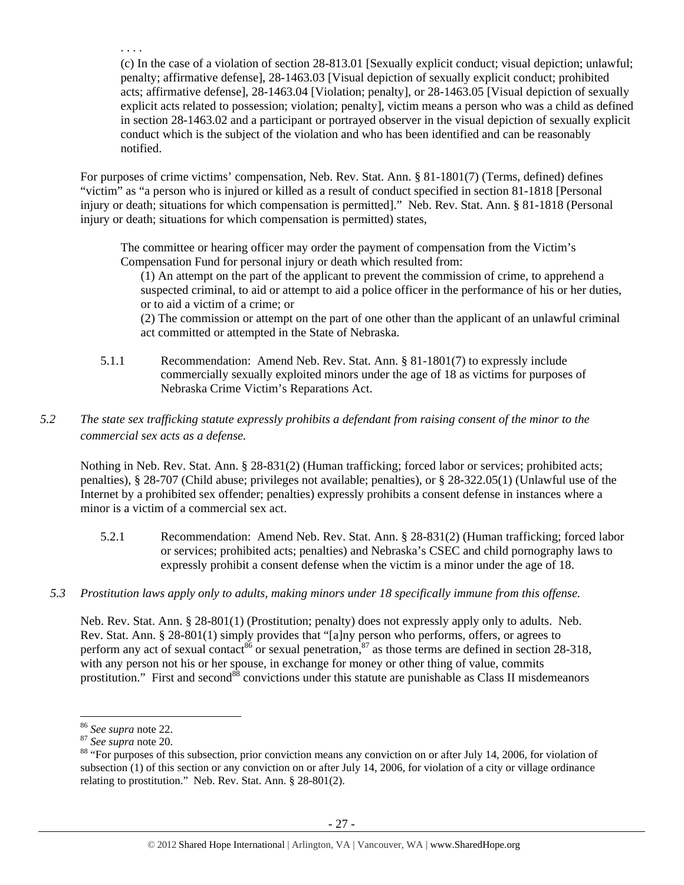. . . .

(c) In the case of a violation of section 28-813.01 [Sexually explicit conduct; visual depiction; unlawful; penalty; affirmative defense], 28-1463.03 [Visual depiction of sexually explicit conduct; prohibited acts; affirmative defense], 28-1463.04 [Violation; penalty], or 28-1463.05 [Visual depiction of sexually explicit acts related to possession; violation; penalty], victim means a person who was a child as defined in section 28-1463.02 and a participant or portrayed observer in the visual depiction of sexually explicit conduct which is the subject of the violation and who has been identified and can be reasonably notified.

For purposes of crime victims' compensation, Neb. Rev. Stat. Ann. § 81-1801(7) (Terms, defined) defines "victim" as "a person who is injured or killed as a result of conduct specified in section 81-1818 [Personal injury or death; situations for which compensation is permitted]." Neb. Rev. Stat. Ann. § 81-1818 (Personal injury or death; situations for which compensation is permitted) states,

> The committee or hearing officer may order the payment of compensation from the Victim's Compensation Fund for personal injury or death which resulted from:
>
> (1) An attempt on the part of the applicant to prevent the commission of crime, to apprehend a suspected criminal, to aid or attempt to aid a police officer in the performance of his or her duties, or to aid a victim of a crime; or
>
> (2) The commission or attempt on the part of one other than the applicant of an unlawful criminal act committed or attempted in the State of Nebraska.

5.1.1 Recommendation: Amend Neb. Rev. Stat. Ann. § 81-1801(7) to expressly include commercially sexually exploited minors under the age of 18 as victims for purposes of Nebraska Crime Victim's Reparations Act.

*5.2 The state sex trafficking statute expressly prohibits a defendant from raising consent of the minor to the commercial sex acts as a defense.*

Nothing in Neb. Rev. Stat. Ann. § 28-831(2) (Human trafficking; forced labor or services; prohibited acts; penalties), § 28-707 (Child abuse; privileges not available; penalties), or § 28-322.05(1) (Unlawful use of the Internet by a prohibited sex offender; penalties) expressly prohibits a consent defense in instances where a minor is a victim of a commercial sex act.

5.2.1 Recommendation: Amend Neb. Rev. Stat. Ann. § 28-831(2) (Human trafficking; forced labor or services; prohibited acts; penalties) and Nebraska's CSEC and child pornography laws to expressly prohibit a consent defense when the victim is a minor under the age of 18.

*5.3 Prostitution laws apply only to adults, making minors under 18 specifically immune from this offense.*

Neb. Rev. Stat. Ann. § 28-801(1) (Prostitution; penalty) does not expressly apply only to adults. Neb. Rev. Stat. Ann. § 28-801(1) simply provides that "[a]ny person who performs, offers, or agrees to perform any act of sexual contact[86] or sexual penetration,[87] as those terms are defined in section 28-318, with any person not his or her spouse, in exchange for money or other thing of value, commits prostitution." First and second[88] convictions under this statute are punishable as Class II misdemeanors

---

[86] *See supra* note 22.

[87] *See supra* note 20.

[88] "For purposes of this subsection, prior conviction means any conviction on or after July 14, 2006, for violation of subsection (1) of this section or any conviction on or after July 14, 2006, for violation of a city or village ordinance relating to prostitution." Neb. Rev. Stat. Ann. § 28-801(2).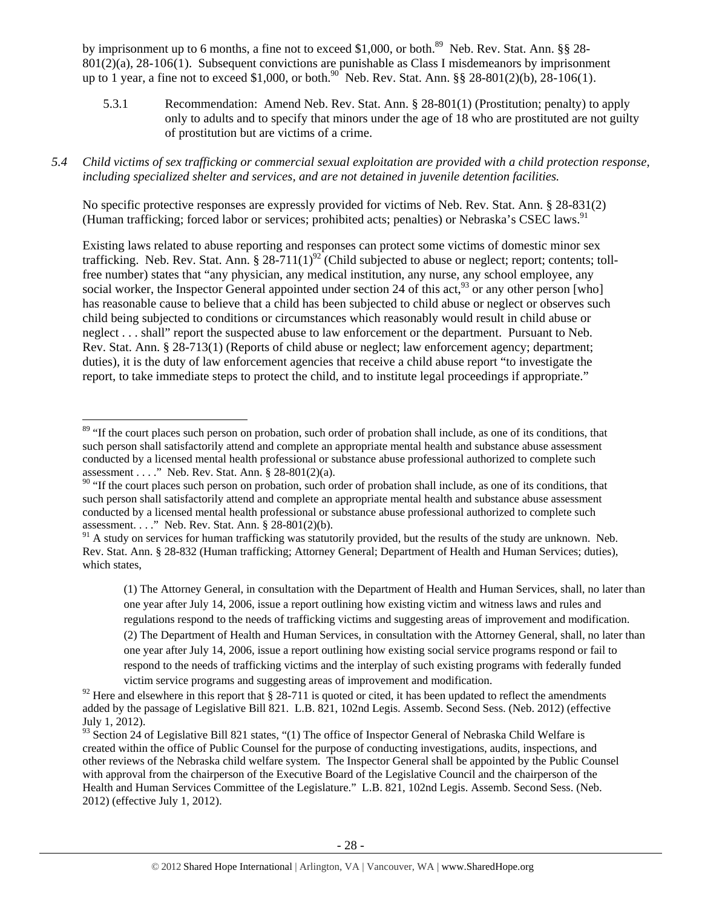by imprisonment up to 6 months, a fine not to exceed $1,000, or both.[89] Neb. Rev. Stat. Ann. §§ 28-801(2)(a), 28-106(1). Subsequent convictions are punishable as Class I misdemeanors by imprisonment up to 1 year, a fine not to exceed $1,000, or both.[90] Neb. Rev. Stat. Ann. §§ 28-801(2)(b), 28-106(1).

5.3.1 Recommendation: Amend Neb. Rev. Stat. Ann. § 28-801(1) (Prostitution; penalty) to apply only to adults and to specify that minors under the age of 18 who are prostituted are not guilty of prostitution but are victims of a crime.

*5.4 Child victims of sex trafficking or commercial sexual exploitation are provided with a child protection response, including specialized shelter and services, and are not detained in juvenile detention facilities.*

No specific protective responses are expressly provided for victims of Neb. Rev. Stat. Ann. § 28-831(2) (Human trafficking; forced labor or services; prohibited acts; penalties) or Nebraska's CSEC laws.[91]

Existing laws related to abuse reporting and responses can protect some victims of domestic minor sex trafficking. Neb. Rev. Stat. Ann. § 28-711(1)[92] (Child subjected to abuse or neglect; report; contents; toll-free number) states that "any physician, any medical institution, any nurse, any school employee, any social worker, the Inspector General appointed under section 24 of this act,[93] or any other person [who] has reasonable cause to believe that a child has been subjected to child abuse or neglect or observes such child being subjected to conditions or circumstances which reasonably would result in child abuse or neglect . . . shall" report the suspected abuse to law enforcement or the department. Pursuant to Neb. Rev. Stat. Ann. § 28-713(1) (Reports of child abuse or neglect; law enforcement agency; department; duties), it is the duty of law enforcement agencies that receive a child abuse report "to investigate the report, to take immediate steps to protect the child, and to institute legal proceedings if appropriate."

---

[89] "If the court places such person on probation, such order of probation shall include, as one of its conditions, that such person shall satisfactorily attend and complete an appropriate mental health and substance abuse assessment conducted by a licensed mental health professional or substance abuse professional authorized to complete such assessment . . . ." Neb. Rev. Stat. Ann. § 28-801(2)(a).

[90] "If the court places such person on probation, such order of probation shall include, as one of its conditions, that such person shall satisfactorily attend and complete an appropriate mental health and substance abuse assessment conducted by a licensed mental health professional or substance abuse professional authorized to complete such assessment. . . ." Neb. Rev. Stat. Ann. § 28-801(2)(b).

[91] A study on services for human trafficking was statutorily provided, but the results of the study are unknown. Neb. Rev. Stat. Ann. § 28-832 (Human trafficking; Attorney General; Department of Health and Human Services; duties), which states,

> (1) The Attorney General, in consultation with the Department of Health and Human Services, shall, no later than one year after July 14, 2006, issue a report outlining how existing victim and witness laws and rules and regulations respond to the needs of trafficking victims and suggesting areas of improvement and modification.
> (2) The Department of Health and Human Services, in consultation with the Attorney General, shall, no later than one year after July 14, 2006, issue a report outlining how existing social service programs respond or fail to respond to the needs of trafficking victims and the interplay of such existing programs with federally funded victim service programs and suggesting areas of improvement and modification.

[92] Here and elsewhere in this report that § 28-711 is quoted or cited, it has been updated to reflect the amendments added by the passage of Legislative Bill 821. L.B. 821, 102nd Legis. Assemb. Second Sess. (Neb. 2012) (effective July 1, 2012).

[93] Section 24 of Legislative Bill 821 states, "(1) The office of Inspector General of Nebraska Child Welfare is created within the office of Public Counsel for the purpose of conducting investigations, audits, inspections, and other reviews of the Nebraska child welfare system. The Inspector General shall be appointed by the Public Counsel with approval from the chairperson of the Executive Board of the Legislative Council and the chairperson of the Health and Human Services Committee of the Legislature." L.B. 821, 102nd Legis. Assemb. Second Sess. (Neb. 2012) (effective July 1, 2012).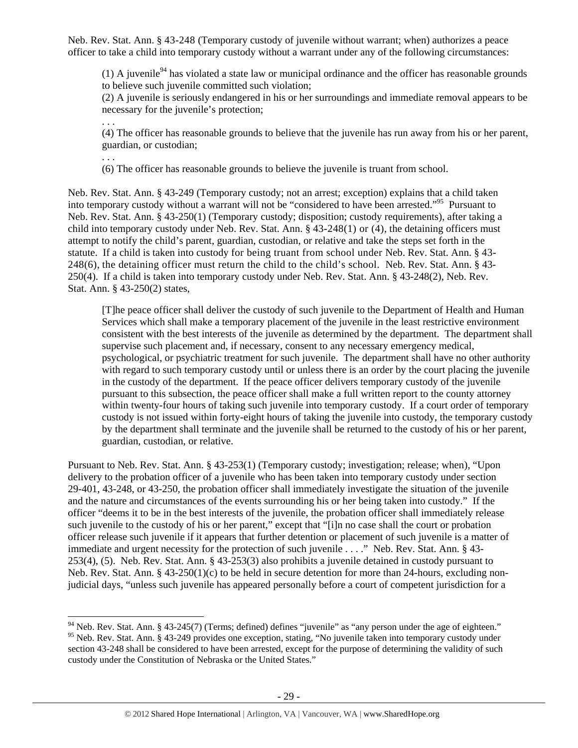Neb. Rev. Stat. Ann. § 43-248 (Temporary custody of juvenile without warrant; when) authorizes a peace officer to take a child into temporary custody without a warrant under any of the following circumstances:

> (1) A juvenile[94] has violated a state law or municipal ordinance and the officer has reasonable grounds to believe such juvenile committed such violation;
> (2) A juvenile is seriously endangered in his or her surroundings and immediate removal appears to be necessary for the juvenile's protection;
> . . .
> (4) The officer has reasonable grounds to believe that the juvenile has run away from his or her parent, guardian, or custodian;
> . . .
> (6) The officer has reasonable grounds to believe the juvenile is truant from school.

Neb. Rev. Stat. Ann. § 43-249 (Temporary custody; not an arrest; exception) explains that a child taken into temporary custody without a warrant will not be "considered to have been arrested."[95] Pursuant to Neb. Rev. Stat. Ann. § 43-250(1) (Temporary custody; disposition; custody requirements), after taking a child into temporary custody under Neb. Rev. Stat. Ann. § 43-248(1) or (4), the detaining officers must attempt to notify the child's parent, guardian, custodian, or relative and take the steps set forth in the statute. If a child is taken into custody for being truant from school under Neb. Rev. Stat. Ann. § 43-248(6), the detaining officer must return the child to the child's school. Neb. Rev. Stat. Ann. § 43-250(4). If a child is taken into temporary custody under Neb. Rev. Stat. Ann. § 43-248(2), Neb. Rev. Stat. Ann. § 43-250(2) states,

> [T]he peace officer shall deliver the custody of such juvenile to the Department of Health and Human Services which shall make a temporary placement of the juvenile in the least restrictive environment consistent with the best interests of the juvenile as determined by the department. The department shall supervise such placement and, if necessary, consent to any necessary emergency medical, psychological, or psychiatric treatment for such juvenile. The department shall have no other authority with regard to such temporary custody until or unless there is an order by the court placing the juvenile in the custody of the department. If the peace officer delivers temporary custody of the juvenile pursuant to this subsection, the peace officer shall make a full written report to the county attorney within twenty-four hours of taking such juvenile into temporary custody. If a court order of temporary custody is not issued within forty-eight hours of taking the juvenile into custody, the temporary custody by the department shall terminate and the juvenile shall be returned to the custody of his or her parent, guardian, custodian, or relative.

Pursuant to Neb. Rev. Stat. Ann. § 43-253(1) (Temporary custody; investigation; release; when), "Upon delivery to the probation officer of a juvenile who has been taken into temporary custody under section 29-401, 43-248, or 43-250, the probation officer shall immediately investigate the situation of the juvenile and the nature and circumstances of the events surrounding his or her being taken into custody." If the officer "deems it to be in the best interests of the juvenile, the probation officer shall immediately release such juvenile to the custody of his or her parent," except that "[i]n no case shall the court or probation officer release such juvenile if it appears that further detention or placement of such juvenile is a matter of immediate and urgent necessity for the protection of such juvenile . . . ." Neb. Rev. Stat. Ann. § 43-253(4), (5). Neb. Rev. Stat. Ann. § 43-253(3) also prohibits a juvenile detained in custody pursuant to Neb. Rev. Stat. Ann. § 43-250(1)(c) to be held in secure detention for more than 24-hours, excluding non-judicial days, "unless such juvenile has appeared personally before a court of competent jurisdiction for a

---

[94] Neb. Rev. Stat. Ann. § 43-245(7) (Terms; defined) defines "juvenile" as "any person under the age of eighteen."

[95] Neb. Rev. Stat. Ann. § 43-249 provides one exception, stating, "No juvenile taken into temporary custody under section 43-248 shall be considered to have been arrested, except for the purpose of determining the validity of such custody under the Constitution of Nebraska or the United States."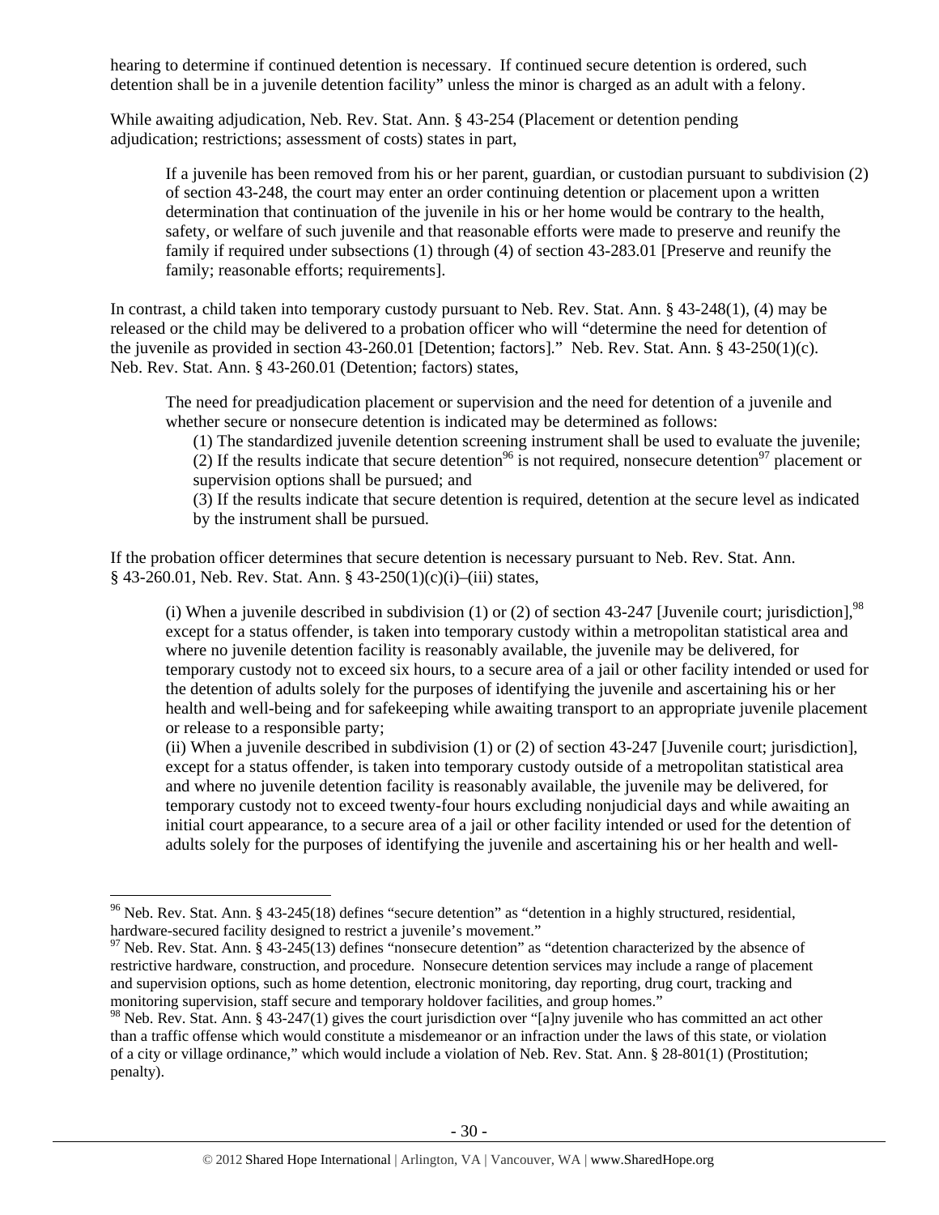hearing to determine if continued detention is necessary. If continued secure detention is ordered, such detention shall be in a juvenile detention facility" unless the minor is charged as an adult with a felony.

While awaiting adjudication, Neb. Rev. Stat. Ann. § 43-254 (Placement or detention pending adjudication; restrictions; assessment of costs) states in part,

> If a juvenile has been removed from his or her parent, guardian, or custodian pursuant to subdivision (2) of section 43-248, the court may enter an order continuing detention or placement upon a written determination that continuation of the juvenile in his or her home would be contrary to the health, safety, or welfare of such juvenile and that reasonable efforts were made to preserve and reunify the family if required under subsections (1) through (4) of section 43-283.01 [Preserve and reunify the family; reasonable efforts; requirements].

In contrast, a child taken into temporary custody pursuant to Neb. Rev. Stat. Ann. § 43-248(1), (4) may be released or the child may be delivered to a probation officer who will "determine the need for detention of the juvenile as provided in section 43-260.01 [Detention; factors]." Neb. Rev. Stat. Ann. § 43-250(1)(c). Neb. Rev. Stat. Ann. § 43-260.01 (Detention; factors) states,

> The need for preadjudication placement or supervision and the need for detention of a juvenile and whether secure or nonsecure detention is indicated may be determined as follows:
>
> (1) The standardized juvenile detention screening instrument shall be used to evaluate the juvenile;
>
> (2) If the results indicate that secure detention[96] is not required, nonsecure detention[97] placement or supervision options shall be pursued; and
>
> (3) If the results indicate that secure detention is required, detention at the secure level as indicated by the instrument shall be pursued.

If the probation officer determines that secure detention is necessary pursuant to Neb. Rev. Stat. Ann. § 43-260.01, Neb. Rev. Stat. Ann. § 43-250(1)(c)(i)–(iii) states,

> (i) When a juvenile described in subdivision (1) or (2) of section 43-247 [Juvenile court; jurisdiction],[98] except for a status offender, is taken into temporary custody within a metropolitan statistical area and where no juvenile detention facility is reasonably available, the juvenile may be delivered, for temporary custody not to exceed six hours, to a secure area of a jail or other facility intended or used for the detention of adults solely for the purposes of identifying the juvenile and ascertaining his or her health and well-being and for safekeeping while awaiting transport to an appropriate juvenile placement or release to a responsible party;
>
> (ii) When a juvenile described in subdivision (1) or (2) of section 43-247 [Juvenile court; jurisdiction], except for a status offender, is taken into temporary custody outside of a metropolitan statistical area and where no juvenile detention facility is reasonably available, the juvenile may be delivered, for temporary custody not to exceed twenty-four hours excluding nonjudicial days and while awaiting an initial court appearance, to a secure area of a jail or other facility intended or used for the detention of adults solely for the purposes of identifying the juvenile and ascertaining his or her health and well-

---

[96] Neb. Rev. Stat. Ann. § 43-245(18) defines "secure detention" as "detention in a highly structured, residential, hardware-secured facility designed to restrict a juvenile's movement."

[97] Neb. Rev. Stat. Ann. § 43-245(13) defines "nonsecure detention" as "detention characterized by the absence of restrictive hardware, construction, and procedure. Nonsecure detention services may include a range of placement and supervision options, such as home detention, electronic monitoring, day reporting, drug court, tracking and monitoring supervision, staff secure and temporary holdover facilities, and group homes."

[98] Neb. Rev. Stat. Ann. § 43-247(1) gives the court jurisdiction over "[a]ny juvenile who has committed an act other than a traffic offense which would constitute a misdemeanor or an infraction under the laws of this state, or violation of a city or village ordinance," which would include a violation of Neb. Rev. Stat. Ann. § 28-801(1) (Prostitution; penalty).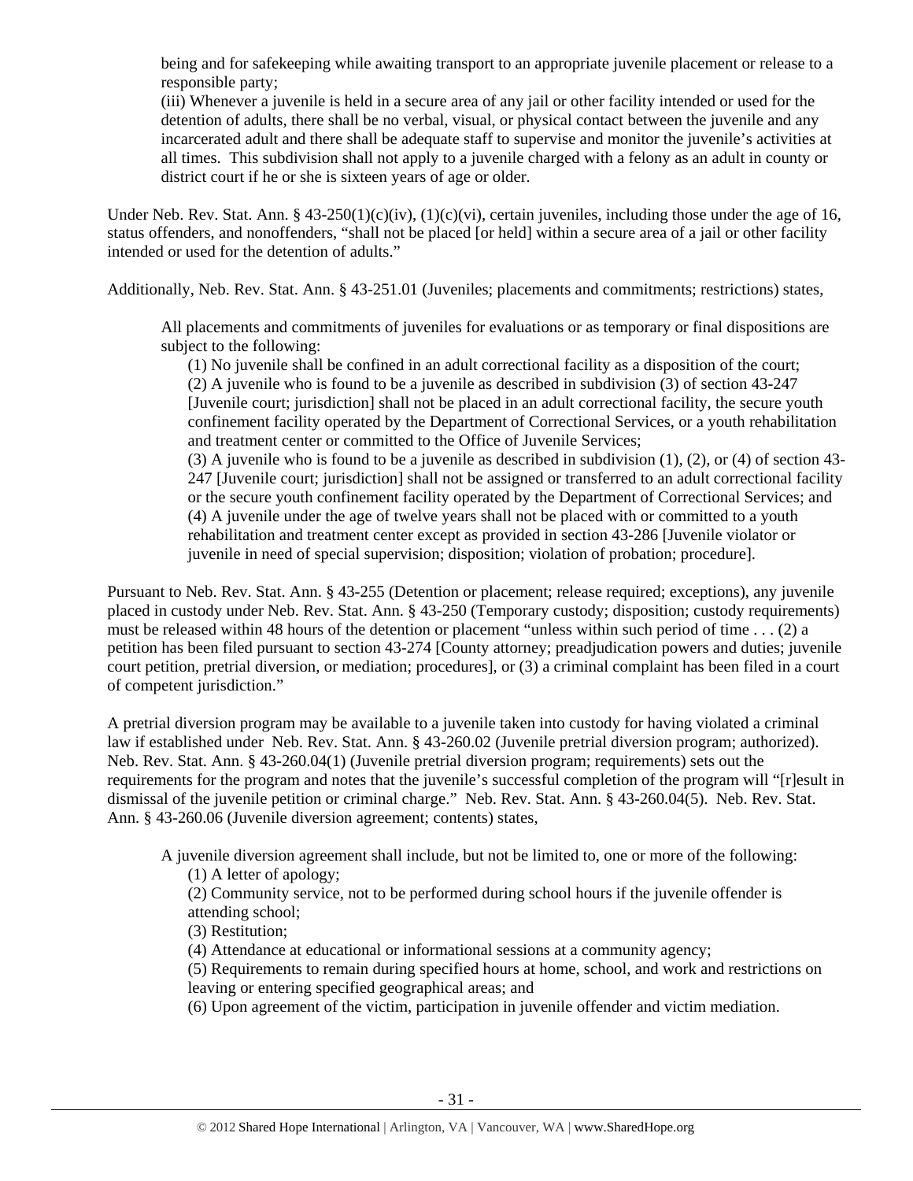being and for safekeeping while awaiting transport to an appropriate juvenile placement or release to a responsible party;

(iii) Whenever a juvenile is held in a secure area of any jail or other facility intended or used for the detention of adults, there shall be no verbal, visual, or physical contact between the juvenile and any incarcerated adult and there shall be adequate staff to supervise and monitor the juvenile's activities at all times. This subdivision shall not apply to a juvenile charged with a felony as an adult in county or district court if he or she is sixteen years of age or older.

Under Neb. Rev. Stat. Ann. § 43-250(1)(c)(iv), (1)(c)(vi), certain juveniles, including those under the age of 16, status offenders, and nonoffenders, "shall not be placed [or held] within a secure area of a jail or other facility intended or used for the detention of adults."

Additionally, Neb. Rev. Stat. Ann. § 43-251.01 (Juveniles; placements and commitments; restrictions) states,

> All placements and commitments of juveniles for evaluations or as temporary or final dispositions are subject to the following:
>
> (1) No juvenile shall be confined in an adult correctional facility as a disposition of the court;
>
> (2) A juvenile who is found to be a juvenile as described in subdivision (3) of section 43-247 [Juvenile court; jurisdiction] shall not be placed in an adult correctional facility, the secure youth confinement facility operated by the Department of Correctional Services, or a youth rehabilitation and treatment center or committed to the Office of Juvenile Services;
>
> (3) A juvenile who is found to be a juvenile as described in subdivision (1), (2), or (4) of section 43-247 [Juvenile court; jurisdiction] shall not be assigned or transferred to an adult correctional facility or the secure youth confinement facility operated by the Department of Correctional Services; and
>
> (4) A juvenile under the age of twelve years shall not be placed with or committed to a youth rehabilitation and treatment center except as provided in section 43-286 [Juvenile violator or juvenile in need of special supervision; disposition; violation of probation; procedure].

Pursuant to Neb. Rev. Stat. Ann. § 43-255 (Detention or placement; release required; exceptions), any juvenile placed in custody under Neb. Rev. Stat. Ann. § 43-250 (Temporary custody; disposition; custody requirements) must be released within 48 hours of the detention or placement "unless within such period of time . . . (2) a petition has been filed pursuant to section 43-274 [County attorney; preadjudication powers and duties; juvenile court petition, pretrial diversion, or mediation; procedures], or (3) a criminal complaint has been filed in a court of competent jurisdiction."

A pretrial diversion program may be available to a juvenile taken into custody for having violated a criminal law if established under Neb. Rev. Stat. Ann. § 43-260.02 (Juvenile pretrial diversion program; authorized). Neb. Rev. Stat. Ann. § 43-260.04(1) (Juvenile pretrial diversion program; requirements) sets out the requirements for the program and notes that the juvenile's successful completion of the program will "[r]esult in dismissal of the juvenile petition or criminal charge." Neb. Rev. Stat. Ann. § 43-260.04(5). Neb. Rev. Stat. Ann. § 43-260.06 (Juvenile diversion agreement; contents) states,

> A juvenile diversion agreement shall include, but not be limited to, one or more of the following:
>
> (1) A letter of apology;
>
> (2) Community service, not to be performed during school hours if the juvenile offender is attending school;
>
> (3) Restitution;
>
> (4) Attendance at educational or informational sessions at a community agency;
>
> (5) Requirements to remain during specified hours at home, school, and work and restrictions on leaving or entering specified geographical areas; and
>
> (6) Upon agreement of the victim, participation in juvenile offender and victim mediation.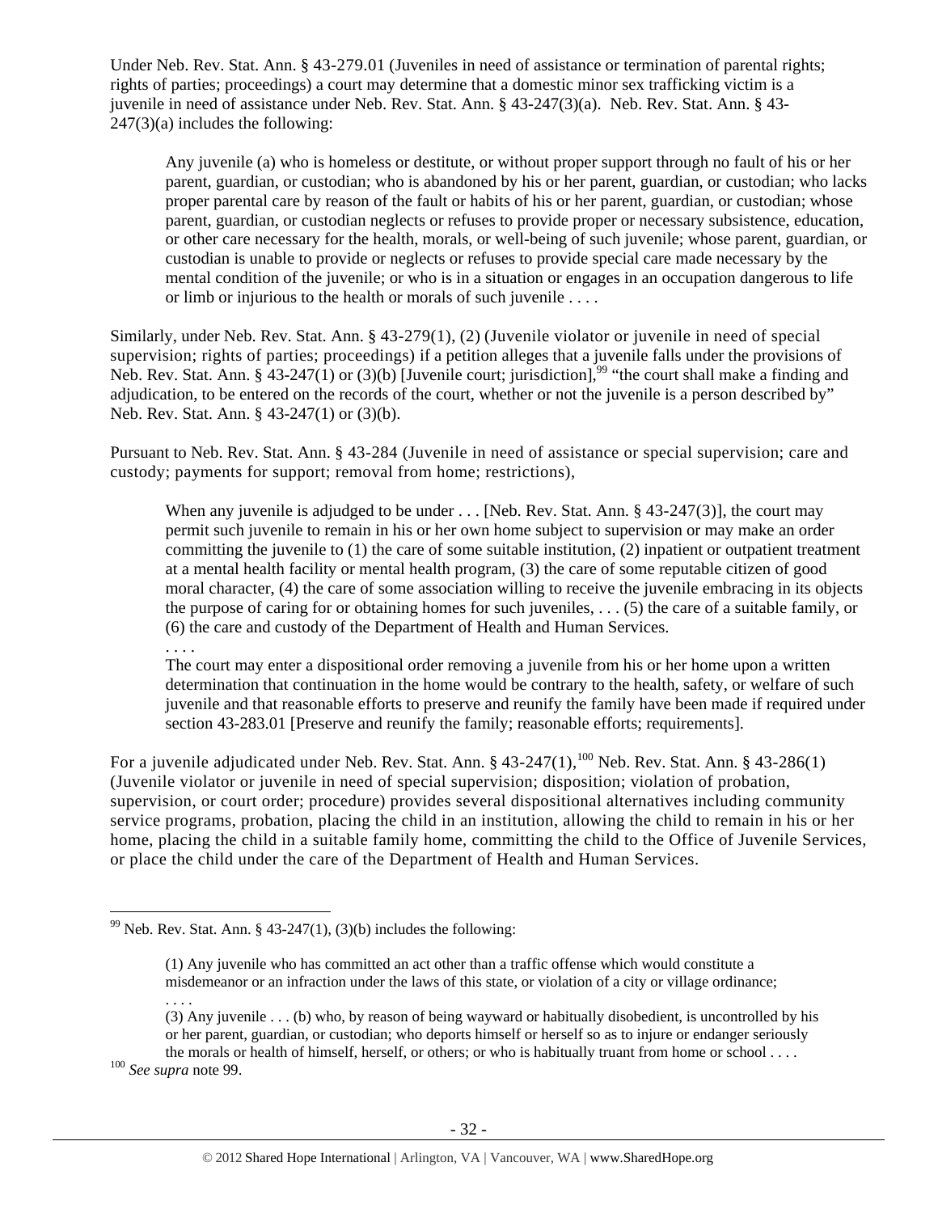Under Neb. Rev. Stat. Ann. § 43-279.01 (Juveniles in need of assistance or termination of parental rights; rights of parties; proceedings) a court may determine that a domestic minor sex trafficking victim is a juvenile in need of assistance under Neb. Rev. Stat. Ann. § 43-247(3)(a). Neb. Rev. Stat. Ann. § 43-247(3)(a) includes the following:

> Any juvenile (a) who is homeless or destitute, or without proper support through no fault of his or her parent, guardian, or custodian; who is abandoned by his or her parent, guardian, or custodian; who lacks proper parental care by reason of the fault or habits of his or her parent, guardian, or custodian; whose parent, guardian, or custodian neglects or refuses to provide proper or necessary subsistence, education, or other care necessary for the health, morals, or well-being of such juvenile; whose parent, guardian, or custodian is unable to provide or neglects or refuses to provide special care made necessary by the mental condition of the juvenile; or who is in a situation or engages in an occupation dangerous to life or limb or injurious to the health or morals of such juvenile . . . .

Similarly, under Neb. Rev. Stat. Ann. § 43-279(1), (2) (Juvenile violator or juvenile in need of special supervision; rights of parties; proceedings) if a petition alleges that a juvenile falls under the provisions of Neb. Rev. Stat. Ann. § 43-247(1) or (3)(b) [Juvenile court; jurisdiction],[99] "the court shall make a finding and adjudication, to be entered on the records of the court, whether or not the juvenile is a person described by" Neb. Rev. Stat. Ann. § 43-247(1) or (3)(b).

Pursuant to Neb. Rev. Stat. Ann. § 43-284 (Juvenile in need of assistance or special supervision; care and custody; payments for support; removal from home; restrictions),

> When any juvenile is adjudged to be under . . . [Neb. Rev. Stat. Ann. § 43-247(3)], the court may permit such juvenile to remain in his or her own home subject to supervision or may make an order committing the juvenile to (1) the care of some suitable institution, (2) inpatient or outpatient treatment at a mental health facility or mental health program, (3) the care of some reputable citizen of good moral character, (4) the care of some association willing to receive the juvenile embracing in its objects the purpose of caring for or obtaining homes for such juveniles, . . . (5) the care of a suitable family, or (6) the care and custody of the Department of Health and Human Services.
>
> . . . .
>
> The court may enter a dispositional order removing a juvenile from his or her home upon a written determination that continuation in the home would be contrary to the health, safety, or welfare of such juvenile and that reasonable efforts to preserve and reunify the family have been made if required under section 43-283.01 [Preserve and reunify the family; reasonable efforts; requirements].

For a juvenile adjudicated under Neb. Rev. Stat. Ann. § 43-247(1),[100] Neb. Rev. Stat. Ann. § 43-286(1) (Juvenile violator or juvenile in need of special supervision; disposition; violation of probation, supervision, or court order; procedure) provides several dispositional alternatives including community service programs, probation, placing the child in an institution, allowing the child to remain in his or her home, placing the child in a suitable family home, committing the child to the Office of Juvenile Services, or place the child under the care of the Department of Health and Human Services.

---

[99] Neb. Rev. Stat. Ann. § 43-247(1), (3)(b) includes the following:

> (1) Any juvenile who has committed an act other than a traffic offense which would constitute a misdemeanor or an infraction under the laws of this state, or violation of a city or village ordinance;
>
> . . . .
>
> (3) Any juvenile . . . (b) who, by reason of being wayward or habitually disobedient, is uncontrolled by his or her parent, guardian, or custodian; who deports himself or herself so as to injure or endanger seriously the morals or health of himself, herself, or others; or who is habitually truant from home or school . . . .

[100] *See supra* note 99.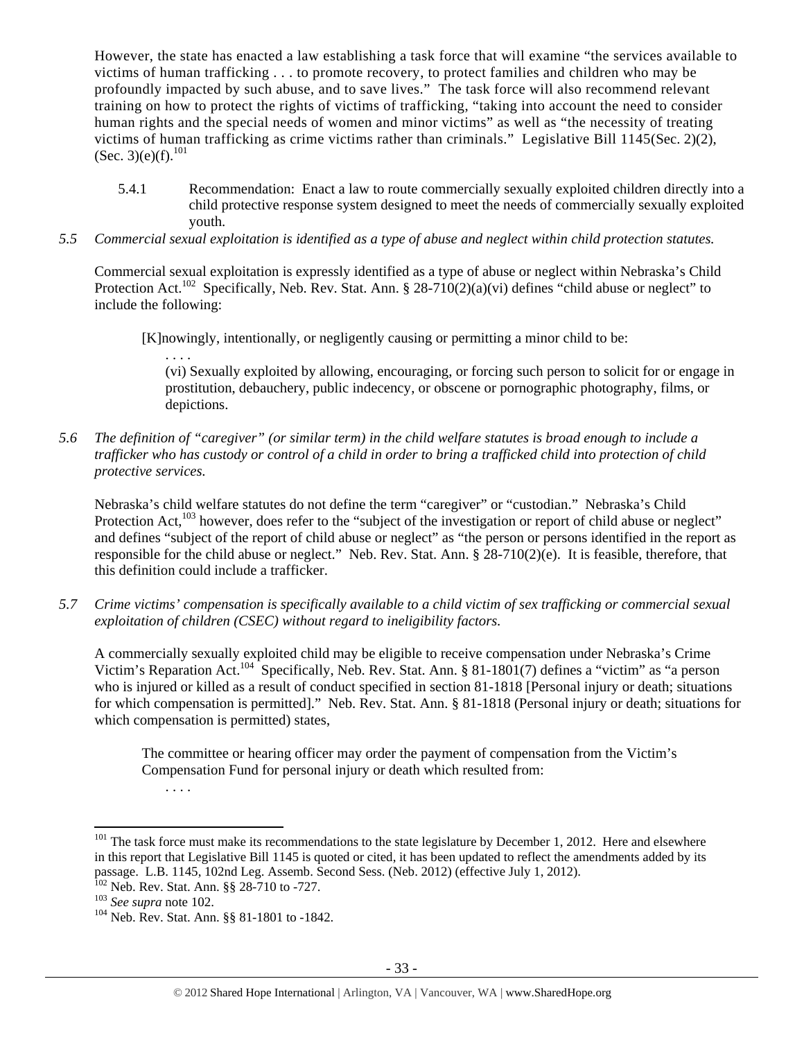However, the state has enacted a law establishing a task force that will examine "the services available to victims of human trafficking . . . to promote recovery, to protect families and children who may be profoundly impacted by such abuse, and to save lives." The task force will also recommend relevant training on how to protect the rights of victims of trafficking, "taking into account the need to consider human rights and the special needs of women and minor victims" as well as "the necessity of treating victims of human trafficking as crime victims rather than criminals." Legislative Bill 1145(Sec. 2)(2), (Sec. 3)(e)(f).[101]

> 5.4.1 Recommendation: Enact a law to route commercially sexually exploited children directly into a child protective response system designed to meet the needs of commercially sexually exploited youth.

*5.5 Commercial sexual exploitation is identified as a type of abuse and neglect within child protection statutes.*

Commercial sexual exploitation is expressly identified as a type of abuse or neglect within Nebraska's Child Protection Act.[102] Specifically, Neb. Rev. Stat. Ann. § 28-710(2)(a)(vi) defines "child abuse or neglect" to include the following:

> [K]nowingly, intentionally, or negligently causing or permitting a minor child to be:
>
> . . . .
>
> (vi) Sexually exploited by allowing, encouraging, or forcing such person to solicit for or engage in prostitution, debauchery, public indecency, or obscene or pornographic photography, films, or depictions.

*5.6 The definition of "caregiver" (or similar term) in the child welfare statutes is broad enough to include a trafficker who has custody or control of a child in order to bring a trafficked child into protection of child protective services.*

Nebraska's child welfare statutes do not define the term "caregiver" or "custodian." Nebraska's Child Protection Act,[103] however, does refer to the "subject of the investigation or report of child abuse or neglect" and defines "subject of the report of child abuse or neglect" as "the person or persons identified in the report as responsible for the child abuse or neglect." Neb. Rev. Stat. Ann. § 28-710(2)(e). It is feasible, therefore, that this definition could include a trafficker.

*5.7 Crime victims' compensation is specifically available to a child victim of sex trafficking or commercial sexual exploitation of children (CSEC) without regard to ineligibility factors.*

A commercially sexually exploited child may be eligible to receive compensation under Nebraska's Crime Victim's Reparation Act.[104] Specifically, Neb. Rev. Stat. Ann. § 81-1801(7) defines a "victim" as "a person who is injured or killed as a result of conduct specified in section 81-1818 [Personal injury or death; situations for which compensation is permitted]." Neb. Rev. Stat. Ann. § 81-1818 (Personal injury or death; situations for which compensation is permitted) states,

> The committee or hearing officer may order the payment of compensation from the Victim's Compensation Fund for personal injury or death which resulted from:
>
> . . . .

---

[101] The task force must make its recommendations to the state legislature by December 1, 2012. Here and elsewhere in this report that Legislative Bill 1145 is quoted or cited, it has been updated to reflect the amendments added by its passage. L.B. 1145, 102nd Leg. Assemb. Second Sess. (Neb. 2012) (effective July 1, 2012).

[102] Neb. Rev. Stat. Ann. §§ 28-710 to -727.

[103] *See supra* note 102.

[104] Neb. Rev. Stat. Ann. §§ 81-1801 to -1842.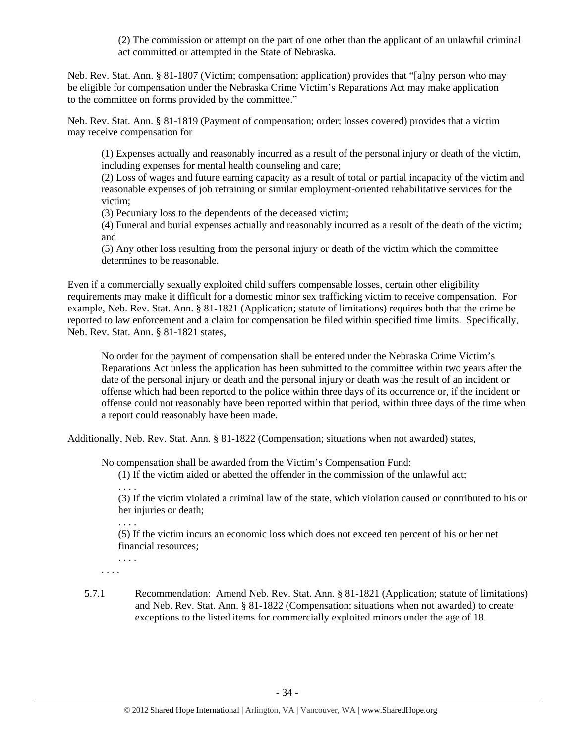> (2) The commission or attempt on the part of one other than the applicant of an unlawful criminal act committed or attempted in the State of Nebraska.

Neb. Rev. Stat. Ann. § 81-1807 (Victim; compensation; application) provides that "[a]ny person who may be eligible for compensation under the Nebraska Crime Victim's Reparations Act may make application to the committee on forms provided by the committee."

Neb. Rev. Stat. Ann. § 81-1819 (Payment of compensation; order; losses covered) provides that a victim may receive compensation for

> (1) Expenses actually and reasonably incurred as a result of the personal injury or death of the victim, including expenses for mental health counseling and care;
> (2) Loss of wages and future earning capacity as a result of total or partial incapacity of the victim and reasonable expenses of job retraining or similar employment-oriented rehabilitative services for the victim;
> (3) Pecuniary loss to the dependents of the deceased victim;
> (4) Funeral and burial expenses actually and reasonably incurred as a result of the death of the victim; and
> (5) Any other loss resulting from the personal injury or death of the victim which the committee determines to be reasonable.

Even if a commercially sexually exploited child suffers compensable losses, certain other eligibility requirements may make it difficult for a domestic minor sex trafficking victim to receive compensation. For example, Neb. Rev. Stat. Ann. § 81-1821 (Application; statute of limitations) requires both that the crime be reported to law enforcement and a claim for compensation be filed within specified time limits. Specifically, Neb. Rev. Stat. Ann. § 81-1821 states,

> No order for the payment of compensation shall be entered under the Nebraska Crime Victim's Reparations Act unless the application has been submitted to the committee within two years after the date of the personal injury or death and the personal injury or death was the result of an incident or offense which had been reported to the police within three days of its occurrence or, if the incident or offense could not reasonably have been reported within that period, within three days of the time when a report could reasonably have been made.

Additionally, Neb. Rev. Stat. Ann. § 81-1822 (Compensation; situations when not awarded) states,

> No compensation shall be awarded from the Victim's Compensation Fund:
>
> (1) If the victim aided or abetted the offender in the commission of the unlawful act;
>
> . . . .
>
> (3) If the victim violated a criminal law of the state, which violation caused or contributed to his or her injuries or death;
>
> . . . .
>
> (5) If the victim incurs an economic loss which does not exceed ten percent of his or her net financial resources;
>
> . . . .
>
> . . . .

5.7.1 Recommendation: Amend Neb. Rev. Stat. Ann. § 81-1821 (Application; statute of limitations) and Neb. Rev. Stat. Ann. § 81-1822 (Compensation; situations when not awarded) to create exceptions to the listed items for commercially exploited minors under the age of 18.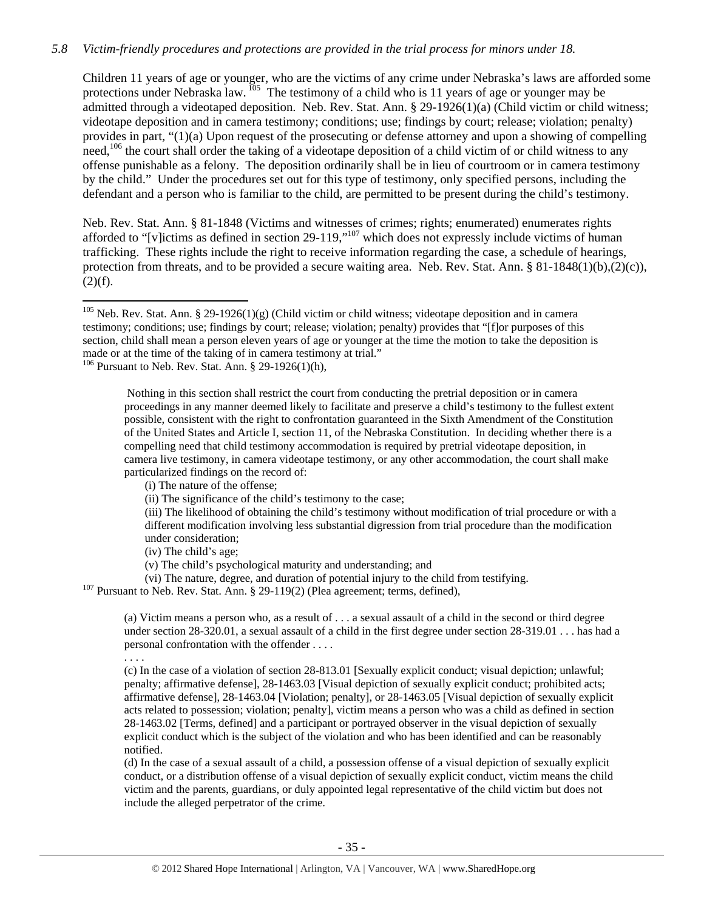*5.8 Victim-friendly procedures and protections are provided in the trial process for minors under 18.*

Children 11 years of age or younger, who are the victims of any crime under Nebraska's laws are afforded some protections under Nebraska law.[105] The testimony of a child who is 11 years of age or younger may be admitted through a videotaped deposition. Neb. Rev. Stat. Ann. § 29-1926(1)(a) (Child victim or child witness; videotape deposition and in camera testimony; conditions; use; findings by court; release; violation; penalty) provides in part, "(1)(a) Upon request of the prosecuting or defense attorney and upon a showing of compelling need,[106] the court shall order the taking of a videotape deposition of a child victim of or child witness to any offense punishable as a felony. The deposition ordinarily shall be in lieu of courtroom or in camera testimony by the child." Under the procedures set out for this type of testimony, only specified persons, including the defendant and a person who is familiar to the child, are permitted to be present during the child's testimony.

Neb. Rev. Stat. Ann. § 81-1848 (Victims and witnesses of crimes; rights; enumerated) enumerates rights afforded to "[v]ictims as defined in section 29-119,"[107] which does not expressly include victims of human trafficking. These rights include the right to receive information regarding the case, a schedule of hearings, protection from threats, and to be provided a secure waiting area. Neb. Rev. Stat. Ann. § 81-1848(1)(b),(2)(c)), (2)(f).

---

[105] Neb. Rev. Stat. Ann. § 29-1926(1)(g) (Child victim or child witness; videotape deposition and in camera testimony; conditions; use; findings by court; release; violation; penalty) provides that "[f]or purposes of this section, child shall mean a person eleven years of age or younger at the time the motion to take the deposition is made or at the time of the taking of in camera testimony at trial."

[106] Pursuant to Neb. Rev. Stat. Ann. § 29-1926(1)(h),

> Nothing in this section shall restrict the court from conducting the pretrial deposition or in camera proceedings in any manner deemed likely to facilitate and preserve a child's testimony to the fullest extent possible, consistent with the right to confrontation guaranteed in the Sixth Amendment of the Constitution of the United States and Article I, section 11, of the Nebraska Constitution. In deciding whether there is a compelling need that child testimony accommodation is required by pretrial videotape deposition, in camera live testimony, in camera videotape testimony, or any other accommodation, the court shall make particularized findings on the record of:
>
> (i) The nature of the offense;
>
> (ii) The significance of the child's testimony to the case;
>
> (iii) The likelihood of obtaining the child's testimony without modification of trial procedure or with a different modification involving less substantial digression from trial procedure than the modification under consideration;
>
> (iv) The child's age;
>
> (v) The child's psychological maturity and understanding; and
>
> (vi) The nature, degree, and duration of potential injury to the child from testifying.

[107] Pursuant to Neb. Rev. Stat. Ann. § 29-119(2) (Plea agreement; terms, defined),

> (a) Victim means a person who, as a result of . . . a sexual assault of a child in the second or third degree under section 28-320.01, a sexual assault of a child in the first degree under section 28-319.01 . . . has had a personal confrontation with the offender . . . .
>
> . . . .
>
> (c) In the case of a violation of section 28-813.01 [Sexually explicit conduct; visual depiction; unlawful; penalty; affirmative defense], 28-1463.03 [Visual depiction of sexually explicit conduct; prohibited acts; affirmative defense], 28-1463.04 [Violation; penalty], or 28-1463.05 [Visual depiction of sexually explicit acts related to possession; violation; penalty], victim means a person who was a child as defined in section 28-1463.02 [Terms, defined] and a participant or portrayed observer in the visual depiction of sexually explicit conduct which is the subject of the violation and who has been identified and can be reasonably notified.
>
> (d) In the case of a sexual assault of a child, a possession offense of a visual depiction of sexually explicit conduct, or a distribution offense of a visual depiction of sexually explicit conduct, victim means the child victim and the parents, guardians, or duly appointed legal representative of the child victim but does not include the alleged perpetrator of the crime.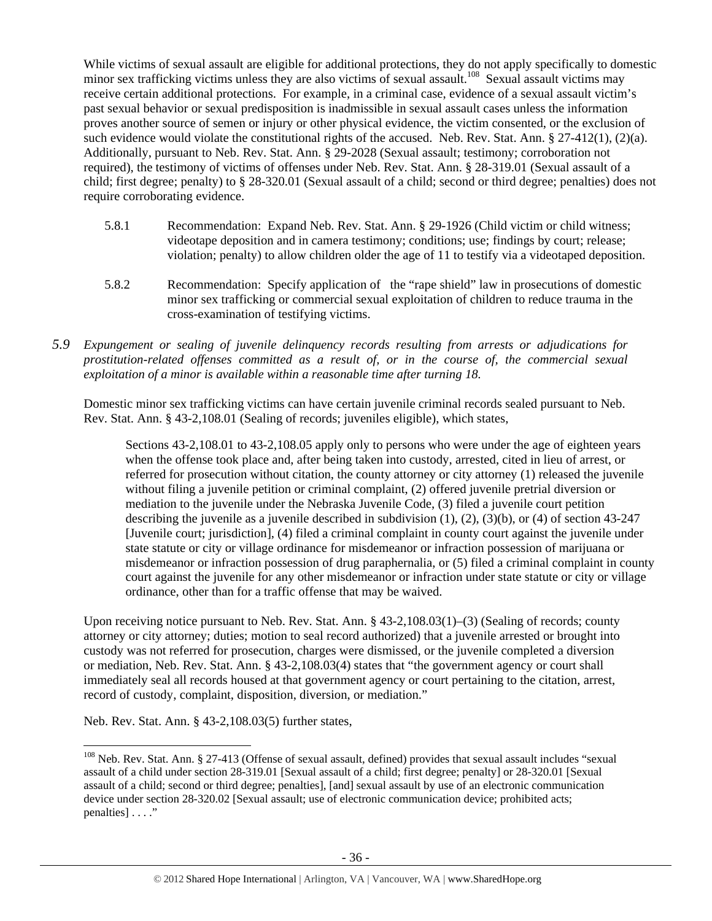While victims of sexual assault are eligible for additional protections, they do not apply specifically to domestic minor sex trafficking victims unless they are also victims of sexual assault.[108] Sexual assault victims may receive certain additional protections. For example, in a criminal case, evidence of a sexual assault victim's past sexual behavior or sexual predisposition is inadmissible in sexual assault cases unless the information proves another source of semen or injury or other physical evidence, the victim consented, or the exclusion of such evidence would violate the constitutional rights of the accused. Neb. Rev. Stat. Ann. § 27-412(1), (2)(a). Additionally, pursuant to Neb. Rev. Stat. Ann. § 29-2028 (Sexual assault; testimony; corroboration not required), the testimony of victims of offenses under Neb. Rev. Stat. Ann. § 28-319.01 (Sexual assault of a child; first degree; penalty) to § 28-320.01 (Sexual assault of a child; second or third degree; penalties) does not require corroborating evidence.

5.8.1 Recommendation: Expand Neb. Rev. Stat. Ann. § 29-1926 (Child victim or child witness; videotape deposition and in camera testimony; conditions; use; findings by court; release; violation; penalty) to allow children older the age of 11 to testify via a videotaped deposition.

5.8.2 Recommendation: Specify application of the "rape shield" law in prosecutions of domestic minor sex trafficking or commercial sexual exploitation of children to reduce trauma in the cross-examination of testifying victims.

*5.9 Expungement or sealing of juvenile delinquency records resulting from arrests or adjudications for prostitution-related offenses committed as a result of, or in the course of, the commercial sexual exploitation of a minor is available within a reasonable time after turning 18.*

Domestic minor sex trafficking victims can have certain juvenile criminal records sealed pursuant to Neb. Rev. Stat. Ann. § 43-2,108.01 (Sealing of records; juveniles eligible), which states,

> Sections 43-2,108.01 to 43-2,108.05 apply only to persons who were under the age of eighteen years when the offense took place and, after being taken into custody, arrested, cited in lieu of arrest, or referred for prosecution without citation, the county attorney or city attorney (1) released the juvenile without filing a juvenile petition or criminal complaint, (2) offered juvenile pretrial diversion or mediation to the juvenile under the Nebraska Juvenile Code, (3) filed a juvenile court petition describing the juvenile as a juvenile described in subdivision (1), (2), (3)(b), or (4) of section 43-247 [Juvenile court; jurisdiction], (4) filed a criminal complaint in county court against the juvenile under state statute or city or village ordinance for misdemeanor or infraction possession of marijuana or misdemeanor or infraction possession of drug paraphernalia, or (5) filed a criminal complaint in county court against the juvenile for any other misdemeanor or infraction under state statute or city or village ordinance, other than for a traffic offense that may be waived.

Upon receiving notice pursuant to Neb. Rev. Stat. Ann. § 43-2,108.03(1)–(3) (Sealing of records; county attorney or city attorney; duties; motion to seal record authorized) that a juvenile arrested or brought into custody was not referred for prosecution, charges were dismissed, or the juvenile completed a diversion or mediation, Neb. Rev. Stat. Ann. § 43-2,108.03(4) states that "the government agency or court shall immediately seal all records housed at that government agency or court pertaining to the citation, arrest, record of custody, complaint, disposition, diversion, or mediation."

Neb. Rev. Stat. Ann. § 43-2,108.03(5) further states,

---

[108] Neb. Rev. Stat. Ann. § 27-413 (Offense of sexual assault, defined) provides that sexual assault includes "sexual assault of a child under section 28-319.01 [Sexual assault of a child; first degree; penalty] or 28-320.01 [Sexual assault of a child; second or third degree; penalties], [and] sexual assault by use of an electronic communication device under section 28-320.02 [Sexual assault; use of electronic communication device; prohibited acts; penalties] . . . ."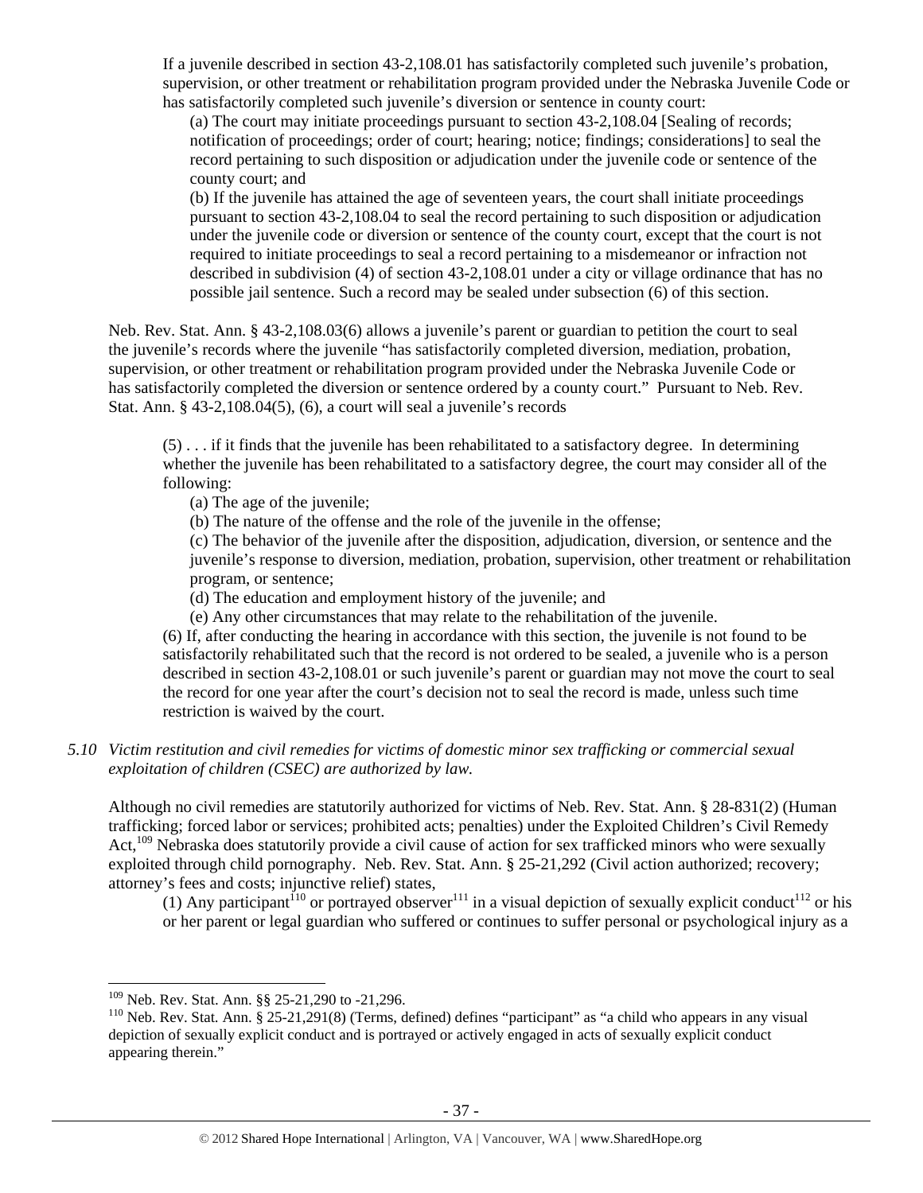If a juvenile described in section 43-2,108.01 has satisfactorily completed such juvenile's probation, supervision, or other treatment or rehabilitation program provided under the Nebraska Juvenile Code or has satisfactorily completed such juvenile's diversion or sentence in county court:

> (a) The court may initiate proceedings pursuant to section 43-2,108.04 [Sealing of records; notification of proceedings; order of court; hearing; notice; findings; considerations] to seal the record pertaining to such disposition or adjudication under the juvenile code or sentence of the county court; and
>
> (b) If the juvenile has attained the age of seventeen years, the court shall initiate proceedings pursuant to section 43-2,108.04 to seal the record pertaining to such disposition or adjudication under the juvenile code or diversion or sentence of the county court, except that the court is not required to initiate proceedings to seal a record pertaining to a misdemeanor or infraction not described in subdivision (4) of section 43-2,108.01 under a city or village ordinance that has no possible jail sentence. Such a record may be sealed under subsection (6) of this section.

Neb. Rev. Stat. Ann. § 43-2,108.03(6) allows a juvenile's parent or guardian to petition the court to seal the juvenile's records where the juvenile "has satisfactorily completed diversion, mediation, probation, supervision, or other treatment or rehabilitation program provided under the Nebraska Juvenile Code or has satisfactorily completed the diversion or sentence ordered by a county court." Pursuant to Neb. Rev. Stat. Ann. § 43-2,108.04(5), (6), a court will seal a juvenile's records

> (5) . . . if it finds that the juvenile has been rehabilitated to a satisfactory degree. In determining whether the juvenile has been rehabilitated to a satisfactory degree, the court may consider all of the following:
>
> (a) The age of the juvenile;
>
> (b) The nature of the offense and the role of the juvenile in the offense;
>
> (c) The behavior of the juvenile after the disposition, adjudication, diversion, or sentence and the juvenile's response to diversion, mediation, probation, supervision, other treatment or rehabilitation program, or sentence;
>
> (d) The education and employment history of the juvenile; and
>
> (e) Any other circumstances that may relate to the rehabilitation of the juvenile.
>
> (6) If, after conducting the hearing in accordance with this section, the juvenile is not found to be satisfactorily rehabilitated such that the record is not ordered to be sealed, a juvenile who is a person described in section 43-2,108.01 or such juvenile's parent or guardian may not move the court to seal the record for one year after the court's decision not to seal the record is made, unless such time restriction is waived by the court.

*5.10 Victim restitution and civil remedies for victims of domestic minor sex trafficking or commercial sexual exploitation of children (CSEC) are authorized by law.*

Although no civil remedies are statutorily authorized for victims of Neb. Rev. Stat. Ann. § 28-831(2) (Human trafficking; forced labor or services; prohibited acts; penalties) under the Exploited Children's Civil Remedy Act,[109] Nebraska does statutorily provide a civil cause of action for sex trafficked minors who were sexually exploited through child pornography. Neb. Rev. Stat. Ann. § 25-21,292 (Civil action authorized; recovery; attorney's fees and costs; injunctive relief) states,

> (1) Any participant[110] or portrayed observer[111] in a visual depiction of sexually explicit conduct[112] or his or her parent or legal guardian who suffered or continues to suffer personal or psychological injury as a

---

[109] Neb. Rev. Stat. Ann. §§ 25-21,290 to -21,296.

[110] Neb. Rev. Stat. Ann. § 25-21,291(8) (Terms, defined) defines "participant" as "a child who appears in any visual depiction of sexually explicit conduct and is portrayed or actively engaged in acts of sexually explicit conduct appearing therein."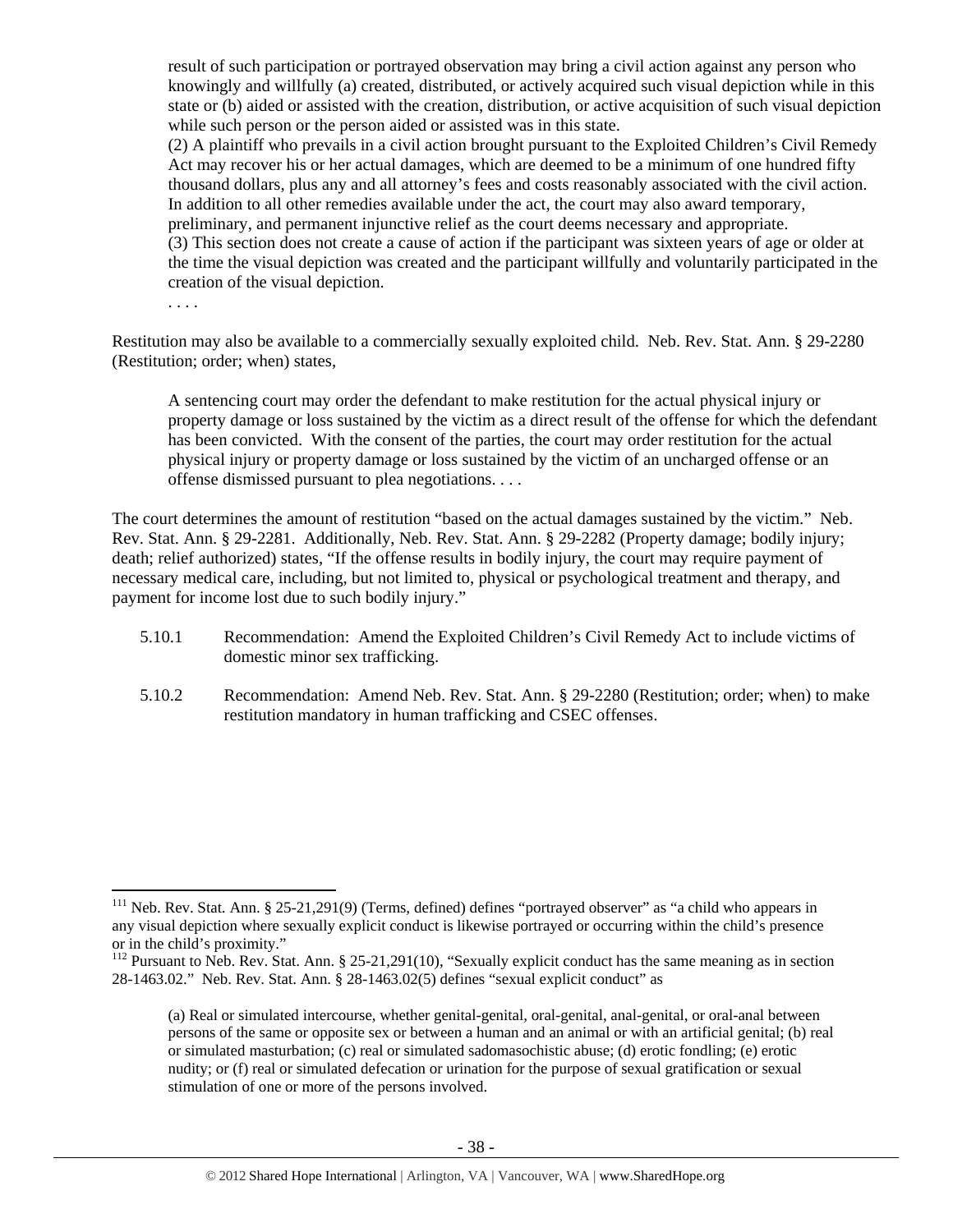> result of such participation or portrayed observation may bring a civil action against any person who knowingly and willfully (a) created, distributed, or actively acquired such visual depiction while in this state or (b) aided or assisted with the creation, distribution, or active acquisition of such visual depiction while such person or the person aided or assisted was in this state.
>
> (2) A plaintiff who prevails in a civil action brought pursuant to the Exploited Children's Civil Remedy Act may recover his or her actual damages, which are deemed to be a minimum of one hundred fifty thousand dollars, plus any and all attorney's fees and costs reasonably associated with the civil action. In addition to all other remedies available under the act, the court may also award temporary, preliminary, and permanent injunctive relief as the court deems necessary and appropriate.
>
> (3) This section does not create a cause of action if the participant was sixteen years of age or older at the time the visual depiction was created and the participant willfully and voluntarily participated in the creation of the visual depiction.
>
> . . . .

Restitution may also be available to a commercially sexually exploited child. Neb. Rev. Stat. Ann. § 29-2280 (Restitution; order; when) states,

> A sentencing court may order the defendant to make restitution for the actual physical injury or property damage or loss sustained by the victim as a direct result of the offense for which the defendant has been convicted. With the consent of the parties, the court may order restitution for the actual physical injury or property damage or loss sustained by the victim of an uncharged offense or an offense dismissed pursuant to plea negotiations. . . .

The court determines the amount of restitution "based on the actual damages sustained by the victim." Neb. Rev. Stat. Ann. § 29-2281. Additionally, Neb. Rev. Stat. Ann. § 29-2282 (Property damage; bodily injury; death; relief authorized) states, "If the offense results in bodily injury, the court may require payment of necessary medical care, including, but not limited to, physical or psychological treatment and therapy, and payment for income lost due to such bodily injury."

5.10.1 Recommendation: Amend the Exploited Children's Civil Remedy Act to include victims of domestic minor sex trafficking.

5.10.2 Recommendation: Amend Neb. Rev. Stat. Ann. § 29-2280 (Restitution; order; when) to make restitution mandatory in human trafficking and CSEC offenses.

---

[111] Neb. Rev. Stat. Ann. § 25-21,291(9) (Terms, defined) defines "portrayed observer" as "a child who appears in any visual depiction where sexually explicit conduct is likewise portrayed or occurring within the child's presence or in the child's proximity."

[112] Pursuant to Neb. Rev. Stat. Ann. § 25-21,291(10), "Sexually explicit conduct has the same meaning as in section 28-1463.02." Neb. Rev. Stat. Ann. § 28-1463.02(5) defines "sexual explicit conduct" as

> (a) Real or simulated intercourse, whether genital-genital, oral-genital, anal-genital, or oral-anal between persons of the same or opposite sex or between a human and an animal or with an artificial genital; (b) real or simulated masturbation; (c) real or simulated sadomasochistic abuse; (d) erotic fondling; (e) erotic nudity; or (f) real or simulated defecation or urination for the purpose of sexual gratification or sexual stimulation of one or more of the persons involved.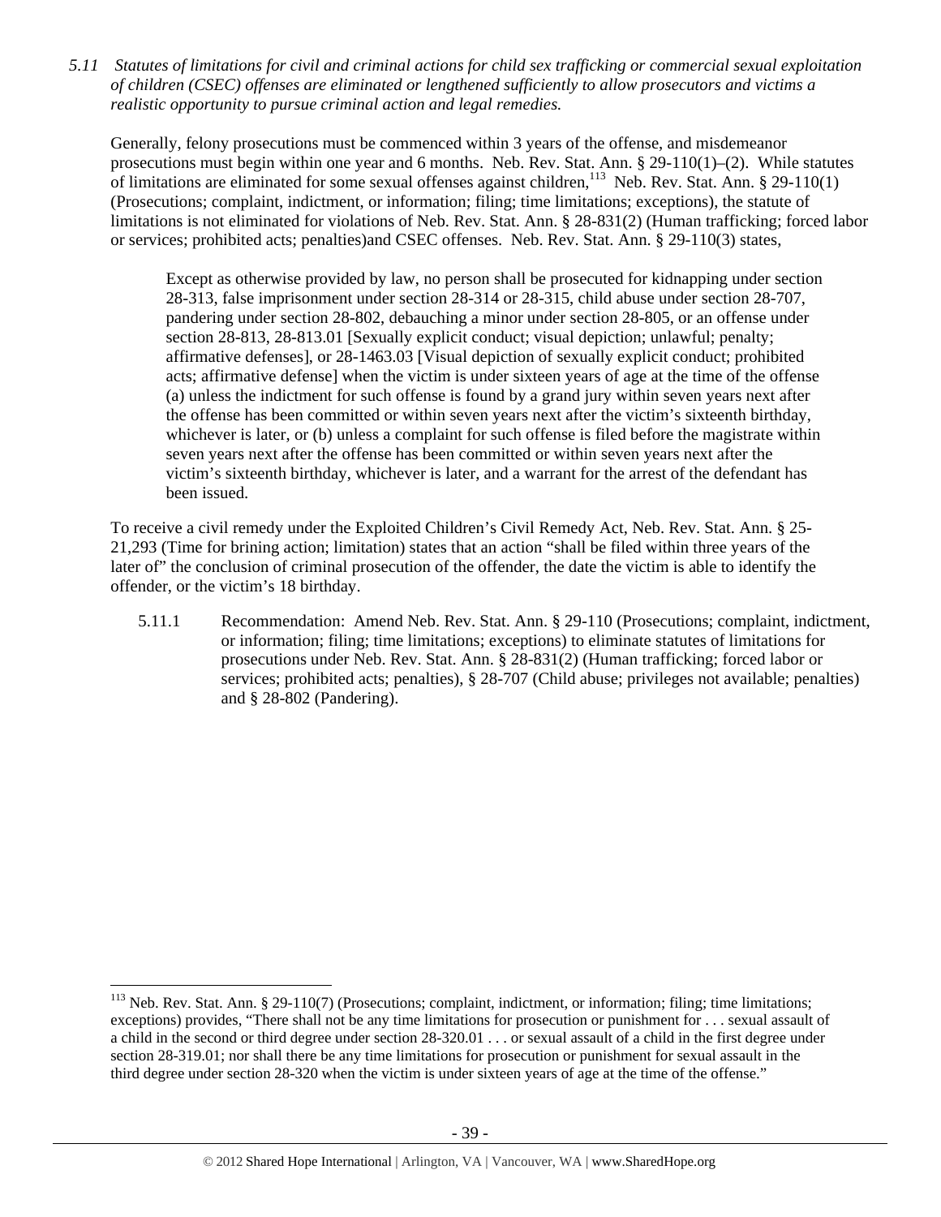*5.11 Statutes of limitations for civil and criminal actions for child sex trafficking or commercial sexual exploitation of children (CSEC) offenses are eliminated or lengthened sufficiently to allow prosecutors and victims a realistic opportunity to pursue criminal action and legal remedies.*

Generally, felony prosecutions must be commenced within 3 years of the offense, and misdemeanor prosecutions must begin within one year and 6 months. Neb. Rev. Stat. Ann. § 29-110(1)–(2). While statutes of limitations are eliminated for some sexual offenses against children,[113] Neb. Rev. Stat. Ann. § 29-110(1) (Prosecutions; complaint, indictment, or information; filing; time limitations; exceptions), the statute of limitations is not eliminated for violations of Neb. Rev. Stat. Ann. § 28-831(2) (Human trafficking; forced labor or services; prohibited acts; penalties)and CSEC offenses. Neb. Rev. Stat. Ann. § 29-110(3) states,

> Except as otherwise provided by law, no person shall be prosecuted for kidnapping under section 28-313, false imprisonment under section 28-314 or 28-315, child abuse under section 28-707, pandering under section 28-802, debauching a minor under section 28-805, or an offense under section 28-813, 28-813.01 [Sexually explicit conduct; visual depiction; unlawful; penalty; affirmative defenses], or 28-1463.03 [Visual depiction of sexually explicit conduct; prohibited acts; affirmative defense] when the victim is under sixteen years of age at the time of the offense (a) unless the indictment for such offense is found by a grand jury within seven years next after the offense has been committed or within seven years next after the victim's sixteenth birthday, whichever is later, or (b) unless a complaint for such offense is filed before the magistrate within seven years next after the offense has been committed or within seven years next after the victim's sixteenth birthday, whichever is later, and a warrant for the arrest of the defendant has been issued.

To receive a civil remedy under the Exploited Children's Civil Remedy Act, Neb. Rev. Stat. Ann. § 25-21,293 (Time for brining action; limitation) states that an action "shall be filed within three years of the later of" the conclusion of criminal prosecution of the offender, the date the victim is able to identify the offender, or the victim's 18 birthday.

5.11.1 Recommendation: Amend Neb. Rev. Stat. Ann. § 29-110 (Prosecutions; complaint, indictment, or information; filing; time limitations; exceptions) to eliminate statutes of limitations for prosecutions under Neb. Rev. Stat. Ann. § 28-831(2) (Human trafficking; forced labor or services; prohibited acts; penalties), § 28-707 (Child abuse; privileges not available; penalties) and § 28-802 (Pandering).

---

[113] Neb. Rev. Stat. Ann. § 29-110(7) (Prosecutions; complaint, indictment, or information; filing; time limitations; exceptions) provides, "There shall not be any time limitations for prosecution or punishment for . . . sexual assault of a child in the second or third degree under section 28-320.01 . . . or sexual assault of a child in the first degree under section 28-319.01; nor shall there be any time limitations for prosecution or punishment for sexual assault in the third degree under section 28-320 when the victim is under sixteen years of age at the time of the offense."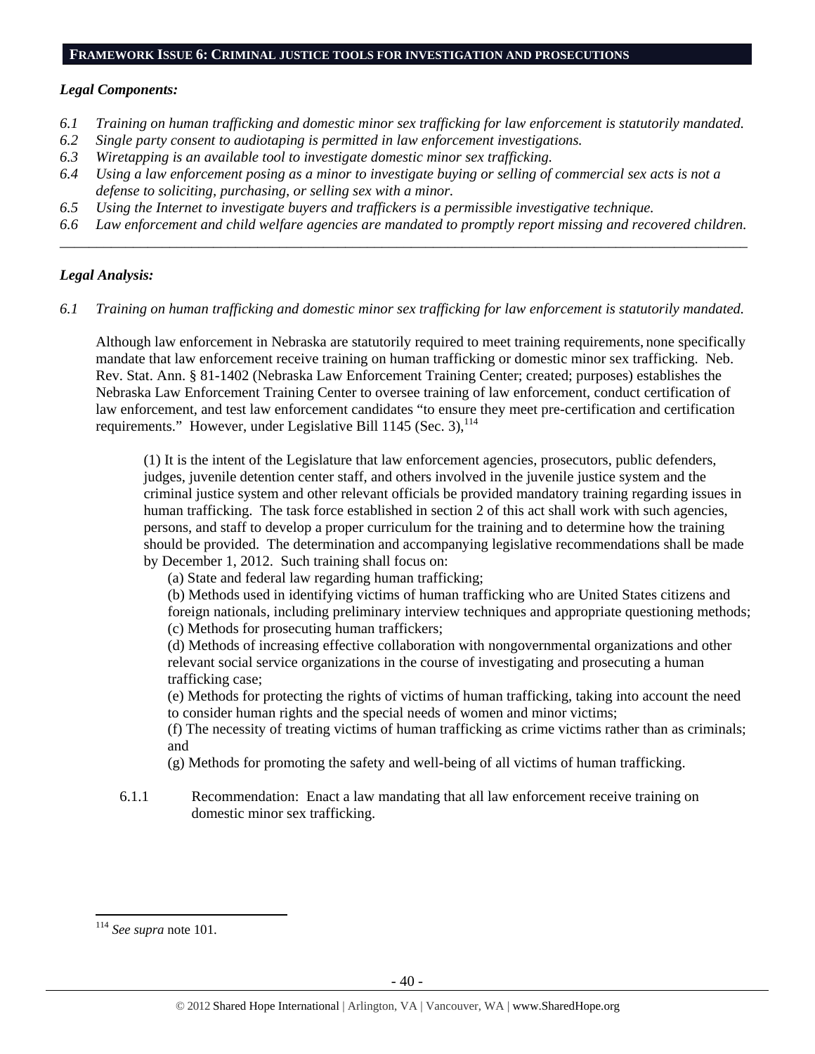## FRAMEWORK ISSUE 6: CRIMINAL JUSTICE TOOLS FOR INVESTIGATION AND PROSECUTIONS

***Legal Components:***

*6.1 Training on human trafficking and domestic minor sex trafficking for law enforcement is statutorily mandated.*
*6.2 Single party consent to audiotaping is permitted in law enforcement investigations.*
*6.3 Wiretapping is an available tool to investigate domestic minor sex trafficking.*
*6.4 Using a law enforcement posing as a minor to investigate buying or selling of commercial sex acts is not a defense to soliciting, purchasing, or selling sex with a minor.*
*6.5 Using the Internet to investigate buyers and traffickers is a permissible investigative technique.*
*6.6 Law enforcement and child welfare agencies are mandated to promptly report missing and recovered children.*

---

***Legal Analysis:***

*6.1 Training on human trafficking and domestic minor sex trafficking for law enforcement is statutorily mandated.*

Although law enforcement in Nebraska are statutorily required to meet training requirements, none specifically mandate that law enforcement receive training on human trafficking or domestic minor sex trafficking. Neb. Rev. Stat. Ann. § 81-1402 (Nebraska Law Enforcement Training Center; created; purposes) establishes the Nebraska Law Enforcement Training Center to oversee training of law enforcement, conduct certification of law enforcement, and test law enforcement candidates "to ensure they meet pre-certification and certification requirements." However, under Legislative Bill 1145 (Sec. 3),[114]

> (1) It is the intent of the Legislature that law enforcement agencies, prosecutors, public defenders, judges, juvenile detention center staff, and others involved in the juvenile justice system and the criminal justice system and other relevant officials be provided mandatory training regarding issues in human trafficking. The task force established in section 2 of this act shall work with such agencies, persons, and staff to develop a proper curriculum for the training and to determine how the training should be provided. The determination and accompanying legislative recommendations shall be made by December 1, 2012. Such training shall focus on:
>
> (a) State and federal law regarding human trafficking;
>
> (b) Methods used in identifying victims of human trafficking who are United States citizens and foreign nationals, including preliminary interview techniques and appropriate questioning methods;
>
> (c) Methods for prosecuting human traffickers;
>
> (d) Methods of increasing effective collaboration with nongovernmental organizations and other relevant social service organizations in the course of investigating and prosecuting a human trafficking case;
>
> (e) Methods for protecting the rights of victims of human trafficking, taking into account the need to consider human rights and the special needs of women and minor victims;
>
> (f) The necessity of treating victims of human trafficking as crime victims rather than as criminals; and
>
> (g) Methods for promoting the safety and well-being of all victims of human trafficking.

6.1.1 Recommendation: Enact a law mandating that all law enforcement receive training on domestic minor sex trafficking.

---

[114] *See supra* note 101.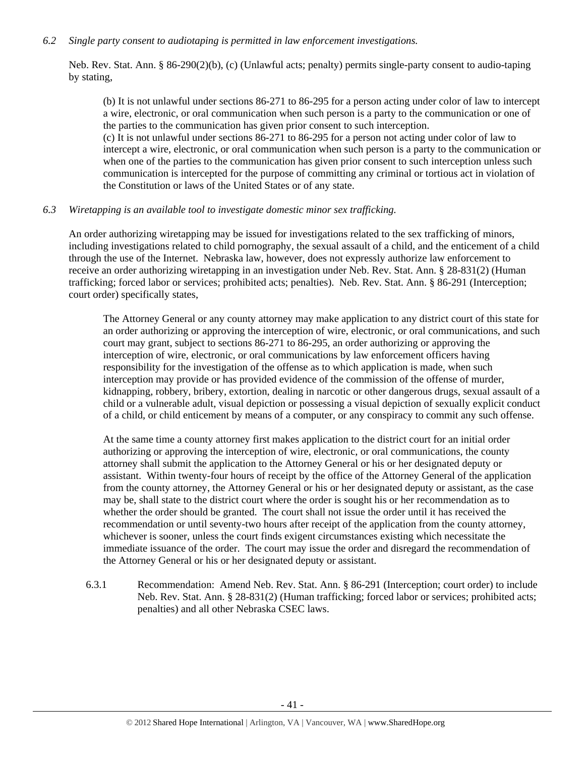*6.2 Single party consent to audiotaping is permitted in law enforcement investigations.*

Neb. Rev. Stat. Ann. § 86-290(2)(b), (c) (Unlawful acts; penalty) permits single-party consent to audio-taping by stating,

> (b) It is not unlawful under sections 86-271 to 86-295 for a person acting under color of law to intercept a wire, electronic, or oral communication when such person is a party to the communication or one of the parties to the communication has given prior consent to such interception.
> (c) It is not unlawful under sections 86-271 to 86-295 for a person not acting under color of law to intercept a wire, electronic, or oral communication when such person is a party to the communication or when one of the parties to the communication has given prior consent to such interception unless such communication is intercepted for the purpose of committing any criminal or tortious act in violation of the Constitution or laws of the United States or of any state.

*6.3 Wiretapping is an available tool to investigate domestic minor sex trafficking.*

An order authorizing wiretapping may be issued for investigations related to the sex trafficking of minors, including investigations related to child pornography, the sexual assault of a child, and the enticement of a child through the use of the Internet. Nebraska law, however, does not expressly authorize law enforcement to receive an order authorizing wiretapping in an investigation under Neb. Rev. Stat. Ann. § 28-831(2) (Human trafficking; forced labor or services; prohibited acts; penalties). Neb. Rev. Stat. Ann. § 86-291 (Interception; court order) specifically states,

> The Attorney General or any county attorney may make application to any district court of this state for an order authorizing or approving the interception of wire, electronic, or oral communications, and such court may grant, subject to sections 86-271 to 86-295, an order authorizing or approving the interception of wire, electronic, or oral communications by law enforcement officers having responsibility for the investigation of the offense as to which application is made, when such interception may provide or has provided evidence of the commission of the offense of murder, kidnapping, robbery, bribery, extortion, dealing in narcotic or other dangerous drugs, sexual assault of a child or a vulnerable adult, visual depiction or possessing a visual depiction of sexually explicit conduct of a child, or child enticement by means of a computer, or any conspiracy to commit any such offense.
>
> At the same time a county attorney first makes application to the district court for an initial order authorizing or approving the interception of wire, electronic, or oral communications, the county attorney shall submit the application to the Attorney General or his or her designated deputy or assistant. Within twenty-four hours of receipt by the office of the Attorney General of the application from the county attorney, the Attorney General or his or her designated deputy or assistant, as the case may be, shall state to the district court where the order is sought his or her recommendation as to whether the order should be granted. The court shall not issue the order until it has received the recommendation or until seventy-two hours after receipt of the application from the county attorney, whichever is sooner, unless the court finds exigent circumstances existing which necessitate the immediate issuance of the order. The court may issue the order and disregard the recommendation of the Attorney General or his or her designated deputy or assistant.

6.3.1 Recommendation: Amend Neb. Rev. Stat. Ann. § 86-291 (Interception; court order) to include Neb. Rev. Stat. Ann. § 28-831(2) (Human trafficking; forced labor or services; prohibited acts; penalties) and all other Nebraska CSEC laws.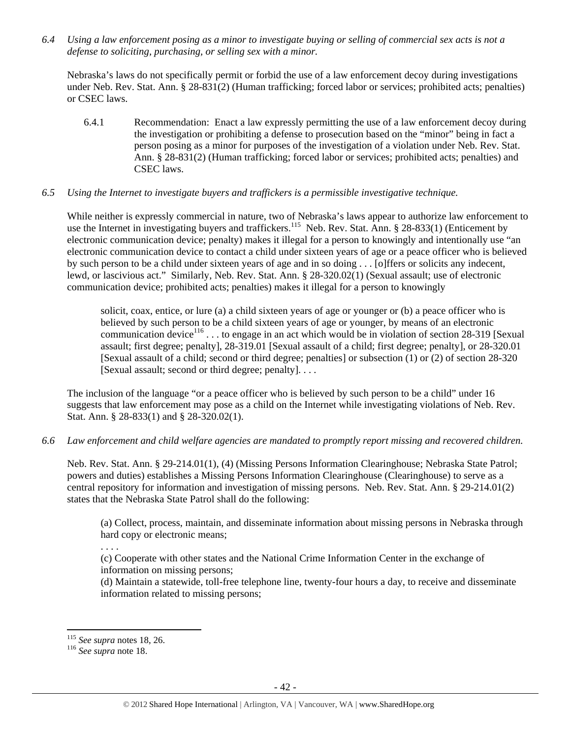*6.4 Using a law enforcement posing as a minor to investigate buying or selling of commercial sex acts is not a defense to soliciting, purchasing, or selling sex with a minor.*

Nebraska's laws do not specifically permit or forbid the use of a law enforcement decoy during investigations under Neb. Rev. Stat. Ann. § 28-831(2) (Human trafficking; forced labor or services; prohibited acts; penalties) or CSEC laws.

6.4.1 Recommendation: Enact a law expressly permitting the use of a law enforcement decoy during the investigation or prohibiting a defense to prosecution based on the "minor" being in fact a person posing as a minor for purposes of the investigation of a violation under Neb. Rev. Stat. Ann. § 28-831(2) (Human trafficking; forced labor or services; prohibited acts; penalties) and CSEC laws.

*6.5 Using the Internet to investigate buyers and traffickers is a permissible investigative technique.*

While neither is expressly commercial in nature, two of Nebraska's laws appear to authorize law enforcement to use the Internet in investigating buyers and traffickers.[115] Neb. Rev. Stat. Ann. § 28-833(1) (Enticement by electronic communication device; penalty) makes it illegal for a person to knowingly and intentionally use "an electronic communication device to contact a child under sixteen years of age or a peace officer who is believed by such person to be a child under sixteen years of age and in so doing . . . [o]ffers or solicits any indecent, lewd, or lascivious act." Similarly, Neb. Rev. Stat. Ann. § 28-320.02(1) (Sexual assault; use of electronic communication device; prohibited acts; penalties) makes it illegal for a person to knowingly

> solicit, coax, entice, or lure (a) a child sixteen years of age or younger or (b) a peace officer who is believed by such person to be a child sixteen years of age or younger, by means of an electronic communication device[116] . . . to engage in an act which would be in violation of section 28-319 [Sexual assault; first degree; penalty], 28-319.01 [Sexual assault of a child; first degree; penalty], or 28-320.01 [Sexual assault of a child; second or third degree; penalties] or subsection (1) or (2) of section 28-320 [Sexual assault; second or third degree; penalty]. . . .

The inclusion of the language "or a peace officer who is believed by such person to be a child" under 16 suggests that law enforcement may pose as a child on the Internet while investigating violations of Neb. Rev. Stat. Ann. § 28-833(1) and § 28-320.02(1).

*6.6 Law enforcement and child welfare agencies are mandated to promptly report missing and recovered children.*

Neb. Rev. Stat. Ann. § 29-214.01(1), (4) (Missing Persons Information Clearinghouse; Nebraska State Patrol; powers and duties) establishes a Missing Persons Information Clearinghouse (Clearinghouse) to serve as a central repository for information and investigation of missing persons. Neb. Rev. Stat. Ann. § 29-214.01(2) states that the Nebraska State Patrol shall do the following:

> (a) Collect, process, maintain, and disseminate information about missing persons in Nebraska through hard copy or electronic means;
>
> . . . .
>
> (c) Cooperate with other states and the National Crime Information Center in the exchange of information on missing persons;
>
> (d) Maintain a statewide, toll-free telephone line, twenty-four hours a day, to receive and disseminate information related to missing persons;

---

[115] *See supra* notes 18, 26.

[116] *See supra* note 18.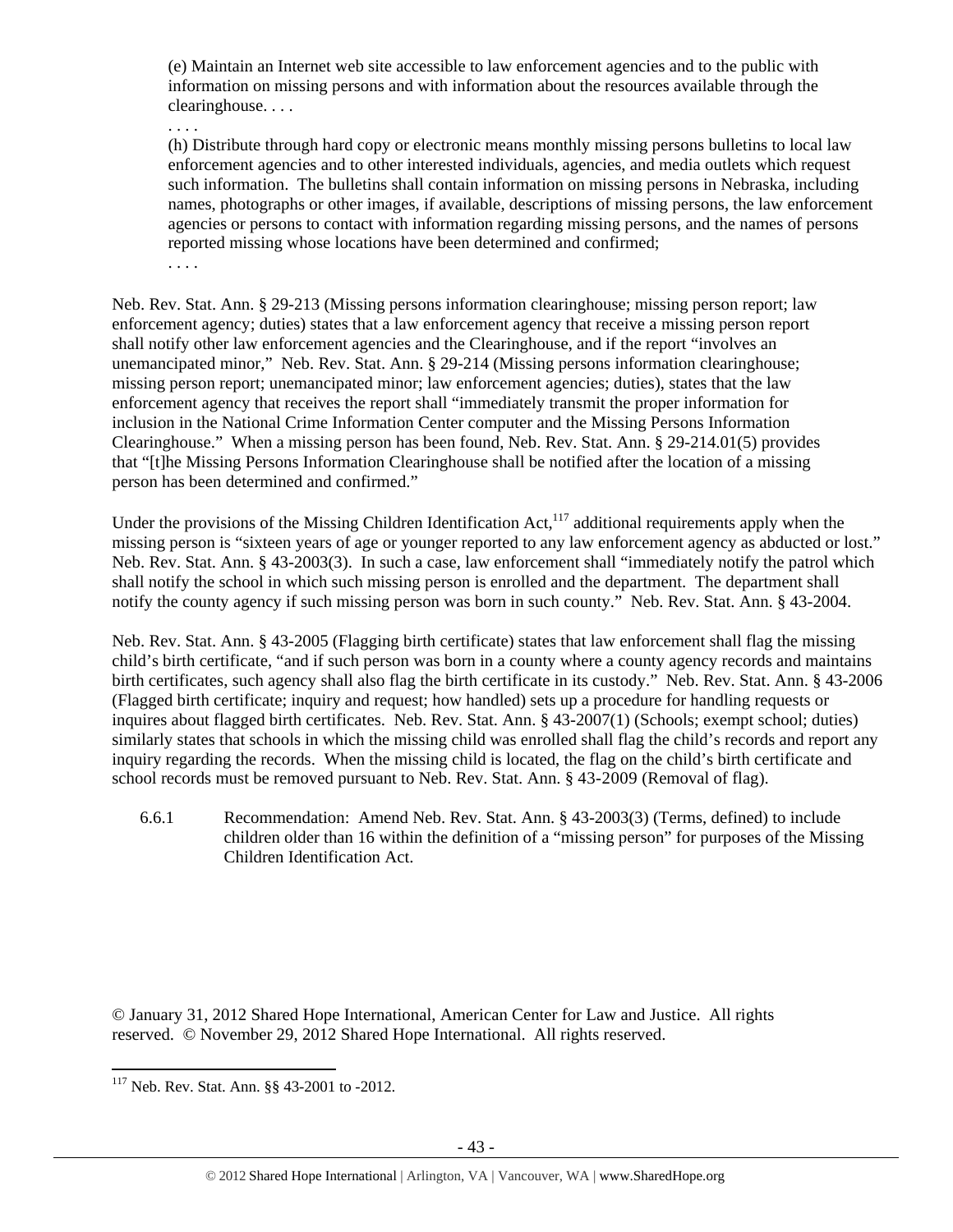(e) Maintain an Internet web site accessible to law enforcement agencies and to the public with information on missing persons and with information about the resources available through the clearinghouse. . . .

. . . .

(h) Distribute through hard copy or electronic means monthly missing persons bulletins to local law enforcement agencies and to other interested individuals, agencies, and media outlets which request such information. The bulletins shall contain information on missing persons in Nebraska, including names, photographs or other images, if available, descriptions of missing persons, the law enforcement agencies or persons to contact with information regarding missing persons, and the names of persons reported missing whose locations have been determined and confirmed;

. . . .

Neb. Rev. Stat. Ann. § 29-213 (Missing persons information clearinghouse; missing person report; law enforcement agency; duties) states that a law enforcement agency that receive a missing person report shall notify other law enforcement agencies and the Clearinghouse, and if the report "involves an unemancipated minor," Neb. Rev. Stat. Ann. § 29-214 (Missing persons information clearinghouse; missing person report; unemancipated minor; law enforcement agencies; duties), states that the law enforcement agency that receives the report shall "immediately transmit the proper information for inclusion in the National Crime Information Center computer and the Missing Persons Information Clearinghouse." When a missing person has been found, Neb. Rev. Stat. Ann. § 29-214.01(5) provides that "[t]he Missing Persons Information Clearinghouse shall be notified after the location of a missing person has been determined and confirmed."

Under the provisions of the Missing Children Identification Act,[117] additional requirements apply when the missing person is "sixteen years of age or younger reported to any law enforcement agency as abducted or lost." Neb. Rev. Stat. Ann. § 43-2003(3). In such a case, law enforcement shall "immediately notify the patrol which shall notify the school in which such missing person is enrolled and the department. The department shall notify the county agency if such missing person was born in such county." Neb. Rev. Stat. Ann. § 43-2004.

Neb. Rev. Stat. Ann. § 43-2005 (Flagging birth certificate) states that law enforcement shall flag the missing child's birth certificate, "and if such person was born in a county where a county agency records and maintains birth certificates, such agency shall also flag the birth certificate in its custody." Neb. Rev. Stat. Ann. § 43-2006 (Flagged birth certificate; inquiry and request; how handled) sets up a procedure for handling requests or inquires about flagged birth certificates. Neb. Rev. Stat. Ann. § 43-2007(1) (Schools; exempt school; duties) similarly states that schools in which the missing child was enrolled shall flag the child's records and report any inquiry regarding the records. When the missing child is located, the flag on the child's birth certificate and school records must be removed pursuant to Neb. Rev. Stat. Ann. § 43-2009 (Removal of flag).

6.6.1 Recommendation: Amend Neb. Rev. Stat. Ann. § 43-2003(3) (Terms, defined) to include children older than 16 within the definition of a "missing person" for purposes of the Missing Children Identification Act.

© January 31, 2012 Shared Hope International, American Center for Law and Justice. All rights reserved. © November 29, 2012 Shared Hope International. All rights reserved.

[117] Neb. Rev. Stat. Ann. §§ 43-2001 to -2012.